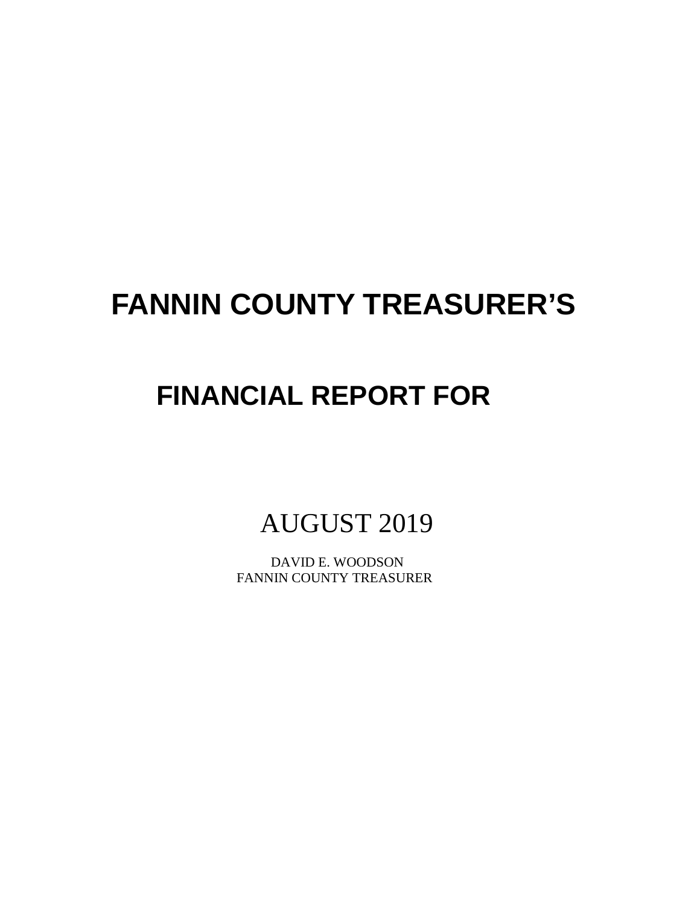# FANNIN COUNTY TREASURER'S

## FINANCIAL REPORT FOR

AUGUST 2019

DAVID E. WOODSON
FANNIN COUNTY TREASURER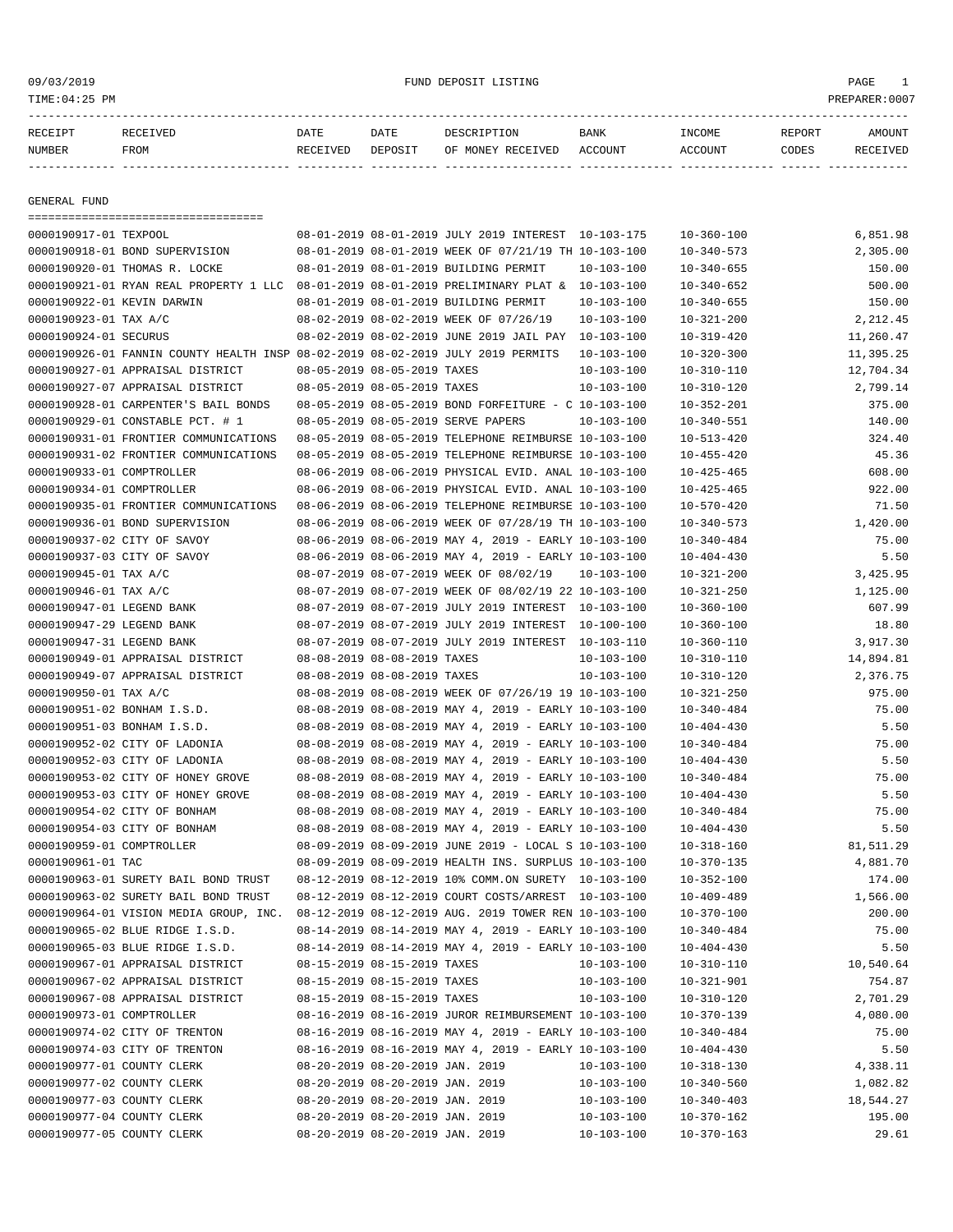09/03/2019 FUND DEPOSIT LISTING

TIME:04:25 PM PREPARER:0007

| RECEIPT NUMBER | RECEIVED FROM | DATE RECEIVED | DATE DEPOSIT | DESCRIPTION OF MONEY RECEIVED | BANK ACCOUNT | INCOME ACCOUNT | REPORT CODES | AMOUNT RECEIVED |
|---|---|---|---|---|---|---|---|---|

## GENERAL FUND

| RECEIPT NUMBER | RECEIVED FROM | DATE RECEIVED | DATE DEPOSIT | DESCRIPTION OF MONEY RECEIVED | BANK ACCOUNT | INCOME ACCOUNT | REPORT CODES | AMOUNT RECEIVED |
|---|---|---|---|---|---|---|---|---|
| 0000190917-01 | TEXPOOL | 08-01-2019 | 08-01-2019 | JULY 2019 INTEREST | 10-103-175 | 10-360-100 | | 6,851.98 |
| 0000190918-01 | BOND SUPERVISION | 08-01-2019 | 08-01-2019 | WEEK OF 07/21/19 TH | 10-103-100 | 10-340-573 | | 2,305.00 |
| 0000190920-01 | THOMAS R. LOCKE | 08-01-2019 | 08-01-2019 | BUILDING PERMIT | 10-103-100 | 10-340-655 | | 150.00 |
| 0000190921-01 | RYAN REAL PROPERTY 1 LLC | 08-01-2019 | 08-01-2019 | PRELIMINARY PLAT & | 10-103-100 | 10-340-652 | | 500.00 |
| 0000190922-01 | KEVIN DARWIN | 08-01-2019 | 08-01-2019 | BUILDING PERMIT | 10-103-100 | 10-340-655 | | 150.00 |
| 0000190923-01 | TAX A/C | 08-02-2019 | 08-02-2019 | WEEK OF 07/26/19 | 10-103-100 | 10-321-200 | | 2,212.45 |
| 0000190924-01 | SECURUS | 08-02-2019 | 08-02-2019 | JUNE 2019 JAIL PAY | 10-103-100 | 10-319-420 | | 11,260.47 |
| 0000190926-01 | FANNIN COUNTY HEALTH INSP | 08-02-2019 | 08-02-2019 | JULY 2019 PERMITS | 10-103-100 | 10-320-300 | | 11,395.25 |
| 0000190927-01 | APPRAISAL DISTRICT | 08-05-2019 | 08-05-2019 | TAXES | 10-103-100 | 10-310-110 | | 12,704.34 |
| 0000190927-07 | APPRAISAL DISTRICT | 08-05-2019 | 08-05-2019 | TAXES | 10-103-100 | 10-310-120 | | 2,799.14 |
| 0000190928-01 | CARPENTER'S BAIL BONDS | 08-05-2019 | 08-05-2019 | BOND FORFEITURE - C | 10-103-100 | 10-352-201 | | 375.00 |
| 0000190929-01 | CONSTABLE PCT. # 1 | 08-05-2019 | 08-05-2019 | SERVE PAPERS | 10-103-100 | 10-340-551 | | 140.00 |
| 0000190931-01 | FRONTIER COMMUNICATIONS | 08-05-2019 | 08-05-2019 | TELEPHONE REIMBURSE | 10-103-100 | 10-513-420 | | 324.40 |
| 0000190931-02 | FRONTIER COMMUNICATIONS | 08-05-2019 | 08-05-2019 | TELEPHONE REIMBURSE | 10-103-100 | 10-455-420 | | 45.36 |
| 0000190933-01 | COMPTROLLER | 08-06-2019 | 08-06-2019 | PHYSICAL EVID. ANAL | 10-103-100 | 10-425-465 | | 608.00 |
| 0000190934-01 | COMPTROLLER | 08-06-2019 | 08-06-2019 | PHYSICAL EVID. ANAL | 10-103-100 | 10-425-465 | | 922.00 |
| 0000190935-01 | FRONTIER COMMUNICATIONS | 08-06-2019 | 08-06-2019 | TELEPHONE REIMBURSE | 10-103-100 | 10-570-420 | | 71.50 |
| 0000190936-01 | BOND SUPERVISION | 08-06-2019 | 08-06-2019 | WEEK OF 07/28/19 TH | 10-103-100 | 10-340-573 | | 1,420.00 |
| 0000190937-02 | CITY OF SAVOY | 08-06-2019 | 08-06-2019 | MAY 4, 2019 - EARLY | 10-103-100 | 10-340-484 | | 75.00 |
| 0000190937-03 | CITY OF SAVOY | 08-06-2019 | 08-06-2019 | MAY 4, 2019 - EARLY | 10-103-100 | 10-404-430 | | 5.50 |
| 0000190945-01 | TAX A/C | 08-07-2019 | 08-07-2019 | WEEK OF 08/02/19 | 10-103-100 | 10-321-200 | | 3,425.95 |
| 0000190946-01 | TAX A/C | 08-07-2019 | 08-07-2019 | WEEK OF 08/02/19 22 | 10-103-100 | 10-321-250 | | 1,125.00 |
| 0000190947-01 | LEGEND BANK | 08-07-2019 | 08-07-2019 | JULY 2019 INTEREST | 10-103-100 | 10-360-100 | | 607.99 |
| 0000190947-29 | LEGEND BANK | 08-07-2019 | 08-07-2019 | JULY 2019 INTEREST | 10-100-100 | 10-360-100 | | 18.80 |
| 0000190947-31 | LEGEND BANK | 08-07-2019 | 08-07-2019 | JULY 2019 INTEREST | 10-103-110 | 10-360-110 | | 3,917.30 |
| 0000190949-01 | APPRAISAL DISTRICT | 08-08-2019 | 08-08-2019 | TAXES | 10-103-100 | 10-310-110 | | 14,894.81 |
| 0000190949-07 | APPRAISAL DISTRICT | 08-08-2019 | 08-08-2019 | TAXES | 10-103-100 | 10-310-120 | | 2,376.75 |
| 0000190950-01 | TAX A/C | 08-08-2019 | 08-08-2019 | WEEK OF 07/26/19 19 | 10-103-100 | 10-321-250 | | 975.00 |
| 0000190951-02 | BONHAM I.S.D. | 08-08-2019 | 08-08-2019 | MAY 4, 2019 - EARLY | 10-103-100 | 10-340-484 | | 75.00 |
| 0000190951-03 | BONHAM I.S.D. | 08-08-2019 | 08-08-2019 | MAY 4, 2019 - EARLY | 10-103-100 | 10-404-430 | | 5.50 |
| 0000190952-02 | CITY OF LADONIA | 08-08-2019 | 08-08-2019 | MAY 4, 2019 - EARLY | 10-103-100 | 10-340-484 | | 75.00 |
| 0000190952-03 | CITY OF LADONIA | 08-08-2019 | 08-08-2019 | MAY 4, 2019 - EARLY | 10-103-100 | 10-404-430 | | 5.50 |
| 0000190953-02 | CITY OF HONEY GROVE | 08-08-2019 | 08-08-2019 | MAY 4, 2019 - EARLY | 10-103-100 | 10-340-484 | | 75.00 |
| 0000190953-03 | CITY OF HONEY GROVE | 08-08-2019 | 08-08-2019 | MAY 4, 2019 - EARLY | 10-103-100 | 10-404-430 | | 5.50 |
| 0000190954-02 | CITY OF BONHAM | 08-08-2019 | 08-08-2019 | MAY 4, 2019 - EARLY | 10-103-100 | 10-340-484 | | 75.00 |
| 0000190954-03 | CITY OF BONHAM | 08-08-2019 | 08-08-2019 | MAY 4, 2019 - EARLY | 10-103-100 | 10-404-430 | | 5.50 |
| 0000190959-01 | COMPTROLLER | 08-09-2019 | 08-09-2019 | JUNE 2019 - LOCAL S | 10-103-100 | 10-318-160 | | 81,511.29 |
| 0000190961-01 | TAC | 08-09-2019 | 08-09-2019 | HEALTH INS. SURPLUS | 10-103-100 | 10-370-135 | | 4,881.70 |
| 0000190963-01 | SURETY BAIL BOND TRUST | 08-12-2019 | 08-12-2019 | 10% COMM.ON SURETY | 10-103-100 | 10-352-100 | | 174.00 |
| 0000190963-02 | SURETY BAIL BOND TRUST | 08-12-2019 | 08-12-2019 | COURT COSTS/ARREST | 10-103-100 | 10-409-489 | | 1,566.00 |
| 0000190964-01 | VISION MEDIA GROUP, INC. | 08-12-2019 | 08-12-2019 | AUG. 2019 TOWER REN | 10-103-100 | 10-370-100 | | 200.00 |
| 0000190965-02 | BLUE RIDGE I.S.D. | 08-14-2019 | 08-14-2019 | MAY 4, 2019 - EARLY | 10-103-100 | 10-340-484 | | 75.00 |
| 0000190965-03 | BLUE RIDGE I.S.D. | 08-14-2019 | 08-14-2019 | MAY 4, 2019 - EARLY | 10-103-100 | 10-404-430 | | 5.50 |
| 0000190967-01 | APPRAISAL DISTRICT | 08-15-2019 | 08-15-2019 | TAXES | 10-103-100 | 10-310-110 | | 10,540.64 |
| 0000190967-02 | APPRAISAL DISTRICT | 08-15-2019 | 08-15-2019 | TAXES | 10-103-100 | 10-321-901 | | 754.87 |
| 0000190967-08 | APPRAISAL DISTRICT | 08-15-2019 | 08-15-2019 | TAXES | 10-103-100 | 10-310-120 | | 2,701.29 |
| 0000190973-01 | COMPTROLLER | 08-16-2019 | 08-16-2019 | JUROR REIMBURSEMENT | 10-103-100 | 10-370-139 | | 4,080.00 |
| 0000190974-02 | CITY OF TRENTON | 08-16-2019 | 08-16-2019 | MAY 4, 2019 - EARLY | 10-103-100 | 10-340-484 | | 75.00 |
| 0000190974-03 | CITY OF TRENTON | 08-16-2019 | 08-16-2019 | MAY 4, 2019 - EARLY | 10-103-100 | 10-404-430 | | 5.50 |
| 0000190977-01 | COUNTY CLERK | 08-20-2019 | 08-20-2019 | JAN. 2019 | 10-103-100 | 10-318-130 | | 4,338.11 |
| 0000190977-02 | COUNTY CLERK | 08-20-2019 | 08-20-2019 | JAN. 2019 | 10-103-100 | 10-340-560 | | 1,082.82 |
| 0000190977-03 | COUNTY CLERK | 08-20-2019 | 08-20-2019 | JAN. 2019 | 10-103-100 | 10-340-403 | | 18,544.27 |
| 0000190977-04 | COUNTY CLERK | 08-20-2019 | 08-20-2019 | JAN. 2019 | 10-103-100 | 10-370-162 | | 195.00 |
| 0000190977-05 | COUNTY CLERK | 08-20-2019 | 08-20-2019 | JAN. 2019 | 10-103-100 | 10-370-163 | | 29.61 |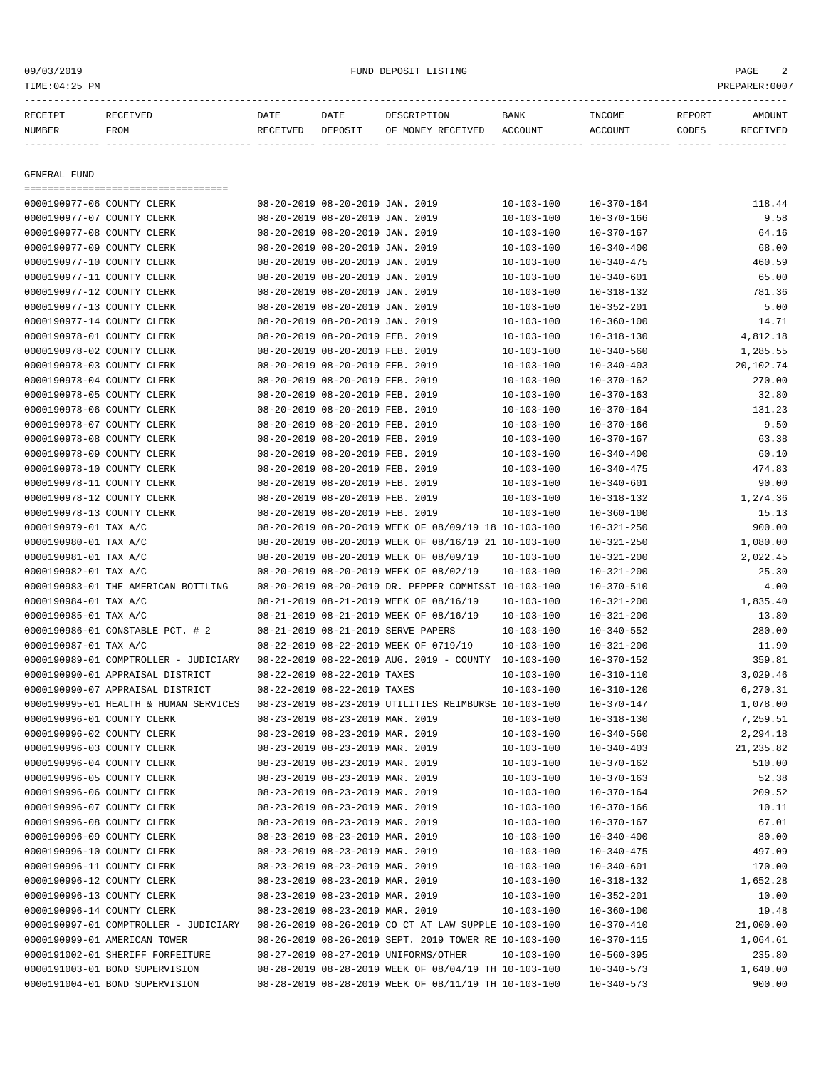# FUND DEPOSIT LISTING

09/03/2019
TIME:04:25 PM
PREPARER:0007

## GENERAL FUND

| RECEIPT NUMBER | RECEIVED FROM | DATE RECEIVED | DATE DEPOSIT | DESCRIPTION OF MONEY RECEIVED | BANK ACCOUNT | INCOME ACCOUNT | REPORT CODES | AMOUNT RECEIVED |
|---|---|---|---|---|---|---|---|---|
| 0000190977-06 | COUNTY CLERK | 08-20-2019 | 08-20-2019 | JAN. 2019 | 10-103-100 | 10-370-164 | | 118.44 |
| 0000190977-07 | COUNTY CLERK | 08-20-2019 | 08-20-2019 | JAN. 2019 | 10-103-100 | 10-370-166 | | 9.58 |
| 0000190977-08 | COUNTY CLERK | 08-20-2019 | 08-20-2019 | JAN. 2019 | 10-103-100 | 10-370-167 | | 64.16 |
| 0000190977-09 | COUNTY CLERK | 08-20-2019 | 08-20-2019 | JAN. 2019 | 10-103-100 | 10-340-400 | | 68.00 |
| 0000190977-10 | COUNTY CLERK | 08-20-2019 | 08-20-2019 | JAN. 2019 | 10-103-100 | 10-340-475 | | 460.59 |
| 0000190977-11 | COUNTY CLERK | 08-20-2019 | 08-20-2019 | JAN. 2019 | 10-103-100 | 10-340-601 | | 65.00 |
| 0000190977-12 | COUNTY CLERK | 08-20-2019 | 08-20-2019 | JAN. 2019 | 10-103-100 | 10-318-132 | | 781.36 |
| 0000190977-13 | COUNTY CLERK | 08-20-2019 | 08-20-2019 | JAN. 2019 | 10-103-100 | 10-352-201 | | 5.00 |
| 0000190977-14 | COUNTY CLERK | 08-20-2019 | 08-20-2019 | JAN. 2019 | 10-103-100 | 10-360-100 | | 14.71 |
| 0000190978-01 | COUNTY CLERK | 08-20-2019 | 08-20-2019 | FEB. 2019 | 10-103-100 | 10-318-130 | | 4,812.18 |
| 0000190978-02 | COUNTY CLERK | 08-20-2019 | 08-20-2019 | FEB. 2019 | 10-103-100 | 10-340-560 | | 1,285.55 |
| 0000190978-03 | COUNTY CLERK | 08-20-2019 | 08-20-2019 | FEB. 2019 | 10-103-100 | 10-340-403 | | 20,102.74 |
| 0000190978-04 | COUNTY CLERK | 08-20-2019 | 08-20-2019 | FEB. 2019 | 10-103-100 | 10-370-162 | | 270.00 |
| 0000190978-05 | COUNTY CLERK | 08-20-2019 | 08-20-2019 | FEB. 2019 | 10-103-100 | 10-370-163 | | 32.80 |
| 0000190978-06 | COUNTY CLERK | 08-20-2019 | 08-20-2019 | FEB. 2019 | 10-103-100 | 10-370-164 | | 131.23 |
| 0000190978-07 | COUNTY CLERK | 08-20-2019 | 08-20-2019 | FEB. 2019 | 10-103-100 | 10-370-166 | | 9.50 |
| 0000190978-08 | COUNTY CLERK | 08-20-2019 | 08-20-2019 | FEB. 2019 | 10-103-100 | 10-370-167 | | 63.38 |
| 0000190978-09 | COUNTY CLERK | 08-20-2019 | 08-20-2019 | FEB. 2019 | 10-103-100 | 10-340-400 | | 60.10 |
| 0000190978-10 | COUNTY CLERK | 08-20-2019 | 08-20-2019 | FEB. 2019 | 10-103-100 | 10-340-475 | | 474.83 |
| 0000190978-11 | COUNTY CLERK | 08-20-2019 | 08-20-2019 | FEB. 2019 | 10-103-100 | 10-340-601 | | 90.00 |
| 0000190978-12 | COUNTY CLERK | 08-20-2019 | 08-20-2019 | FEB. 2019 | 10-103-100 | 10-318-132 | | 1,274.36 |
| 0000190978-13 | COUNTY CLERK | 08-20-2019 | 08-20-2019 | FEB. 2019 | 10-103-100 | 10-360-100 | | 15.13 |
| 0000190979-01 | TAX A/C | 08-20-2019 | 08-20-2019 | WEEK OF 08/09/19 18 | 10-103-100 | 10-321-250 | | 900.00 |
| 0000190980-01 | TAX A/C | 08-20-2019 | 08-20-2019 | WEEK OF 08/16/19 21 | 10-103-100 | 10-321-250 | | 1,080.00 |
| 0000190981-01 | TAX A/C | 08-20-2019 | 08-20-2019 | WEEK OF 08/09/19 | 10-103-100 | 10-321-200 | | 2,022.45 |
| 0000190982-01 | TAX A/C | 08-20-2019 | 08-20-2019 | WEEK OF 08/02/19 | 10-103-100 | 10-321-200 | | 25.30 |
| 0000190983-01 | THE AMERICAN BOTTLING | 08-20-2019 | 08-20-2019 | DR. PEPPER COMMISSI | 10-103-100 | 10-370-510 | | 4.00 |
| 0000190984-01 | TAX A/C | 08-21-2019 | 08-21-2019 | WEEK OF 08/16/19 | 10-103-100 | 10-321-200 | | 1,835.40 |
| 0000190985-01 | TAX A/C | 08-21-2019 | 08-21-2019 | WEEK OF 08/16/19 | 10-103-100 | 10-321-200 | | 13.80 |
| 0000190986-01 | CONSTABLE PCT. # 2 | 08-21-2019 | 08-21-2019 | SERVE PAPERS | 10-103-100 | 10-340-552 | | 280.00 |
| 0000190987-01 | TAX A/C | 08-22-2019 | 08-22-2019 | WEEK OF 0719/19 | 10-103-100 | 10-321-200 | | 11.90 |
| 0000190989-01 | COMPTROLLER - JUDICIARY | 08-22-2019 | 08-22-2019 | AUG. 2019 - COUNTY | 10-103-100 | 10-370-152 | | 359.81 |
| 0000190990-01 | APPRAISAL DISTRICT | 08-22-2019 | 08-22-2019 | TAXES | 10-103-100 | 10-310-110 | | 3,029.46 |
| 0000190990-07 | APPRAISAL DISTRICT | 08-22-2019 | 08-22-2019 | TAXES | 10-103-100 | 10-310-120 | | 6,270.31 |
| 0000190995-01 | HEALTH & HUMAN SERVICES | 08-23-2019 | 08-23-2019 | UTILITIES REIMBURSE | 10-103-100 | 10-370-147 | | 1,078.00 |
| 0000190996-01 | COUNTY CLERK | 08-23-2019 | 08-23-2019 | MAR. 2019 | 10-103-100 | 10-318-130 | | 7,259.51 |
| 0000190996-02 | COUNTY CLERK | 08-23-2019 | 08-23-2019 | MAR. 2019 | 10-103-100 | 10-340-560 | | 2,294.18 |
| 0000190996-03 | COUNTY CLERK | 08-23-2019 | 08-23-2019 | MAR. 2019 | 10-103-100 | 10-340-403 | | 21,235.82 |
| 0000190996-04 | COUNTY CLERK | 08-23-2019 | 08-23-2019 | MAR. 2019 | 10-103-100 | 10-370-162 | | 510.00 |
| 0000190996-05 | COUNTY CLERK | 08-23-2019 | 08-23-2019 | MAR. 2019 | 10-103-100 | 10-370-163 | | 52.38 |
| 0000190996-06 | COUNTY CLERK | 08-23-2019 | 08-23-2019 | MAR. 2019 | 10-103-100 | 10-370-164 | | 209.52 |
| 0000190996-07 | COUNTY CLERK | 08-23-2019 | 08-23-2019 | MAR. 2019 | 10-103-100 | 10-370-166 | | 10.11 |
| 0000190996-08 | COUNTY CLERK | 08-23-2019 | 08-23-2019 | MAR. 2019 | 10-103-100 | 10-370-167 | | 67.01 |
| 0000190996-09 | COUNTY CLERK | 08-23-2019 | 08-23-2019 | MAR. 2019 | 10-103-100 | 10-340-400 | | 80.00 |
| 0000190996-10 | COUNTY CLERK | 08-23-2019 | 08-23-2019 | MAR. 2019 | 10-103-100 | 10-340-475 | | 497.09 |
| 0000190996-11 | COUNTY CLERK | 08-23-2019 | 08-23-2019 | MAR. 2019 | 10-103-100 | 10-340-601 | | 170.00 |
| 0000190996-12 | COUNTY CLERK | 08-23-2019 | 08-23-2019 | MAR. 2019 | 10-103-100 | 10-318-132 | | 1,652.28 |
| 0000190996-13 | COUNTY CLERK | 08-23-2019 | 08-23-2019 | MAR. 2019 | 10-103-100 | 10-352-201 | | 10.00 |
| 0000190996-14 | COUNTY CLERK | 08-23-2019 | 08-23-2019 | MAR. 2019 | 10-103-100 | 10-360-100 | | 19.48 |
| 0000190997-01 | COMPTROLLER - JUDICIARY | 08-26-2019 | 08-26-2019 | CO CT AT LAW SUPPLE | 10-103-100 | 10-370-410 | | 21,000.00 |
| 0000190999-01 | AMERICAN TOWER | 08-26-2019 | 08-26-2019 | SEPT. 2019 TOWER RE | 10-103-100 | 10-370-115 | | 1,064.61 |
| 0000191002-01 | SHERIFF FORFEITURE | 08-27-2019 | 08-27-2019 | UNIFORMS/OTHER | 10-103-100 | 10-560-395 | | 235.80 |
| 0000191003-01 | BOND SUPERVISION | 08-28-2019 | 08-28-2019 | WEEK OF 08/04/19 TH | 10-103-100 | 10-340-573 | | 1,640.00 |
| 0000191004-01 | BOND SUPERVISION | 08-28-2019 | 08-28-2019 | WEEK OF 08/11/19 TH | 10-103-100 | 10-340-573 | | 900.00 |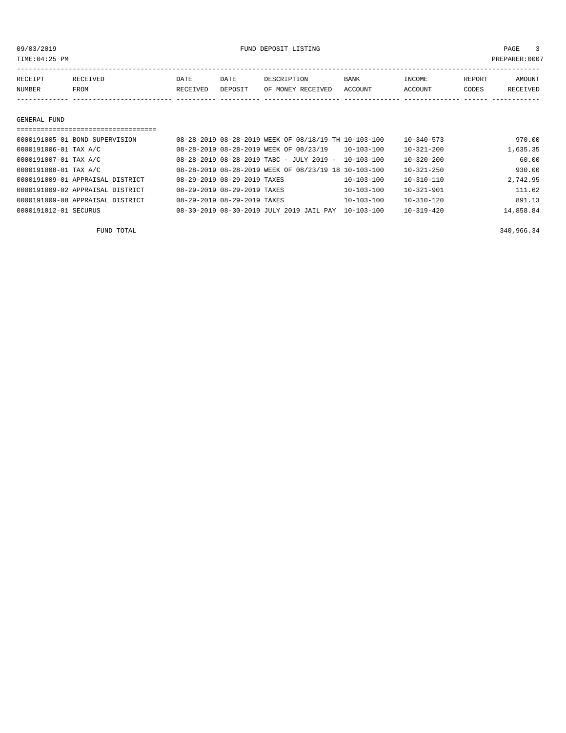# FUND DEPOSIT LISTING

09/03/2019
TIME:04:25 PM
PREPARER:0007

| RECEIPT NUMBER | RECEIVED FROM | DATE RECEIVED | DATE DEPOSIT | DESCRIPTION OF MONEY RECEIVED | BANK ACCOUNT | INCOME ACCOUNT | REPORT CODES | AMOUNT RECEIVED |
|---|---|---|---|---|---|---|---|---|
| **GENERAL FUND** | | | | | | | | |
| 0000191005-01 | BOND SUPERVISION | 08-28-2019 | 08-28-2019 | WEEK OF 08/18/19 TH | 10-103-100 | 10-340-573 | | 970.00 |
| 0000191006-01 | TAX A/C | 08-28-2019 | 08-28-2019 | WEEK OF 08/23/19 | 10-103-100 | 10-321-200 | | 1,635.35 |
| 0000191007-01 | TAX A/C | 08-28-2019 | 08-28-2019 | TABC - JULY 2019 - | 10-103-100 | 10-320-200 | | 60.00 |
| 0000191008-01 | TAX A/C | 08-28-2019 | 08-28-2019 | WEEK OF 08/23/19 18 | 10-103-100 | 10-321-250 | | 930.00 |
| 0000191009-01 | APPRAISAL DISTRICT | 08-29-2019 | 08-29-2019 | TAXES | 10-103-100 | 10-310-110 | | 2,742.95 |
| 0000191009-02 | APPRAISAL DISTRICT | 08-29-2019 | 08-29-2019 | TAXES | 10-103-100 | 10-321-901 | | 111.62 |
| 0000191009-08 | APPRAISAL DISTRICT | 08-29-2019 | 08-29-2019 | TAXES | 10-103-100 | 10-310-120 | | 891.13 |
| 0000191012-01 | SECURUS | 08-30-2019 | 08-30-2019 | JULY 2019 JAIL PAY | 10-103-100 | 10-319-420 | | 14,858.84 |
| | FUND TOTAL | | | | | | | 340,966.34 |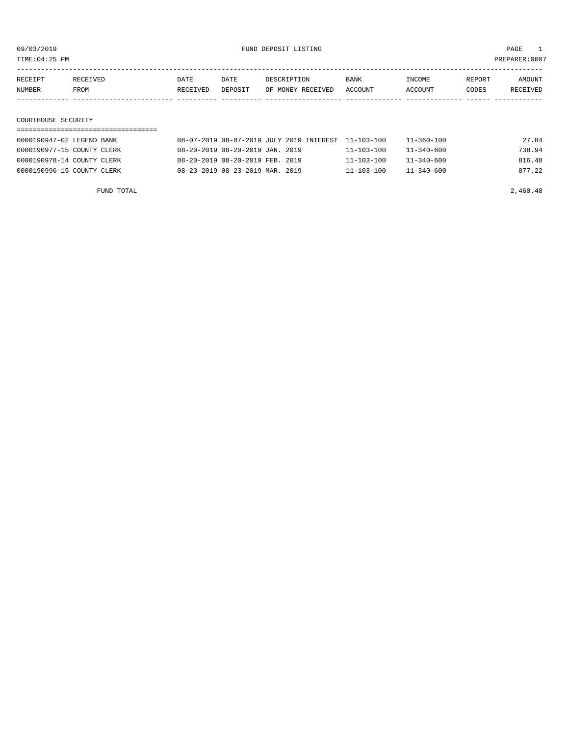09/03/2019 FUND DEPOSIT LISTING

TIME:04:25 PM PREPARER:0007

| RECEIPT NUMBER | RECEIVED FROM | DATE RECEIVED | DATE DEPOSIT | DESCRIPTION OF MONEY RECEIVED | BANK ACCOUNT | INCOME ACCOUNT | REPORT CODES | AMOUNT RECEIVED |
|---|---|---|---|---|---|---|---|---|

## COURTHOUSE SECURITY

| RECEIPT NUMBER | RECEIVED FROM | DATE RECEIVED | DATE DEPOSIT | DESCRIPTION OF MONEY RECEIVED | BANK ACCOUNT | INCOME ACCOUNT | REPORT CODES | AMOUNT RECEIVED |
|---|---|---|---|---|---|---|---|---|
| 0000190947-02 | LEGEND BANK | 08-07-2019 | 08-07-2019 | JULY 2019 INTEREST | 11-103-100 | 11-360-100 | | 27.84 |
| 0000190977-15 | COUNTY CLERK | 08-20-2019 | 08-20-2019 | JAN. 2019 | 11-103-100 | 11-340-600 | | 738.94 |
| 0000190978-14 | COUNTY CLERK | 08-20-2019 | 08-20-2019 | FEB. 2019 | 11-103-100 | 11-340-600 | | 816.48 |
| 0000190996-15 | COUNTY CLERK | 08-23-2019 | 08-23-2019 | MAR. 2019 | 11-103-100 | 11-340-600 | | 877.22 |
| | FUND TOTAL | | | | | | | 2,460.48 |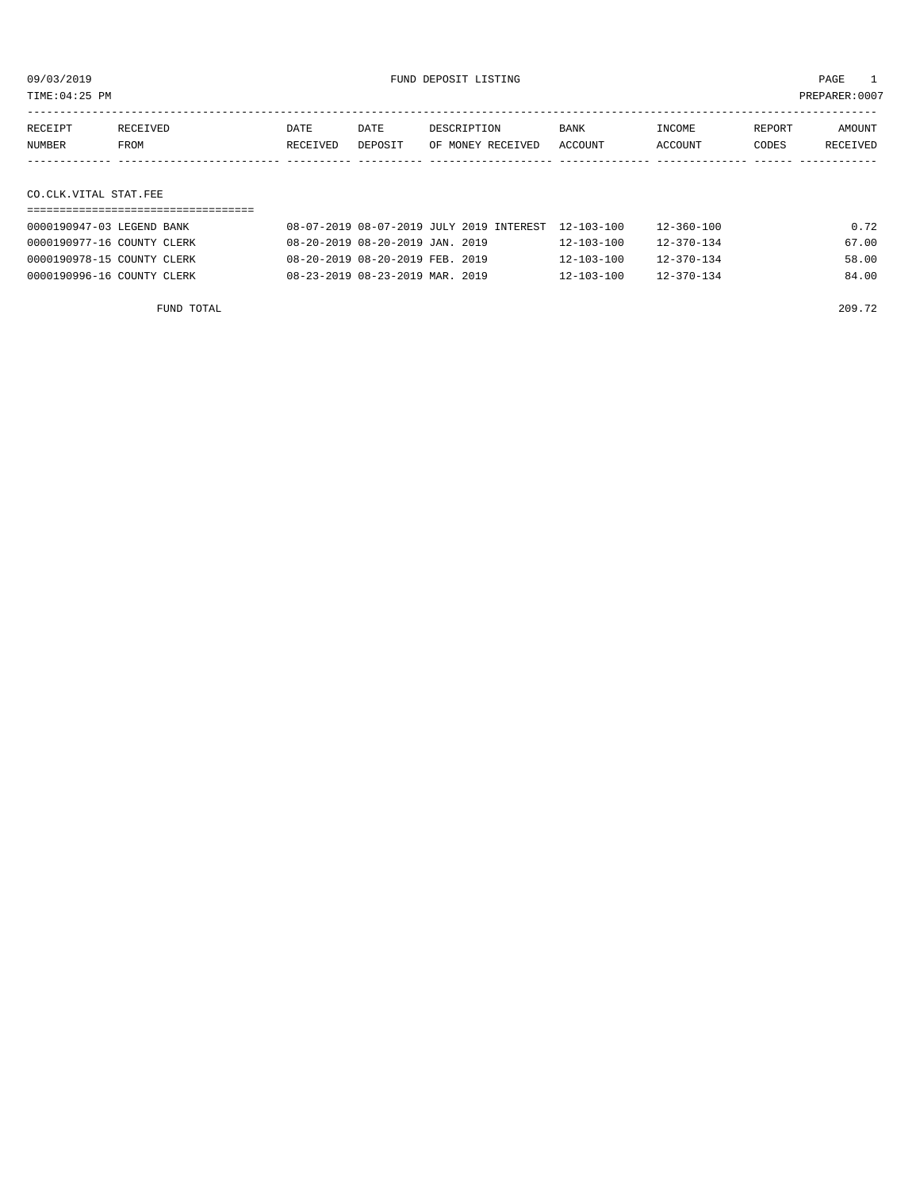09/03/2019 FUND DEPOSIT LISTING

TIME:04:25 PM PREPARER:0007

| RECEIPT NUMBER | RECEIVED FROM | DATE RECEIVED | DATE DEPOSIT | DESCRIPTION OF MONEY RECEIVED | BANK ACCOUNT | INCOME ACCOUNT | REPORT CODES | AMOUNT RECEIVED |
|---|---|---|---|---|---|---|---|---|

## CO.CLK.VITAL STAT.FEE

| RECEIPT NUMBER | RECEIVED FROM | DATE RECEIVED | DATE DEPOSIT | DESCRIPTION OF MONEY RECEIVED | BANK ACCOUNT | INCOME ACCOUNT | REPORT CODES | AMOUNT RECEIVED |
|---|---|---|---|---|---|---|---|---|
| 0000190947-03 | LEGEND BANK | 08-07-2019 | 08-07-2019 | JULY 2019 INTEREST | 12-103-100 | 12-360-100 | | 0.72 |
| 0000190977-16 | COUNTY CLERK | 08-20-2019 | 08-20-2019 | JAN. 2019 | 12-103-100 | 12-370-134 | | 67.00 |
| 0000190978-15 | COUNTY CLERK | 08-20-2019 | 08-20-2019 | FEB. 2019 | 12-103-100 | 12-370-134 | | 58.00 |
| 0000190996-16 | COUNTY CLERK | 08-23-2019 | 08-23-2019 | MAR. 2019 | 12-103-100 | 12-370-134 | | 84.00 |

FUND TOTAL 209.72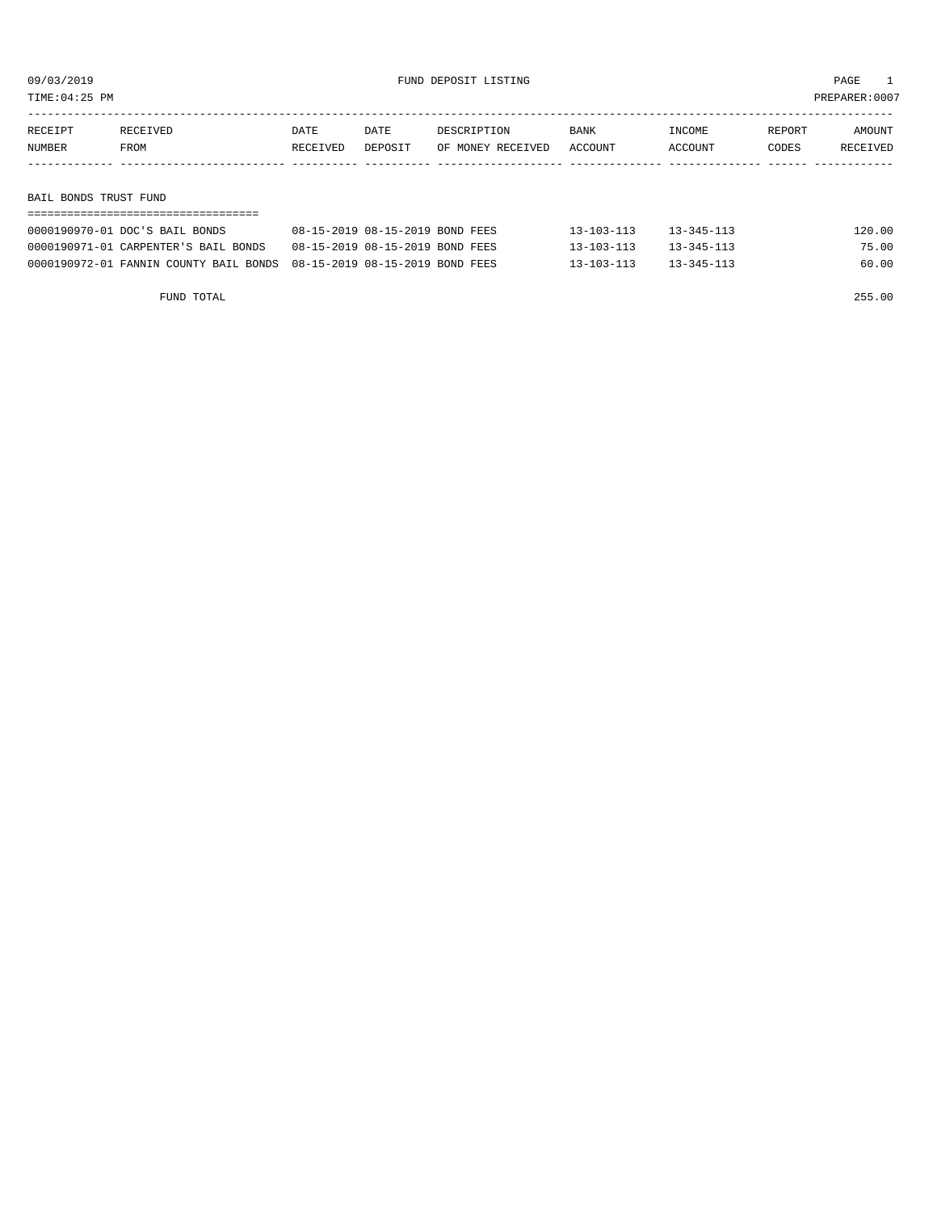09/03/2019 FUND DEPOSIT LISTING
TIME:04:25 PM PREPARER:0007

| RECEIPT NUMBER | RECEIVED FROM | DATE RECEIVED | DATE DEPOSIT | DESCRIPTION OF MONEY RECEIVED | BANK ACCOUNT | INCOME ACCOUNT | REPORT CODES | AMOUNT RECEIVED |
|---|---|---|---|---|---|---|---|---|
| **BAIL BONDS TRUST FUND** | | | | | | | | |
| 0000190970-01 | DOC'S BAIL BONDS | 08-15-2019 | 08-15-2019 | BOND FEES | 13-103-113 | 13-345-113 | | 120.00 |
| 0000190971-01 | CARPENTER'S BAIL BONDS | 08-15-2019 | 08-15-2019 | BOND FEES | 13-103-113 | 13-345-113 | | 75.00 |
| 0000190972-01 | FANNIN COUNTY BAIL BONDS | 08-15-2019 | 08-15-2019 | BOND FEES | 13-103-113 | 13-345-113 | | 60.00 |
| | FUND TOTAL | | | | | | | 255.00 |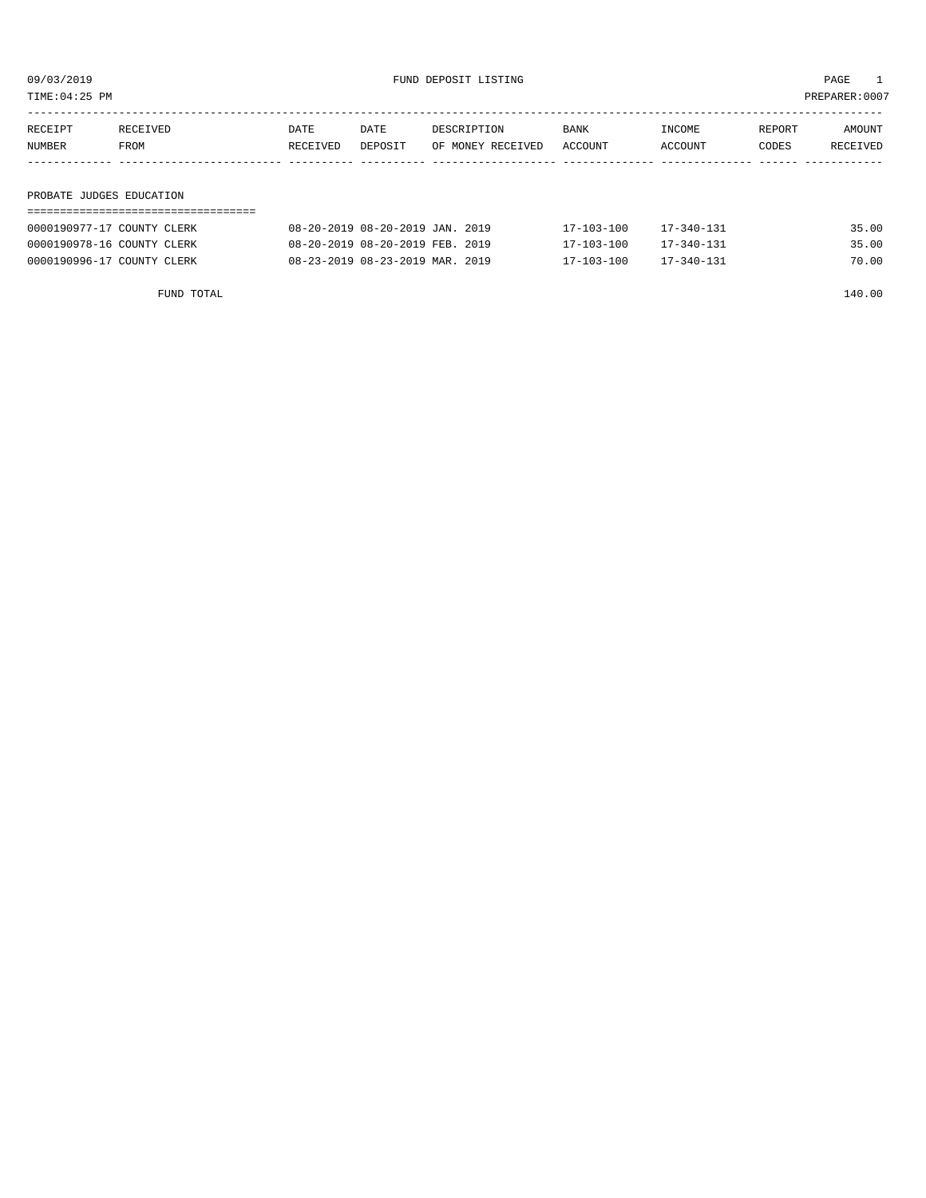09/03/2019 FUND DEPOSIT LISTING

TIME:04:25 PM PREPARER:0007

| RECEIPT NUMBER | RECEIVED FROM | DATE RECEIVED | DATE DEPOSIT | DESCRIPTION OF MONEY RECEIVED | BANK ACCOUNT | INCOME ACCOUNT | REPORT CODES | AMOUNT RECEIVED |
|---|---|---|---|---|---|---|---|---|

## PROBATE JUDGES EDUCATION

| RECEIPT NUMBER | RECEIVED FROM | DATE RECEIVED | DATE DEPOSIT | DESCRIPTION OF MONEY RECEIVED | BANK ACCOUNT | INCOME ACCOUNT | REPORT CODES | AMOUNT RECEIVED |
|---|---|---|---|---|---|---|---|---|
| 0000190977-17 | COUNTY CLERK | 08-20-2019 | 08-20-2019 | JAN. 2019 | 17-103-100 | 17-340-131 | | 35.00 |
| 0000190978-16 | COUNTY CLERK | 08-20-2019 | 08-20-2019 | FEB. 2019 | 17-103-100 | 17-340-131 | | 35.00 |
| 0000190996-17 | COUNTY CLERK | 08-23-2019 | 08-23-2019 | MAR. 2019 | 17-103-100 | 17-340-131 | | 70.00 |
| | FUND TOTAL | | | | | | | 140.00 |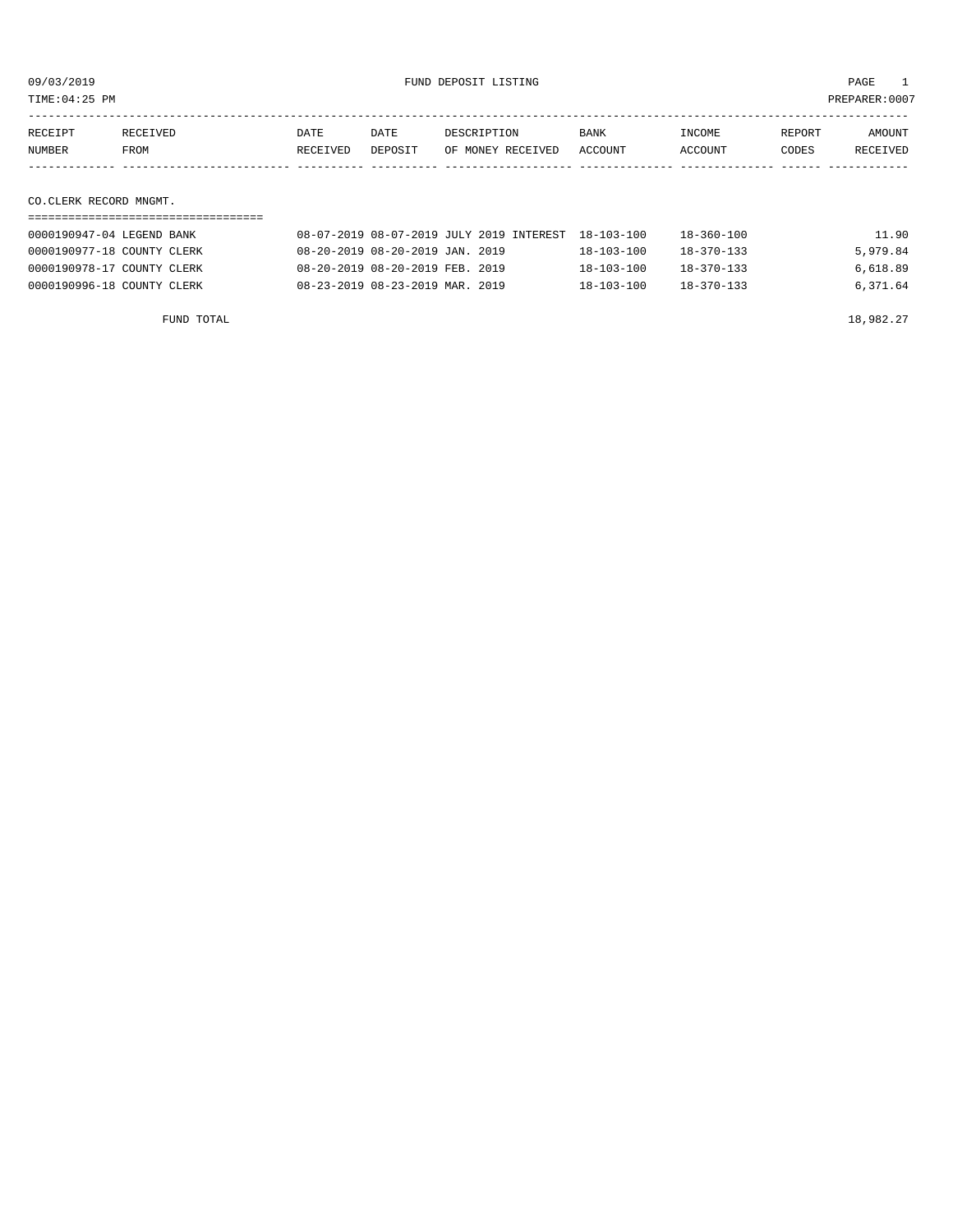09/03/2019 FUND DEPOSIT LISTING

TIME:04:25 PM PREPARER:0007

| RECEIPT NUMBER | RECEIVED FROM | DATE RECEIVED | DATE DEPOSIT | DESCRIPTION OF MONEY RECEIVED | BANK ACCOUNT | INCOME ACCOUNT | REPORT CODES | AMOUNT RECEIVED |
|---|---|---|---|---|---|---|---|---|

CO.CLERK RECORD MNGMT.

| RECEIPT NUMBER | RECEIVED FROM | DATE RECEIVED | DATE DEPOSIT | DESCRIPTION OF MONEY RECEIVED | BANK ACCOUNT | INCOME ACCOUNT | REPORT CODES | AMOUNT RECEIVED |
|---|---|---|---|---|---|---|---|---|
| 0000190947-04 | LEGEND BANK | 08-07-2019 | 08-07-2019 | JULY 2019 INTEREST | 18-103-100 | 18-360-100 | | 11.90 |
| 0000190977-18 | COUNTY CLERK | 08-20-2019 | 08-20-2019 | JAN. 2019 | 18-103-100 | 18-370-133 | | 5,979.84 |
| 0000190978-17 | COUNTY CLERK | 08-20-2019 | 08-20-2019 | FEB. 2019 | 18-103-100 | 18-370-133 | | 6,618.89 |
| 0000190996-18 | COUNTY CLERK | 08-23-2019 | 08-23-2019 | MAR. 2019 | 18-103-100 | 18-370-133 | | 6,371.64 |

FUND TOTAL 18,982.27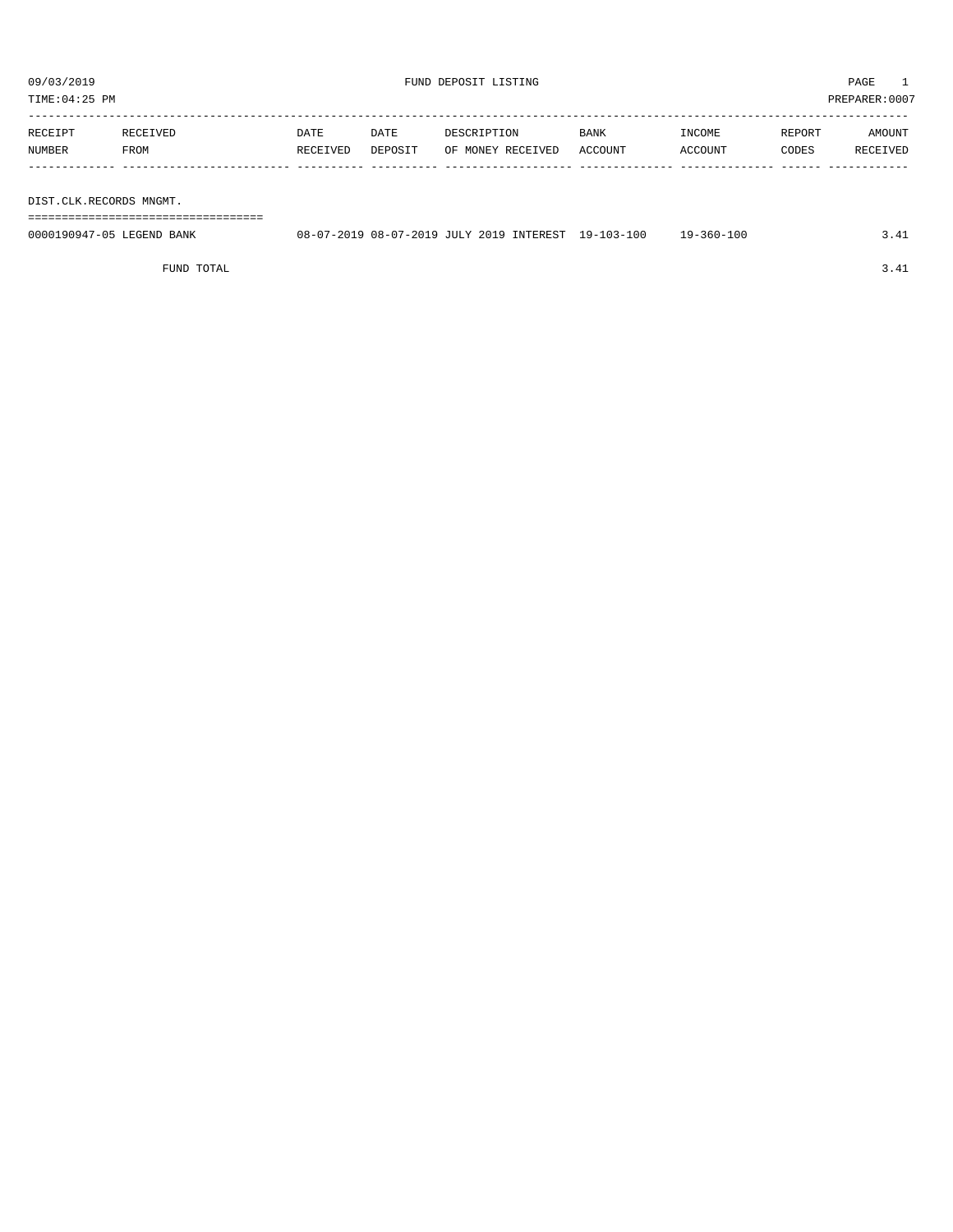09/03/2019 FUND DEPOSIT LISTING

TIME:04:25 PM PREPARER:0007

| RECEIPT NUMBER | RECEIVED FROM | DATE RECEIVED | DATE DEPOSIT | DESCRIPTION OF MONEY RECEIVED | BANK ACCOUNT | INCOME ACCOUNT | REPORT CODES | AMOUNT RECEIVED |
|---|---|---|---|---|---|---|---|---|
| **DIST.CLK.RECORDS MNGMT.** | | | | | | | | |
| 0000190947-05 | LEGEND BANK | 08-07-2019 | 08-07-2019 | JULY 2019 INTEREST | 19-103-100 | 19-360-100 | | 3.41 |
| | FUND TOTAL | | | | | | | 3.41 |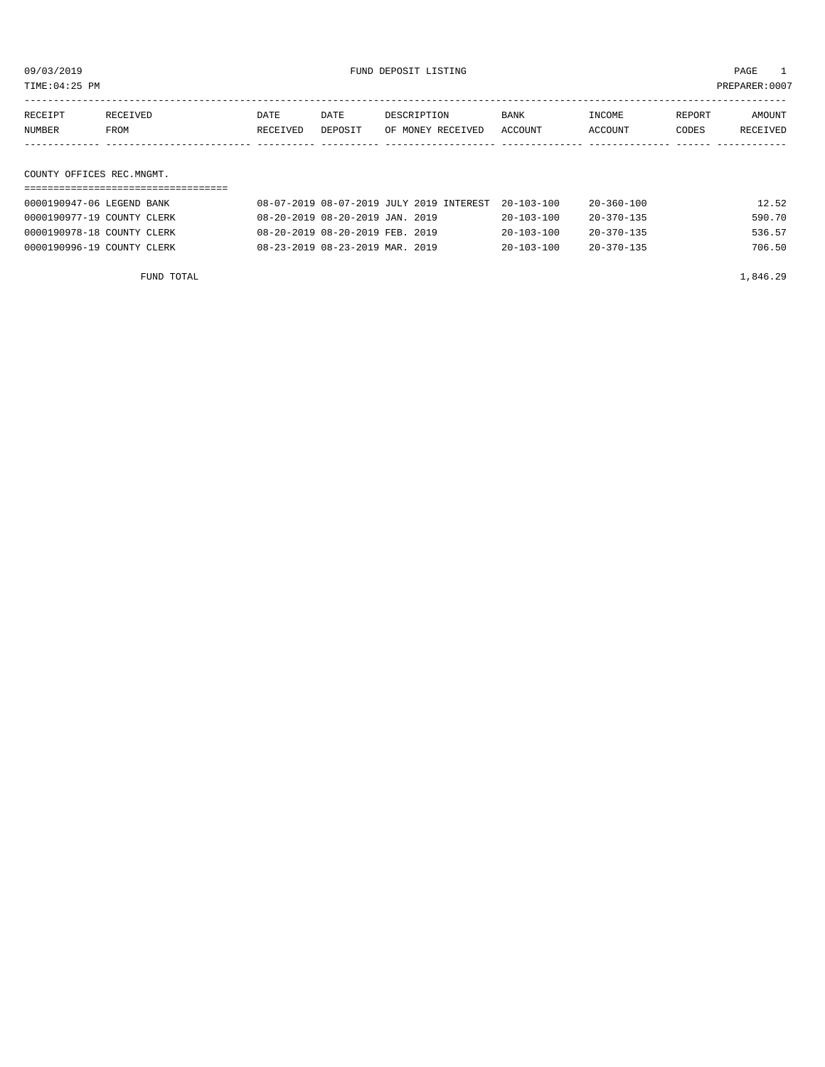09/03/2019 FUND DEPOSIT LISTING

TIME:04:25 PM PREPARER:0007

| RECEIPT NUMBER | RECEIVED FROM | DATE RECEIVED | DATE DEPOSIT | DESCRIPTION OF MONEY RECEIVED | BANK ACCOUNT | INCOME ACCOUNT | REPORT CODES | AMOUNT RECEIVED |
|---|---|---|---|---|---|---|---|---|

## COUNTY OFFICES REC.MNGMT.

| RECEIPT NUMBER | RECEIVED FROM | DATE RECEIVED | DATE DEPOSIT | DESCRIPTION OF MONEY RECEIVED | BANK ACCOUNT | INCOME ACCOUNT | REPORT CODES | AMOUNT RECEIVED |
|---|---|---|---|---|---|---|---|---|
| 0000190947-06 | LEGEND BANK | 08-07-2019 | 08-07-2019 | JULY 2019 INTEREST | 20-103-100 | 20-360-100 | | 12.52 |
| 0000190977-19 | COUNTY CLERK | 08-20-2019 | 08-20-2019 | JAN. 2019 | 20-103-100 | 20-370-135 | | 590.70 |
| 0000190978-18 | COUNTY CLERK | 08-20-2019 | 08-20-2019 | FEB. 2019 | 20-103-100 | 20-370-135 | | 536.57 |
| 0000190996-19 | COUNTY CLERK | 08-23-2019 | 08-23-2019 | MAR. 2019 | 20-103-100 | 20-370-135 | | 706.50 |
| | FUND TOTAL | | | | | | | 1,846.29 |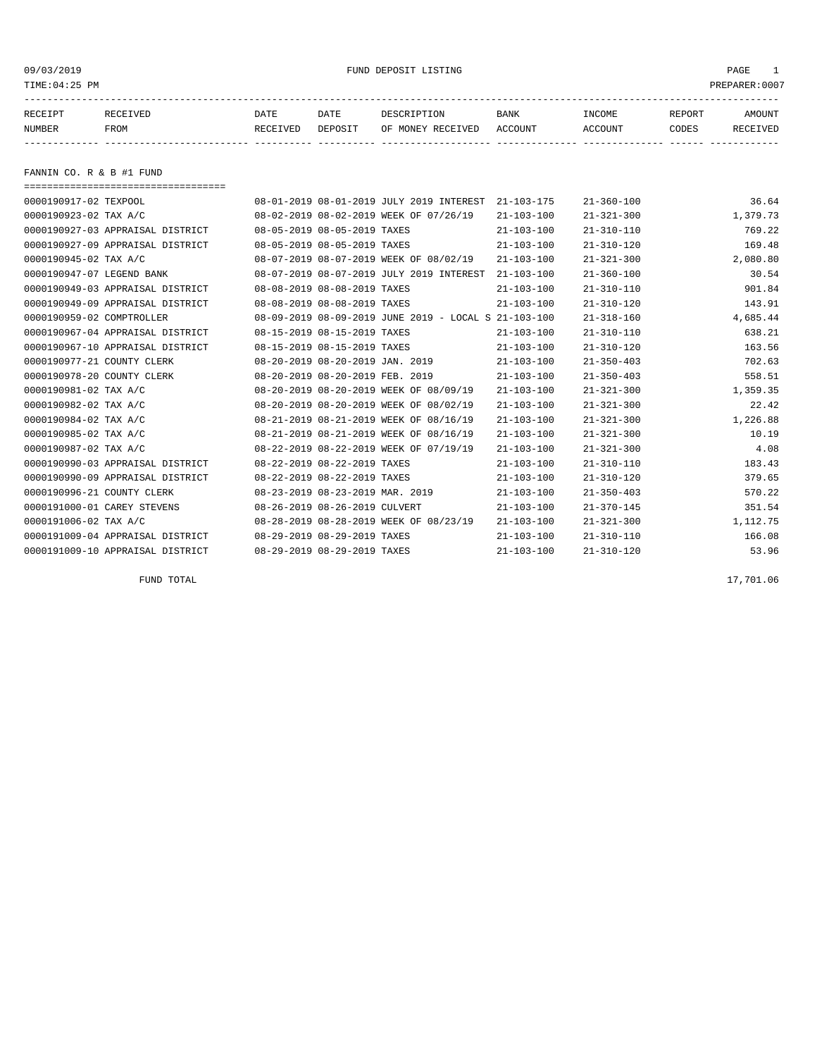09/03/2019 FUND DEPOSIT LISTING

TIME:04:25 PM PREPARER:0007

| RECEIPT NUMBER | RECEIVED FROM | DATE RECEIVED | DATE DEPOSIT | DESCRIPTION OF MONEY RECEIVED | BANK ACCOUNT | INCOME ACCOUNT | REPORT CODES | AMOUNT RECEIVED |
|---|---|---|---|---|---|---|---|---|

## FANNIN CO. R & B #1 FUND

| RECEIPT NUMBER | RECEIVED FROM | DATE RECEIVED | DATE DEPOSIT | DESCRIPTION OF MONEY RECEIVED | BANK ACCOUNT | INCOME ACCOUNT | REPORT CODES | AMOUNT RECEIVED |
|---|---|---|---|---|---|---|---|---|
| 0000190917-02 | TEXPOOL | 08-01-2019 | 08-01-2019 | JULY 2019 INTEREST | 21-103-175 | 21-360-100 | | 36.64 |
| 0000190923-02 | TAX A/C | 08-02-2019 | 08-02-2019 | WEEK OF 07/26/19 | 21-103-100 | 21-321-300 | | 1,379.73 |
| 0000190927-03 | APPRAISAL DISTRICT | 08-05-2019 | 08-05-2019 | TAXES | 21-103-100 | 21-310-110 | | 769.22 |
| 0000190927-09 | APPRAISAL DISTRICT | 08-05-2019 | 08-05-2019 | TAXES | 21-103-100 | 21-310-120 | | 169.48 |
| 0000190945-02 | TAX A/C | 08-07-2019 | 08-07-2019 | WEEK OF 08/02/19 | 21-103-100 | 21-321-300 | | 2,080.80 |
| 0000190947-07 | LEGEND BANK | 08-07-2019 | 08-07-2019 | JULY 2019 INTEREST | 21-103-100 | 21-360-100 | | 30.54 |
| 0000190949-03 | APPRAISAL DISTRICT | 08-08-2019 | 08-08-2019 | TAXES | 21-103-100 | 21-310-110 | | 901.84 |
| 0000190949-09 | APPRAISAL DISTRICT | 08-08-2019 | 08-08-2019 | TAXES | 21-103-100 | 21-310-120 | | 143.91 |
| 0000190959-02 | COMPTROLLER | 08-09-2019 | 08-09-2019 | JUNE 2019 - LOCAL S | 21-103-100 | 21-318-160 | | 4,685.44 |
| 0000190967-04 | APPRAISAL DISTRICT | 08-15-2019 | 08-15-2019 | TAXES | 21-103-100 | 21-310-110 | | 638.21 |
| 0000190967-10 | APPRAISAL DISTRICT | 08-15-2019 | 08-15-2019 | TAXES | 21-103-100 | 21-310-120 | | 163.56 |
| 0000190977-21 | COUNTY CLERK | 08-20-2019 | 08-20-2019 | JAN. 2019 | 21-103-100 | 21-350-403 | | 702.63 |
| 0000190978-20 | COUNTY CLERK | 08-20-2019 | 08-20-2019 | FEB. 2019 | 21-103-100 | 21-350-403 | | 558.51 |
| 0000190981-02 | TAX A/C | 08-20-2019 | 08-20-2019 | WEEK OF 08/09/19 | 21-103-100 | 21-321-300 | | 1,359.35 |
| 0000190982-02 | TAX A/C | 08-20-2019 | 08-20-2019 | WEEK OF 08/02/19 | 21-103-100 | 21-321-300 | | 22.42 |
| 0000190984-02 | TAX A/C | 08-21-2019 | 08-21-2019 | WEEK OF 08/16/19 | 21-103-100 | 21-321-300 | | 1,226.88 |
| 0000190985-02 | TAX A/C | 08-21-2019 | 08-21-2019 | WEEK OF 08/16/19 | 21-103-100 | 21-321-300 | | 10.19 |
| 0000190987-02 | TAX A/C | 08-22-2019 | 08-22-2019 | WEEK OF 07/19/19 | 21-103-100 | 21-321-300 | | 4.08 |
| 0000190990-03 | APPRAISAL DISTRICT | 08-22-2019 | 08-22-2019 | TAXES | 21-103-100 | 21-310-110 | | 183.43 |
| 0000190990-09 | APPRAISAL DISTRICT | 08-22-2019 | 08-22-2019 | TAXES | 21-103-100 | 21-310-120 | | 379.65 |
| 0000190996-21 | COUNTY CLERK | 08-23-2019 | 08-23-2019 | MAR. 2019 | 21-103-100 | 21-350-403 | | 570.22 |
| 0000191000-01 | CAREY STEVENS | 08-26-2019 | 08-26-2019 | CULVERT | 21-103-100 | 21-370-145 | | 351.54 |
| 0000191006-02 | TAX A/C | 08-28-2019 | 08-28-2019 | WEEK OF 08/23/19 | 21-103-100 | 21-321-300 | | 1,112.75 |
| 0000191009-04 | APPRAISAL DISTRICT | 08-29-2019 | 08-29-2019 | TAXES | 21-103-100 | 21-310-110 | | 166.08 |
| 0000191009-10 | APPRAISAL DISTRICT | 08-29-2019 | 08-29-2019 | TAXES | 21-103-100 | 21-310-120 | | 53.96 |
| | FUND TOTAL | | | | | | | 17,701.06 |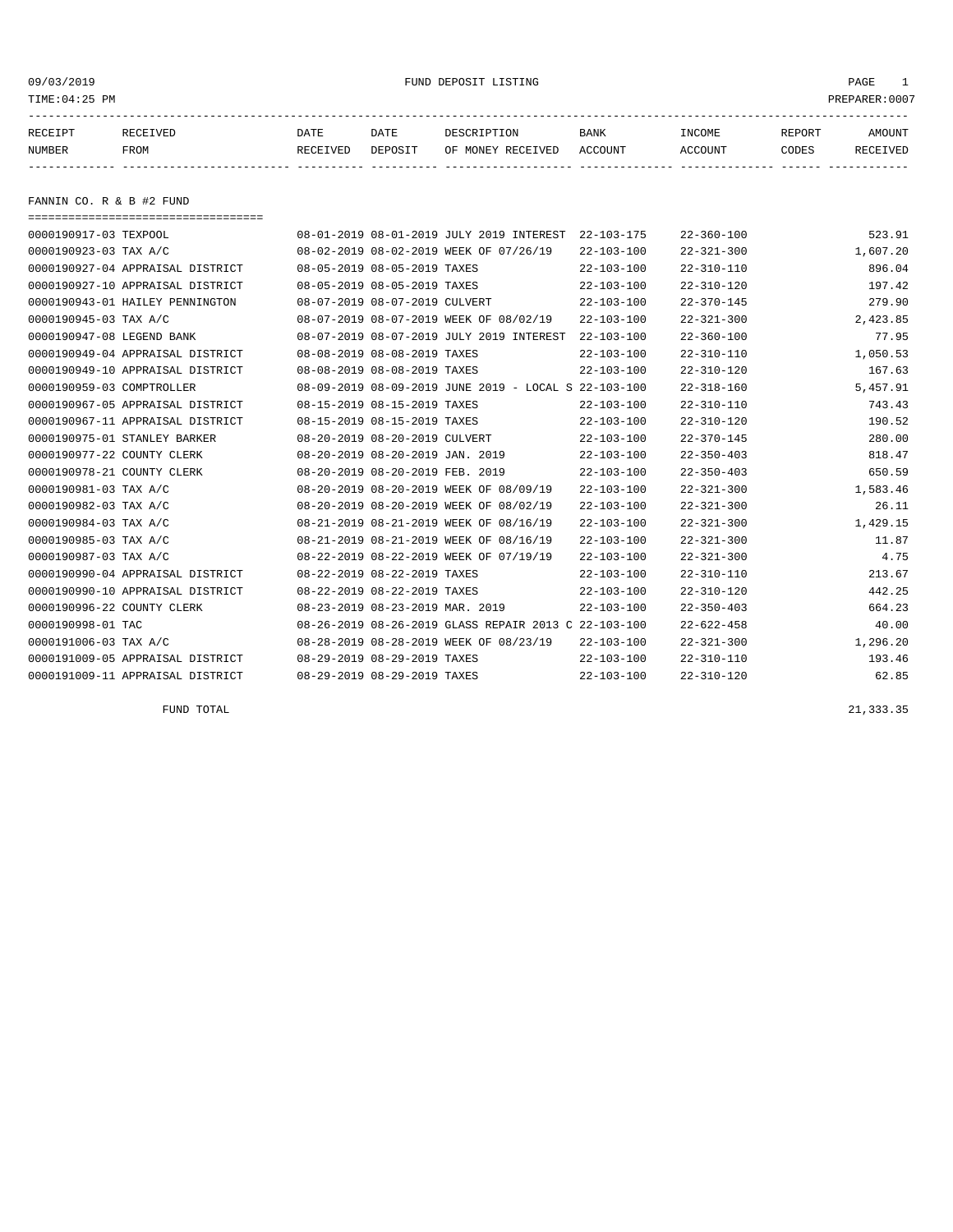09/03/2019 FUND DEPOSIT LISTING

TIME:04:25 PM PREPARER:0007

| RECEIPT NUMBER | RECEIVED FROM | DATE RECEIVED | DATE DEPOSIT | DESCRIPTION OF MONEY RECEIVED | BANK ACCOUNT | INCOME ACCOUNT | REPORT CODES | AMOUNT RECEIVED |
|---|---|---|---|---|---|---|---|---|
| **FANNIN CO. R & B #2 FUND** | | | | | | | | |
| 0000190917-03 | TEXPOOL | 08-01-2019 | 08-01-2019 | JULY 2019 INTEREST | 22-103-175 | 22-360-100 | | 523.91 |
| 0000190923-03 | TAX A/C | 08-02-2019 | 08-02-2019 | WEEK OF 07/26/19 | 22-103-100 | 22-321-300 | | 1,607.20 |
| 0000190927-04 | APPRAISAL DISTRICT | 08-05-2019 | 08-05-2019 | TAXES | 22-103-100 | 22-310-110 | | 896.04 |
| 0000190927-10 | APPRAISAL DISTRICT | 08-05-2019 | 08-05-2019 | TAXES | 22-103-100 | 22-310-120 | | 197.42 |
| 0000190943-01 | HAILEY PENNINGTON | 08-07-2019 | 08-07-2019 | CULVERT | 22-103-100 | 22-370-145 | | 279.90 |
| 0000190945-03 | TAX A/C | 08-07-2019 | 08-07-2019 | WEEK OF 08/02/19 | 22-103-100 | 22-321-300 | | 2,423.85 |
| 0000190947-08 | LEGEND BANK | 08-07-2019 | 08-07-2019 | JULY 2019 INTEREST | 22-103-100 | 22-360-100 | | 77.95 |
| 0000190949-04 | APPRAISAL DISTRICT | 08-08-2019 | 08-08-2019 | TAXES | 22-103-100 | 22-310-110 | | 1,050.53 |
| 0000190949-10 | APPRAISAL DISTRICT | 08-08-2019 | 08-08-2019 | TAXES | 22-103-100 | 22-310-120 | | 167.63 |
| 0000190959-03 | COMPTROLLER | 08-09-2019 | 08-09-2019 | JUNE 2019 - LOCAL S | 22-103-100 | 22-318-160 | | 5,457.91 |
| 0000190967-05 | APPRAISAL DISTRICT | 08-15-2019 | 08-15-2019 | TAXES | 22-103-100 | 22-310-110 | | 743.43 |
| 0000190967-11 | APPRAISAL DISTRICT | 08-15-2019 | 08-15-2019 | TAXES | 22-103-100 | 22-310-120 | | 190.52 |
| 0000190975-01 | STANLEY BARKER | 08-20-2019 | 08-20-2019 | CULVERT | 22-103-100 | 22-370-145 | | 280.00 |
| 0000190977-22 | COUNTY CLERK | 08-20-2019 | 08-20-2019 | JAN. 2019 | 22-103-100 | 22-350-403 | | 818.47 |
| 0000190978-21 | COUNTY CLERK | 08-20-2019 | 08-20-2019 | FEB. 2019 | 22-103-100 | 22-350-403 | | 650.59 |
| 0000190981-03 | TAX A/C | 08-20-2019 | 08-20-2019 | WEEK OF 08/09/19 | 22-103-100 | 22-321-300 | | 1,583.46 |
| 0000190982-03 | TAX A/C | 08-20-2019 | 08-20-2019 | WEEK OF 08/02/19 | 22-103-100 | 22-321-300 | | 26.11 |
| 0000190984-03 | TAX A/C | 08-21-2019 | 08-21-2019 | WEEK OF 08/16/19 | 22-103-100 | 22-321-300 | | 1,429.15 |
| 0000190985-03 | TAX A/C | 08-21-2019 | 08-21-2019 | WEEK OF 08/16/19 | 22-103-100 | 22-321-300 | | 11.87 |
| 0000190987-03 | TAX A/C | 08-22-2019 | 08-22-2019 | WEEK OF 07/19/19 | 22-103-100 | 22-321-300 | | 4.75 |
| 0000190990-04 | APPRAISAL DISTRICT | 08-22-2019 | 08-22-2019 | TAXES | 22-103-100 | 22-310-110 | | 213.67 |
| 0000190990-10 | APPRAISAL DISTRICT | 08-22-2019 | 08-22-2019 | TAXES | 22-103-100 | 22-310-120 | | 442.25 |
| 0000190996-22 | COUNTY CLERK | 08-23-2019 | 08-23-2019 | MAR. 2019 | 22-103-100 | 22-350-403 | | 664.23 |
| 0000190998-01 | TAC | 08-26-2019 | 08-26-2019 | GLASS REPAIR 2013 C | 22-103-100 | 22-622-458 | | 40.00 |
| 0000191006-03 | TAX A/C | 08-28-2019 | 08-28-2019 | WEEK OF 08/23/19 | 22-103-100 | 22-321-300 | | 1,296.20 |
| 0000191009-05 | APPRAISAL DISTRICT | 08-29-2019 | 08-29-2019 | TAXES | 22-103-100 | 22-310-110 | | 193.46 |
| 0000191009-11 | APPRAISAL DISTRICT | 08-29-2019 | 08-29-2019 | TAXES | 22-103-100 | 22-310-120 | | 62.85 |
| | FUND TOTAL | | | | | | | 21,333.35 |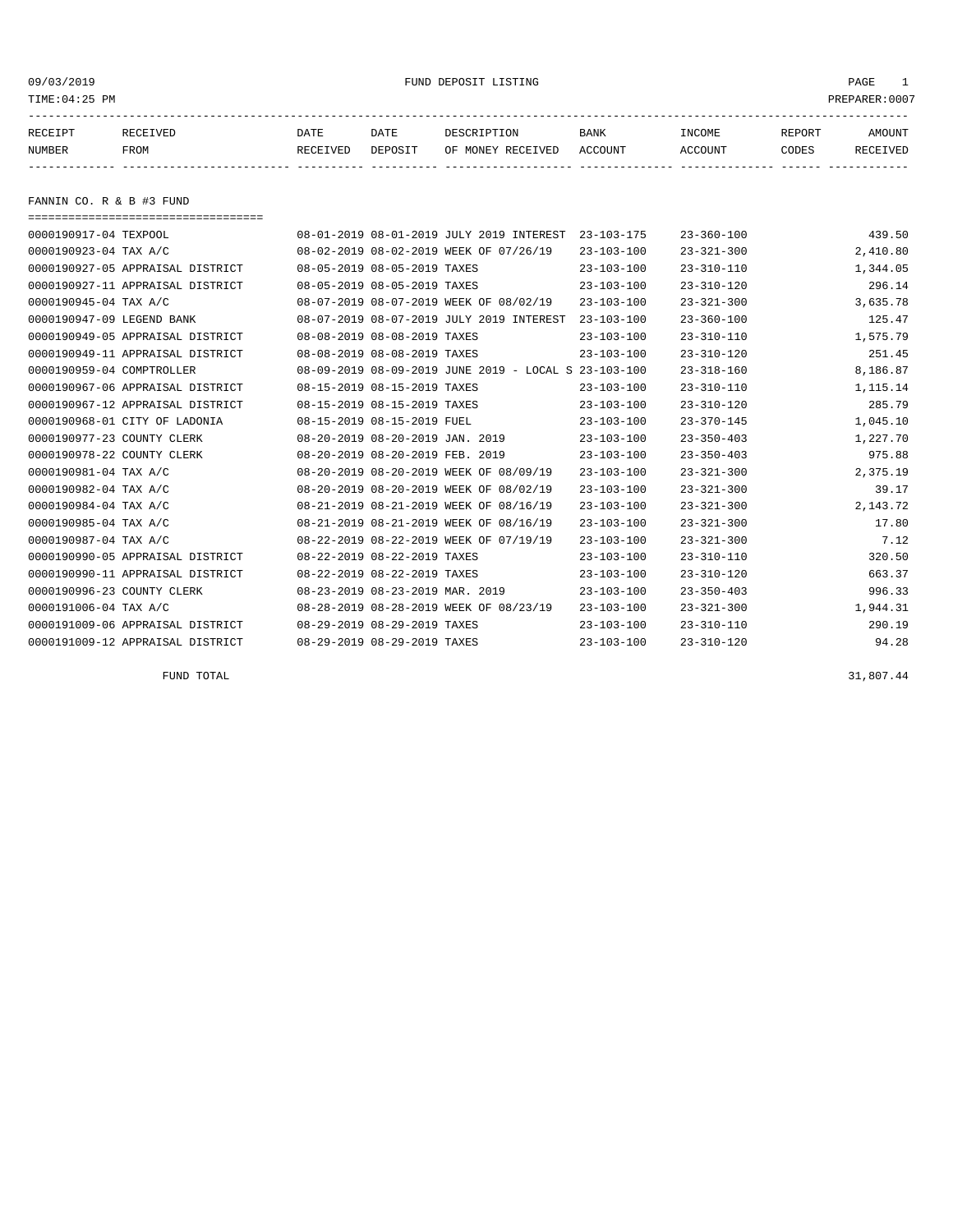09/03/2019 FUND DEPOSIT LISTING

TIME:04:25 PM PREPARER:0007

| RECEIPT NUMBER | RECEIVED FROM | DATE RECEIVED | DATE DEPOSIT | DESCRIPTION OF MONEY RECEIVED | BANK ACCOUNT | INCOME ACCOUNT | REPORT CODES | AMOUNT RECEIVED |
|---|---|---|---|---|---|---|---|---|

## FANNIN CO. R & B #3 FUND

| RECEIPT NUMBER | RECEIVED FROM | DATE RECEIVED | DATE DEPOSIT | DESCRIPTION OF MONEY RECEIVED | BANK ACCOUNT | INCOME ACCOUNT | REPORT CODES | AMOUNT RECEIVED |
|---|---|---|---|---|---|---|---|---|
| 0000190917-04 | TEXPOOL | 08-01-2019 | 08-01-2019 | JULY 2019 INTEREST | 23-103-175 | 23-360-100 | | 439.50 |
| 0000190923-04 | TAX A/C | 08-02-2019 | 08-02-2019 | WEEK OF 07/26/19 | 23-103-100 | 23-321-300 | | 2,410.80 |
| 0000190927-05 | APPRAISAL DISTRICT | 08-05-2019 | 08-05-2019 | TAXES | 23-103-100 | 23-310-110 | | 1,344.05 |
| 0000190927-11 | APPRAISAL DISTRICT | 08-05-2019 | 08-05-2019 | TAXES | 23-103-100 | 23-310-120 | | 296.14 |
| 0000190945-04 | TAX A/C | 08-07-2019 | 08-07-2019 | WEEK OF 08/02/19 | 23-103-100 | 23-321-300 | | 3,635.78 |
| 0000190947-09 | LEGEND BANK | 08-07-2019 | 08-07-2019 | JULY 2019 INTEREST | 23-103-100 | 23-360-100 | | 125.47 |
| 0000190949-05 | APPRAISAL DISTRICT | 08-08-2019 | 08-08-2019 | TAXES | 23-103-100 | 23-310-110 | | 1,575.79 |
| 0000190949-11 | APPRAISAL DISTRICT | 08-08-2019 | 08-08-2019 | TAXES | 23-103-100 | 23-310-120 | | 251.45 |
| 0000190959-04 | COMPTROLLER | 08-09-2019 | 08-09-2019 | JUNE 2019 - LOCAL S | 23-103-100 | 23-318-160 | | 8,186.87 |
| 0000190967-06 | APPRAISAL DISTRICT | 08-15-2019 | 08-15-2019 | TAXES | 23-103-100 | 23-310-110 | | 1,115.14 |
| 0000190967-12 | APPRAISAL DISTRICT | 08-15-2019 | 08-15-2019 | TAXES | 23-103-100 | 23-310-120 | | 285.79 |
| 0000190968-01 | CITY OF LADONIA | 08-15-2019 | 08-15-2019 | FUEL | 23-103-100 | 23-370-145 | | 1,045.10 |
| 0000190977-23 | COUNTY CLERK | 08-20-2019 | 08-20-2019 | JAN. 2019 | 23-103-100 | 23-350-403 | | 1,227.70 |
| 0000190978-22 | COUNTY CLERK | 08-20-2019 | 08-20-2019 | FEB. 2019 | 23-103-100 | 23-350-403 | | 975.88 |
| 0000190981-04 | TAX A/C | 08-20-2019 | 08-20-2019 | WEEK OF 08/09/19 | 23-103-100 | 23-321-300 | | 2,375.19 |
| 0000190982-04 | TAX A/C | 08-20-2019 | 08-20-2019 | WEEK OF 08/02/19 | 23-103-100 | 23-321-300 | | 39.17 |
| 0000190984-04 | TAX A/C | 08-21-2019 | 08-21-2019 | WEEK OF 08/16/19 | 23-103-100 | 23-321-300 | | 2,143.72 |
| 0000190985-04 | TAX A/C | 08-21-2019 | 08-21-2019 | WEEK OF 08/16/19 | 23-103-100 | 23-321-300 | | 17.80 |
| 0000190987-04 | TAX A/C | 08-22-2019 | 08-22-2019 | WEEK OF 07/19/19 | 23-103-100 | 23-321-300 | | 7.12 |
| 0000190990-05 | APPRAISAL DISTRICT | 08-22-2019 | 08-22-2019 | TAXES | 23-103-100 | 23-310-110 | | 320.50 |
| 0000190990-11 | APPRAISAL DISTRICT | 08-22-2019 | 08-22-2019 | TAXES | 23-103-100 | 23-310-120 | | 663.37 |
| 0000190996-23 | COUNTY CLERK | 08-23-2019 | 08-23-2019 | MAR. 2019 | 23-103-100 | 23-350-403 | | 996.33 |
| 0000191006-04 | TAX A/C | 08-28-2019 | 08-28-2019 | WEEK OF 08/23/19 | 23-103-100 | 23-321-300 | | 1,944.31 |
| 0000191009-06 | APPRAISAL DISTRICT | 08-29-2019 | 08-29-2019 | TAXES | 23-103-100 | 23-310-110 | | 290.19 |
| 0000191009-12 | APPRAISAL DISTRICT | 08-29-2019 | 08-29-2019 | TAXES | 23-103-100 | 23-310-120 | | 94.28 |
| | FUND TOTAL | | | | | | | 31,807.44 |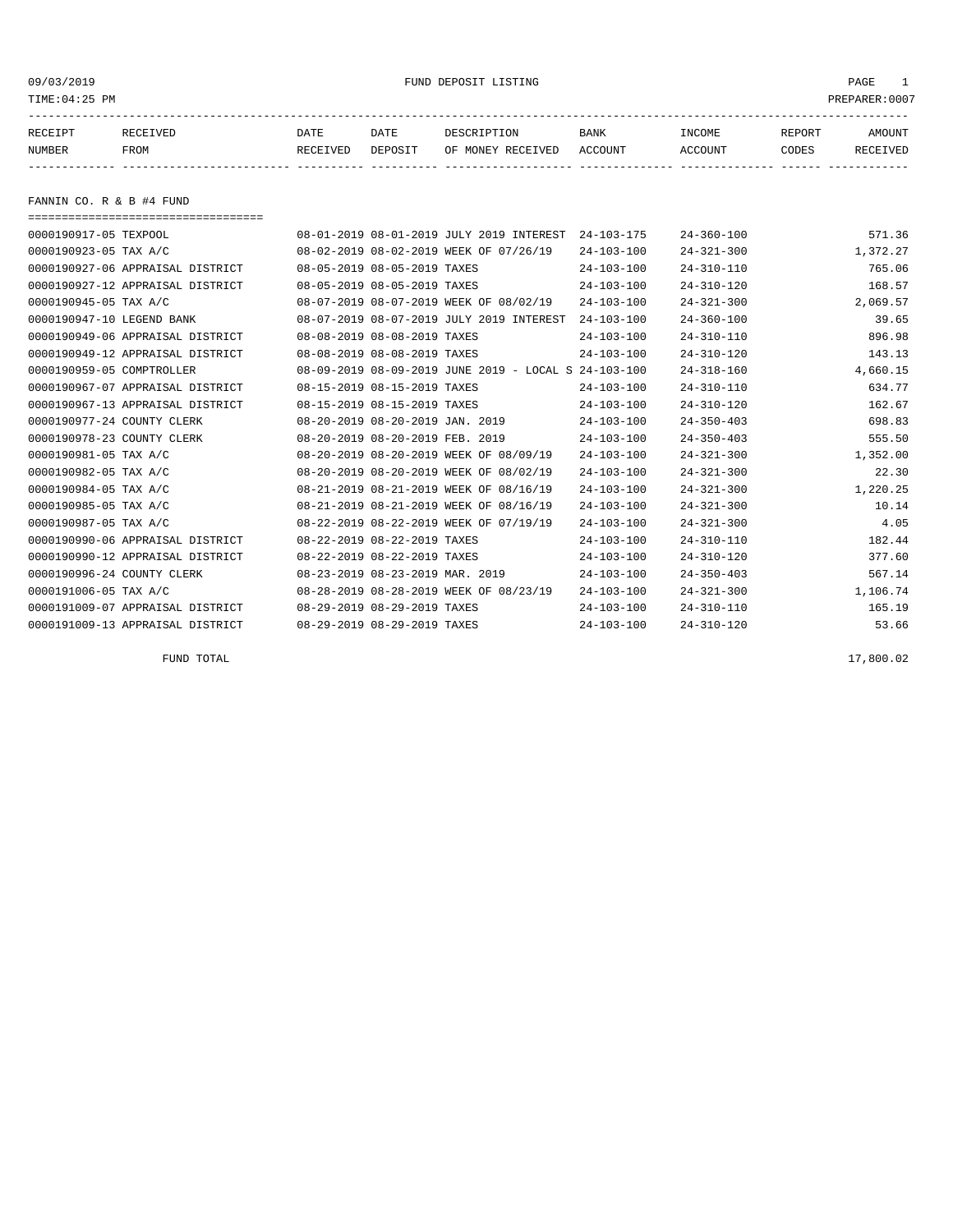09/03/2019 FUND DEPOSIT LISTING

TIME:04:25 PM PREPARER:0007

| RECEIPT NUMBER | RECEIVED FROM | DATE RECEIVED | DATE DEPOSIT | DESCRIPTION OF MONEY RECEIVED | BANK ACCOUNT | INCOME ACCOUNT | REPORT CODES | AMOUNT RECEIVED |
|---|---|---|---|---|---|---|---|---|

FANNIN CO. R & B #4 FUND

| RECEIPT NUMBER | RECEIVED FROM | DATE RECEIVED | DATE DEPOSIT | DESCRIPTION OF MONEY RECEIVED | BANK ACCOUNT | INCOME ACCOUNT | REPORT CODES | AMOUNT RECEIVED |
|---|---|---|---|---|---|---|---|---|
| 0000190917-05 | TEXPOOL | 08-01-2019 | 08-01-2019 | JULY 2019 INTEREST | 24-103-175 | 24-360-100 | | 571.36 |
| 0000190923-05 | TAX A/C | 08-02-2019 | 08-02-2019 | WEEK OF 07/26/19 | 24-103-100 | 24-321-300 | | 1,372.27 |
| 0000190927-06 | APPRAISAL DISTRICT | 08-05-2019 | 08-05-2019 | TAXES | 24-103-100 | 24-310-110 | | 765.06 |
| 0000190927-12 | APPRAISAL DISTRICT | 08-05-2019 | 08-05-2019 | TAXES | 24-103-100 | 24-310-120 | | 168.57 |
| 0000190945-05 | TAX A/C | 08-07-2019 | 08-07-2019 | WEEK OF 08/02/19 | 24-103-100 | 24-321-300 | | 2,069.57 |
| 0000190947-10 | LEGEND BANK | 08-07-2019 | 08-07-2019 | JULY 2019 INTEREST | 24-103-100 | 24-360-100 | | 39.65 |
| 0000190949-06 | APPRAISAL DISTRICT | 08-08-2019 | 08-08-2019 | TAXES | 24-103-100 | 24-310-110 | | 896.98 |
| 0000190949-12 | APPRAISAL DISTRICT | 08-08-2019 | 08-08-2019 | TAXES | 24-103-100 | 24-310-120 | | 143.13 |
| 0000190959-05 | COMPTROLLER | 08-09-2019 | 08-09-2019 | JUNE 2019 - LOCAL S | 24-103-100 | 24-318-160 | | 4,660.15 |
| 0000190967-07 | APPRAISAL DISTRICT | 08-15-2019 | 08-15-2019 | TAXES | 24-103-100 | 24-310-110 | | 634.77 |
| 0000190967-13 | APPRAISAL DISTRICT | 08-15-2019 | 08-15-2019 | TAXES | 24-103-100 | 24-310-120 | | 162.67 |
| 0000190977-24 | COUNTY CLERK | 08-20-2019 | 08-20-2019 | JAN. 2019 | 24-103-100 | 24-350-403 | | 698.83 |
| 0000190978-23 | COUNTY CLERK | 08-20-2019 | 08-20-2019 | FEB. 2019 | 24-103-100 | 24-350-403 | | 555.50 |
| 0000190981-05 | TAX A/C | 08-20-2019 | 08-20-2019 | WEEK OF 08/09/19 | 24-103-100 | 24-321-300 | | 1,352.00 |
| 0000190982-05 | TAX A/C | 08-20-2019 | 08-20-2019 | WEEK OF 08/02/19 | 24-103-100 | 24-321-300 | | 22.30 |
| 0000190984-05 | TAX A/C | 08-21-2019 | 08-21-2019 | WEEK OF 08/16/19 | 24-103-100 | 24-321-300 | | 1,220.25 |
| 0000190985-05 | TAX A/C | 08-21-2019 | 08-21-2019 | WEEK OF 08/16/19 | 24-103-100 | 24-321-300 | | 10.14 |
| 0000190987-05 | TAX A/C | 08-22-2019 | 08-22-2019 | WEEK OF 07/19/19 | 24-103-100 | 24-321-300 | | 4.05 |
| 0000190990-06 | APPRAISAL DISTRICT | 08-22-2019 | 08-22-2019 | TAXES | 24-103-100 | 24-310-110 | | 182.44 |
| 0000190990-12 | APPRAISAL DISTRICT | 08-22-2019 | 08-22-2019 | TAXES | 24-103-100 | 24-310-120 | | 377.60 |
| 0000190996-24 | COUNTY CLERK | 08-23-2019 | 08-23-2019 | MAR. 2019 | 24-103-100 | 24-350-403 | | 567.14 |
| 0000191006-05 | TAX A/C | 08-28-2019 | 08-28-2019 | WEEK OF 08/23/19 | 24-103-100 | 24-321-300 | | 1,106.74 |
| 0000191009-07 | APPRAISAL DISTRICT | 08-29-2019 | 08-29-2019 | TAXES | 24-103-100 | 24-310-110 | | 165.19 |
| 0000191009-13 | APPRAISAL DISTRICT | 08-29-2019 | 08-29-2019 | TAXES | 24-103-100 | 24-310-120 | | 53.66 |

FUND TOTAL 17,800.02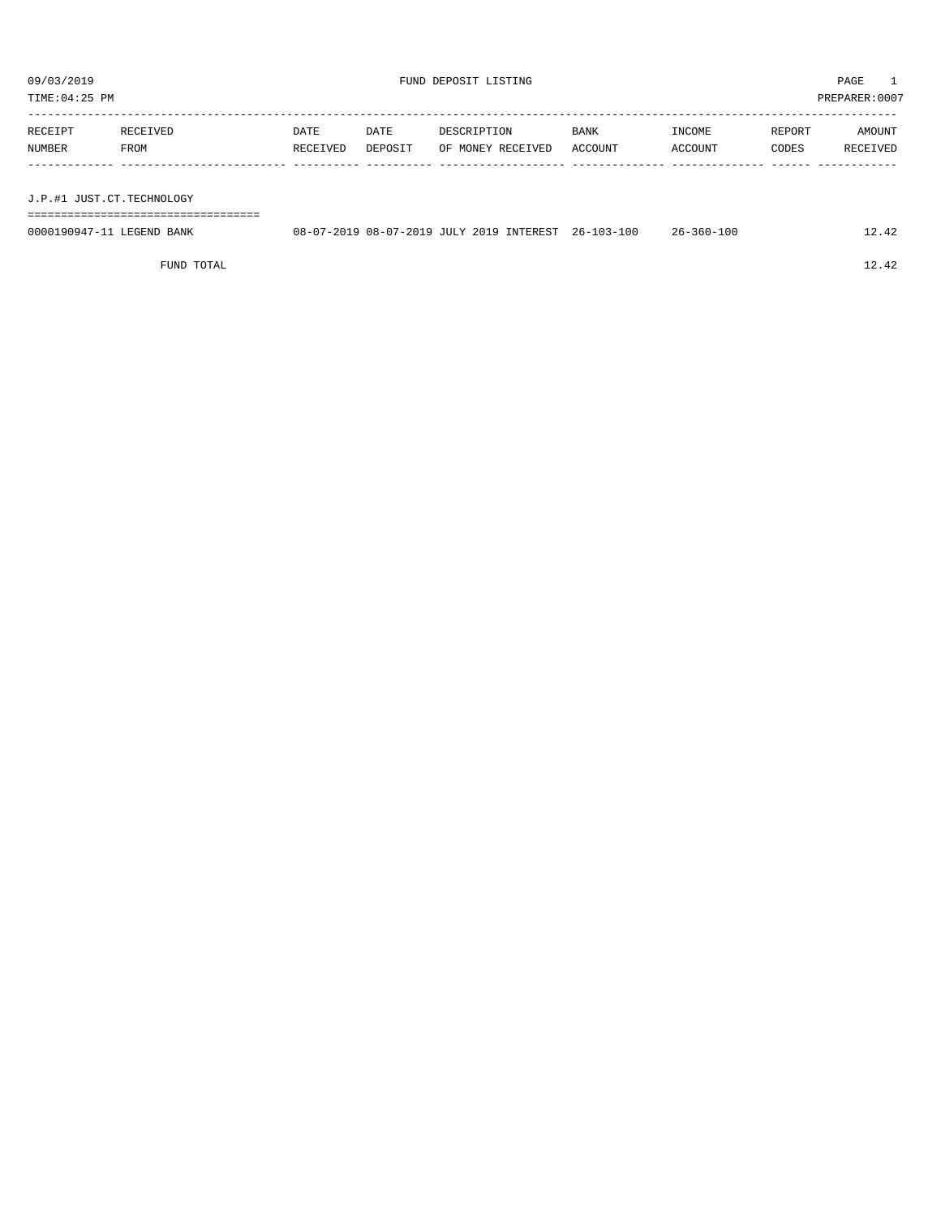09/03/2019 FUND DEPOSIT LISTING PAGE 1

TIME:04:25 PM PREPARER:0007

| RECEIPT NUMBER | RECEIVED FROM | DATE RECEIVED | DATE DEPOSIT | DESCRIPTION OF MONEY RECEIVED | BANK ACCOUNT | INCOME ACCOUNT | REPORT CODES | AMOUNT RECEIVED |
|---|---|---|---|---|---|---|---|---|
| J.P.#1 JUST.CT.TECHNOLOGY | | | | | | | | |
| 0000190947-11 | LEGEND BANK | 08-07-2019 | 08-07-2019 | JULY 2019 INTEREST | 26-103-100 | 26-360-100 | | 12.42 |
| | FUND TOTAL | | | | | | | 12.42 |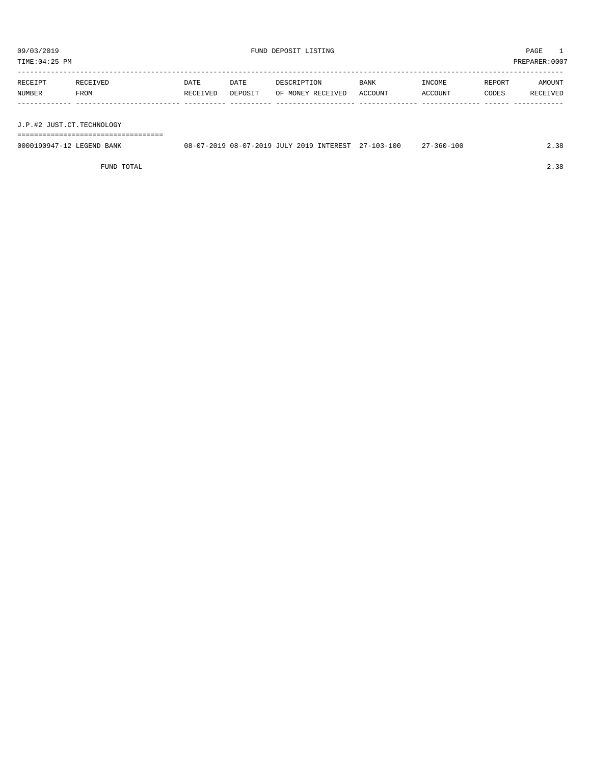09/03/2019 FUND DEPOSIT LISTING

TIME:04:25 PM PREPARER:0007

| RECEIPT NUMBER | RECEIVED FROM | DATE RECEIVED | DATE DEPOSIT | DESCRIPTION OF MONEY RECEIVED | BANK ACCOUNT | INCOME ACCOUNT | REPORT CODES | AMOUNT RECEIVED |
|---|---|---|---|---|---|---|---|---|
| **J.P.#2 JUST.CT.TECHNOLOGY** | | | | | | | | |
| 0000190947-12 | LEGEND BANK | 08-07-2019 | 08-07-2019 | JULY 2019 INTEREST | 27-103-100 | 27-360-100 | | 2.38 |
| | FUND TOTAL | | | | | | | 2.38 |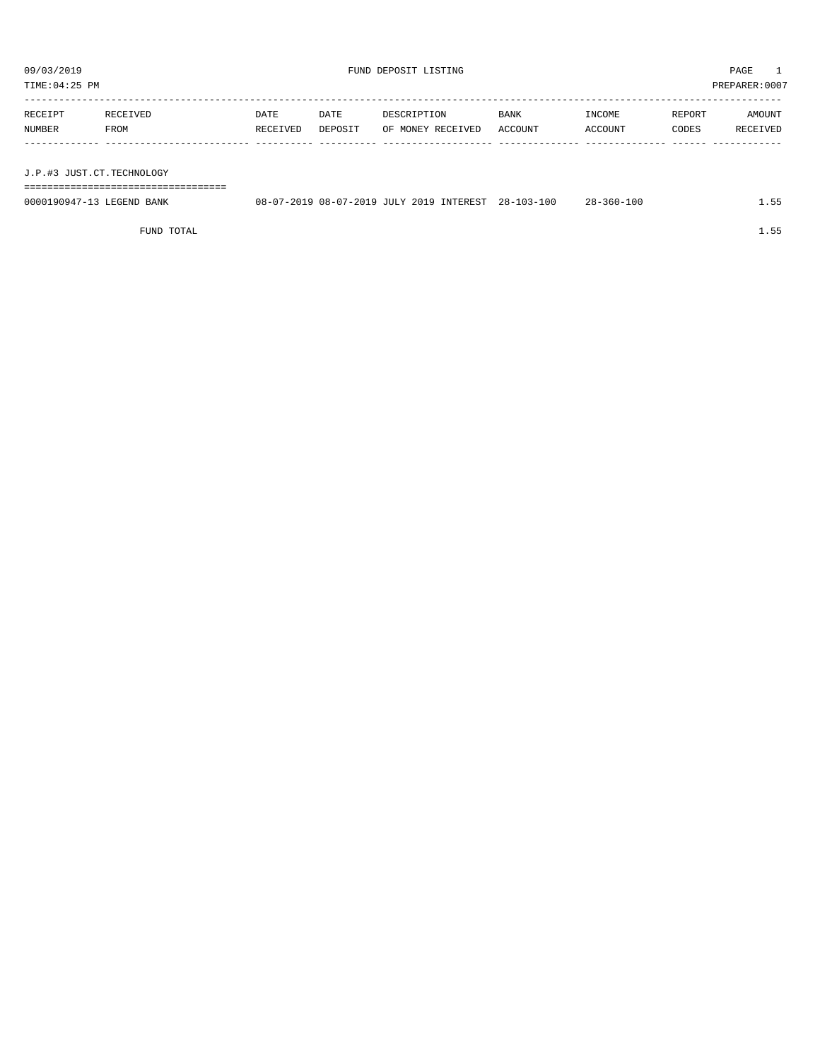09/03/2019 FUND DEPOSIT LISTING PAGE 1

TIME:04:25 PM PREPARER:0007

| RECEIPT NUMBER | RECEIVED FROM | DATE RECEIVED | DATE DEPOSIT | DESCRIPTION OF MONEY RECEIVED | BANK ACCOUNT | INCOME ACCOUNT | REPORT CODES | AMOUNT RECEIVED |
|---|---|---|---|---|---|---|---|---|

## J.P.#3 JUST.CT.TECHNOLOGY

| RECEIPT NUMBER | RECEIVED FROM | DATE RECEIVED | DATE DEPOSIT | DESCRIPTION OF MONEY RECEIVED | BANK ACCOUNT | INCOME ACCOUNT | REPORT CODES | AMOUNT RECEIVED |
|---|---|---|---|---|---|---|---|---|
| 0000190947-13 | LEGEND BANK | 08-07-2019 | 08-07-2019 | JULY 2019 INTEREST | 28-103-100 | 28-360-100 | | 1.55 |
| | FUND TOTAL | | | | | | | 1.55 |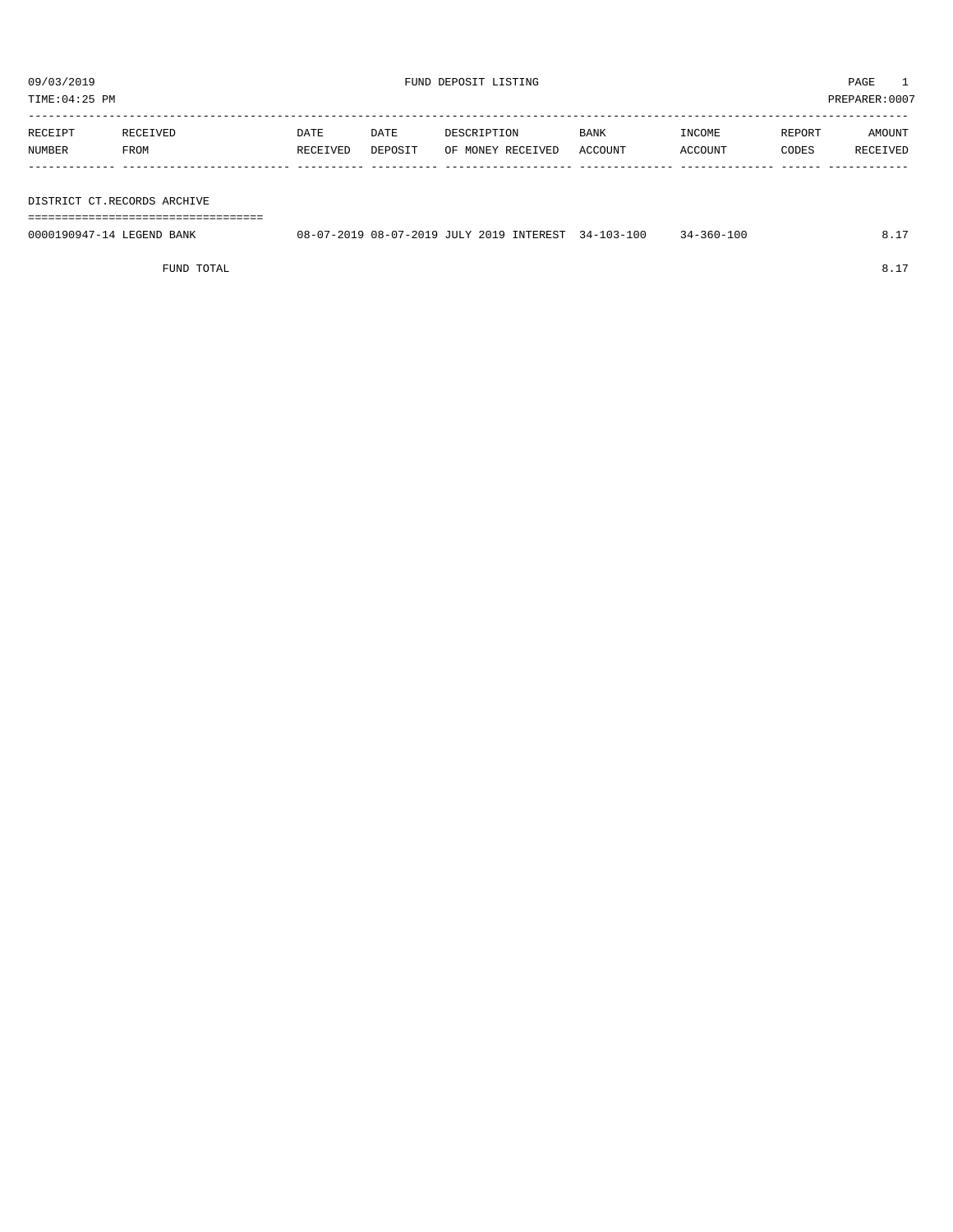09/03/2019 FUND DEPOSIT LISTING PAGE 1

TIME:04:25 PM PREPARER:0007

| RECEIPT NUMBER | RECEIVED FROM | DATE RECEIVED | DATE DEPOSIT | DESCRIPTION OF MONEY RECEIVED | BANK ACCOUNT | INCOME ACCOUNT | REPORT CODES | AMOUNT RECEIVED |
|---|---|---|---|---|---|---|---|---|
| **DISTRICT CT.RECORDS ARCHIVE** | | | | | | | | |
| 0000190947-14 | LEGEND BANK | 08-07-2019 | 08-07-2019 | JULY 2019 INTEREST | 34-103-100 | 34-360-100 | | 8.17 |
| | FUND TOTAL | | | | | | | 8.17 |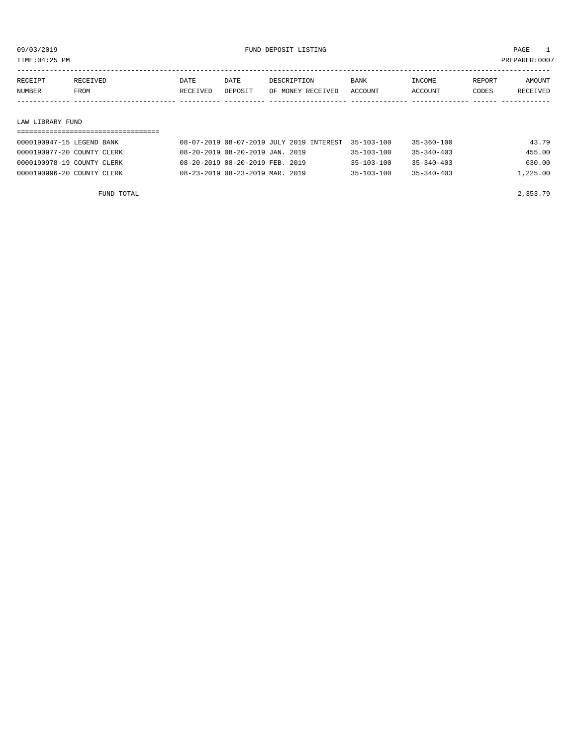09/03/2019 FUND DEPOSIT LISTING

TIME:04:25 PM PREPARER:0007

| RECEIPT NUMBER | RECEIVED FROM | DATE RECEIVED | DATE DEPOSIT | DESCRIPTION OF MONEY RECEIVED | BANK ACCOUNT | INCOME ACCOUNT | REPORT CODES | AMOUNT RECEIVED |
|---|---|---|---|---|---|---|---|---|
| **LAW LIBRARY FUND** | | | | | | | | |
| 0000190947-15 | LEGEND BANK | 08-07-2019 | 08-07-2019 | JULY 2019 INTEREST | 35-103-100 | 35-360-100 | | 43.79 |
| 0000190977-20 | COUNTY CLERK | 08-20-2019 | 08-20-2019 | JAN. 2019 | 35-103-100 | 35-340-403 | | 455.00 |
| 0000190978-19 | COUNTY CLERK | 08-20-2019 | 08-20-2019 | FEB. 2019 | 35-103-100 | 35-340-403 | | 630.00 |
| 0000190996-20 | COUNTY CLERK | 08-23-2019 | 08-23-2019 | MAR. 2019 | 35-103-100 | 35-340-403 | | 1,225.00 |
| | FUND TOTAL | | | | | | | 2,353.79 |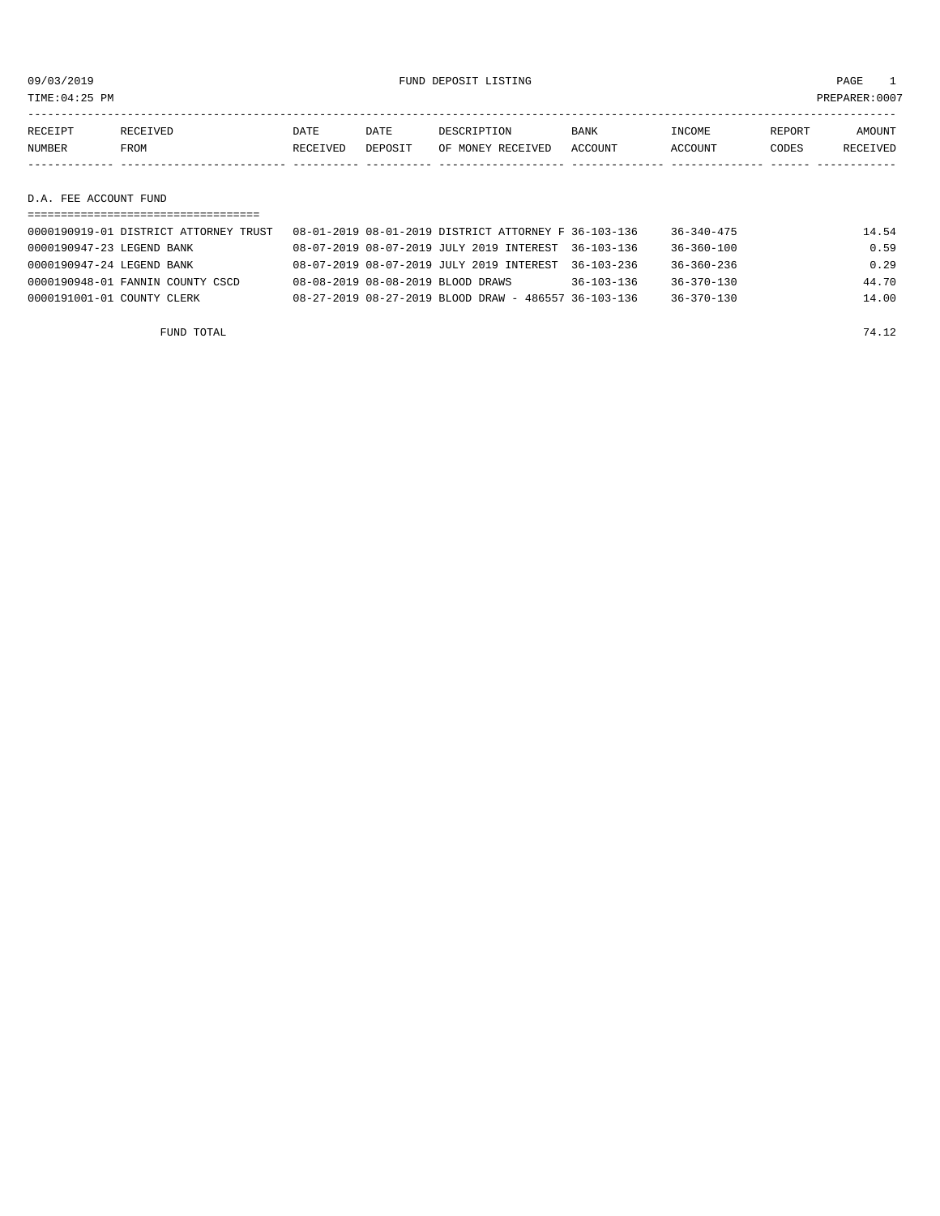09/03/2019 FUND DEPOSIT LISTING

TIME:04:25 PM PREPARER:0007

| RECEIPT NUMBER | RECEIVED FROM | DATE RECEIVED | DATE DEPOSIT | DESCRIPTION OF MONEY RECEIVED | BANK ACCOUNT | INCOME ACCOUNT | REPORT CODES | AMOUNT RECEIVED |
|---|---|---|---|---|---|---|---|---|

## D.A. FEE ACCOUNT FUND

| RECEIPT NUMBER | RECEIVED FROM | DATE RECEIVED | DATE DEPOSIT | DESCRIPTION OF MONEY RECEIVED | BANK ACCOUNT | INCOME ACCOUNT | REPORT CODES | AMOUNT RECEIVED |
|---|---|---|---|---|---|---|---|---|
| 0000190919-01 | DISTRICT ATTORNEY TRUST | 08-01-2019 | 08-01-2019 | DISTRICT ATTORNEY F | 36-103-136 | 36-340-475 | | 14.54 |
| 0000190947-23 | LEGEND BANK | 08-07-2019 | 08-07-2019 | JULY 2019 INTEREST | 36-103-136 | 36-360-100 | | 0.59 |
| 0000190947-24 | LEGEND BANK | 08-07-2019 | 08-07-2019 | JULY 2019 INTEREST | 36-103-236 | 36-360-236 | | 0.29 |
| 0000190948-01 | FANNIN COUNTY CSCD | 08-08-2019 | 08-08-2019 | BLOOD DRAWS | 36-103-136 | 36-370-130 | | 44.70 |
| 0000191001-01 | COUNTY CLERK | 08-27-2019 | 08-27-2019 | BLOOD DRAW - 486557 | 36-103-136 | 36-370-130 | | 14.00 |
| | FUND TOTAL | | | | | | | 74.12 |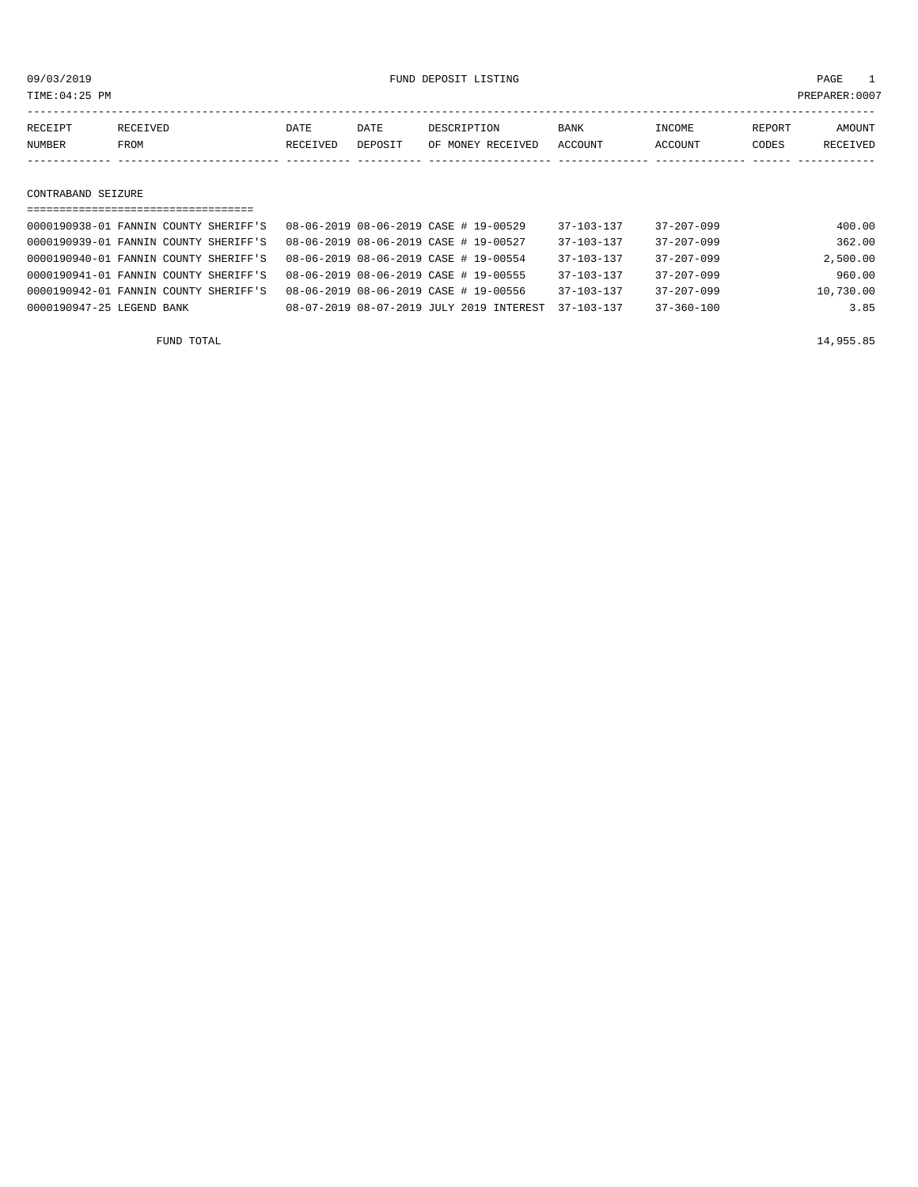09/03/2019 FUND DEPOSIT LISTING PAGE 1

TIME:04:25 PM PREPARER:0007

| RECEIPT NUMBER | RECEIVED FROM | DATE RECEIVED | DATE DEPOSIT | DESCRIPTION OF MONEY RECEIVED | BANK ACCOUNT | INCOME ACCOUNT | REPORT CODES | AMOUNT RECEIVED |
|---|---|---|---|---|---|---|---|---|

## CONTRABAND SEIZURE

| RECEIPT NUMBER | RECEIVED FROM | DATE RECEIVED | DATE DEPOSIT | DESCRIPTION OF MONEY RECEIVED | BANK ACCOUNT | INCOME ACCOUNT | REPORT CODES | AMOUNT RECEIVED |
|---|---|---|---|---|---|---|---|---|
| 0000190938-01 | FANNIN COUNTY SHERIFF'S | 08-06-2019 | 08-06-2019 | CASE # 19-00529 | 37-103-137 | 37-207-099 | | 400.00 |
| 0000190939-01 | FANNIN COUNTY SHERIFF'S | 08-06-2019 | 08-06-2019 | CASE # 19-00527 | 37-103-137 | 37-207-099 | | 362.00 |
| 0000190940-01 | FANNIN COUNTY SHERIFF'S | 08-06-2019 | 08-06-2019 | CASE # 19-00554 | 37-103-137 | 37-207-099 | | 2,500.00 |
| 0000190941-01 | FANNIN COUNTY SHERIFF'S | 08-06-2019 | 08-06-2019 | CASE # 19-00555 | 37-103-137 | 37-207-099 | | 960.00 |
| 0000190942-01 | FANNIN COUNTY SHERIFF'S | 08-06-2019 | 08-06-2019 | CASE # 19-00556 | 37-103-137 | 37-207-099 | | 10,730.00 |
| 0000190947-25 | LEGEND BANK | 08-07-2019 | 08-07-2019 | JULY 2019 INTEREST | 37-103-137 | 37-360-100 | | 3.85 |
| | FUND TOTAL | | | | | | | 14,955.85 |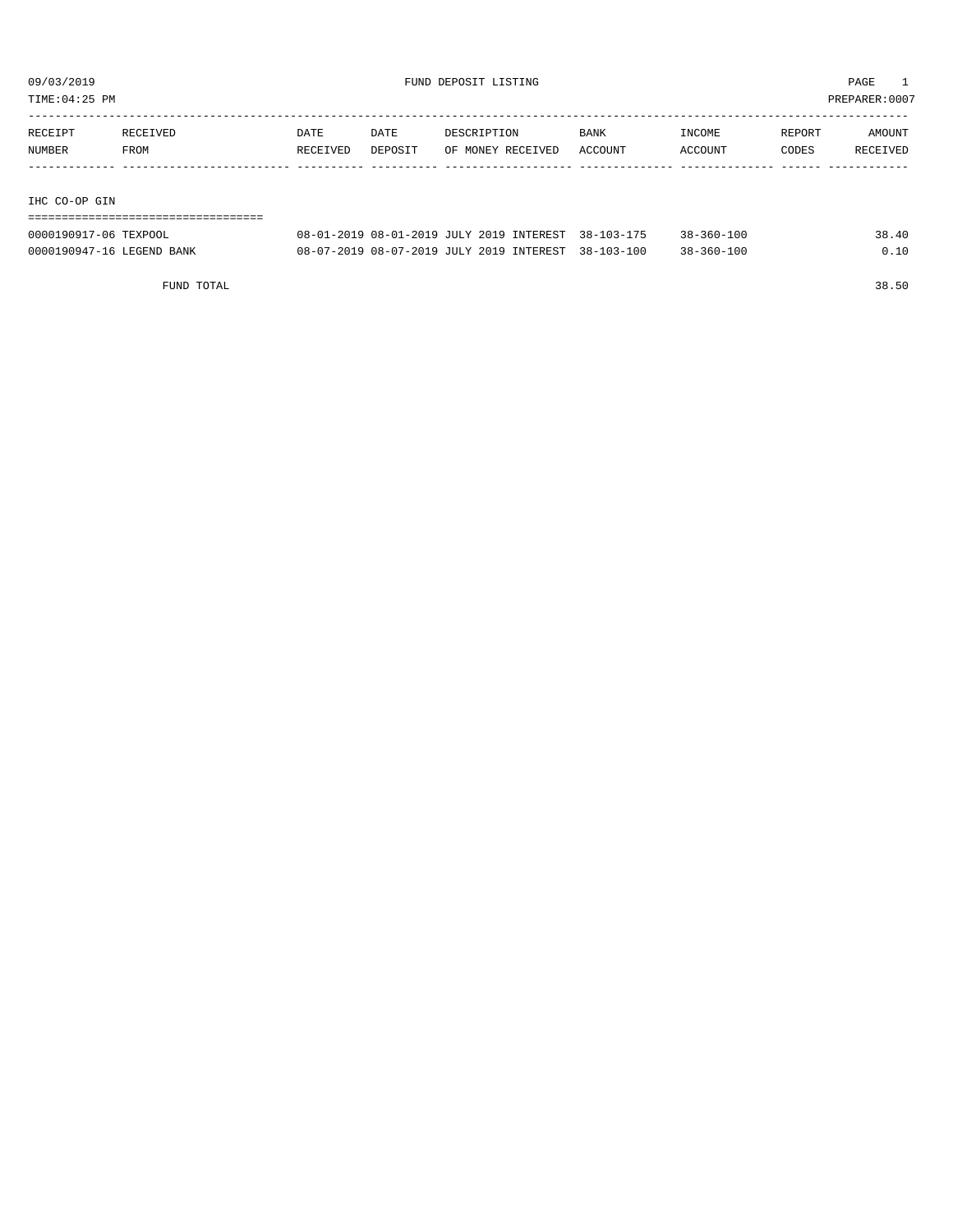09/03/2019 FUND DEPOSIT LISTING PAGE 1

TIME:04:25 PM PREPARER:0007

| RECEIPT NUMBER | RECEIVED FROM | DATE RECEIVED | DATE DEPOSIT | DESCRIPTION OF MONEY RECEIVED | BANK ACCOUNT | INCOME ACCOUNT | REPORT CODES | AMOUNT RECEIVED |
|---|---|---|---|---|---|---|---|---|
| **IHC CO-OP GIN** | | | | | | | | |
| 0000190917-06 | TEXPOOL | 08-01-2019 | 08-01-2019 | JULY 2019 INTEREST | 38-103-175 | 38-360-100 | | 38.40 |
| 0000190947-16 | LEGEND BANK | 08-07-2019 | 08-07-2019 | JULY 2019 INTEREST | 38-103-100 | 38-360-100 | | 0.10 |
| | FUND TOTAL | | | | | | | 38.50 |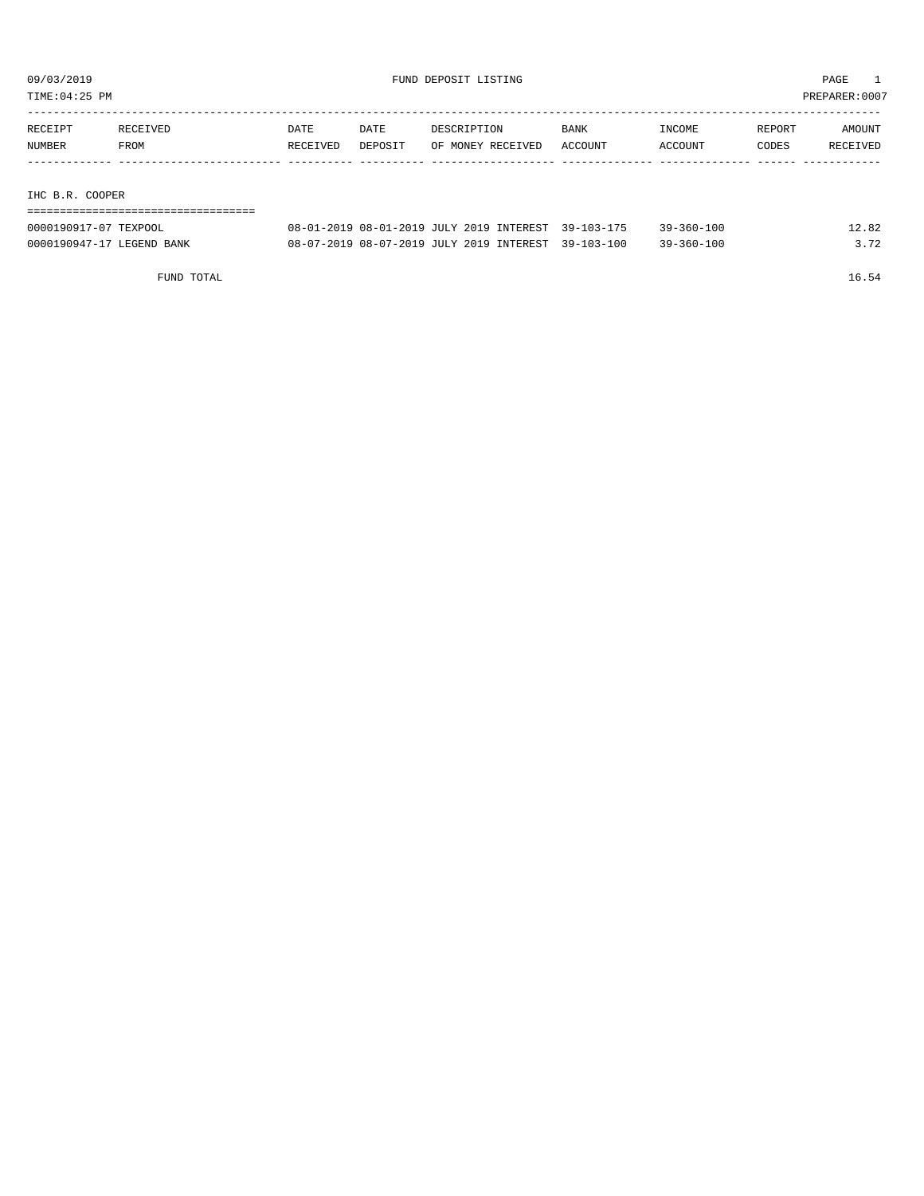09/03/2019 FUND DEPOSIT LISTING PAGE 1
TIME:04:25 PM PREPARER:0007

| RECEIPT NUMBER | RECEIVED FROM | DATE RECEIVED | DATE DEPOSIT | DESCRIPTION OF MONEY RECEIVED | BANK ACCOUNT | INCOME ACCOUNT | REPORT CODES | AMOUNT RECEIVED |
|---|---|---|---|---|---|---|---|---|
| **IHC B.R. COOPER** | | | | | | | | |
| 0000190917-07 | TEXPOOL | 08-01-2019 | 08-01-2019 | JULY 2019 INTEREST | 39-103-175 | 39-360-100 | | 12.82 |
| 0000190947-17 | LEGEND BANK | 08-07-2019 | 08-07-2019 | JULY 2019 INTEREST | 39-103-100 | 39-360-100 | | 3.72 |
| | FUND TOTAL | | | | | | | 16.54 |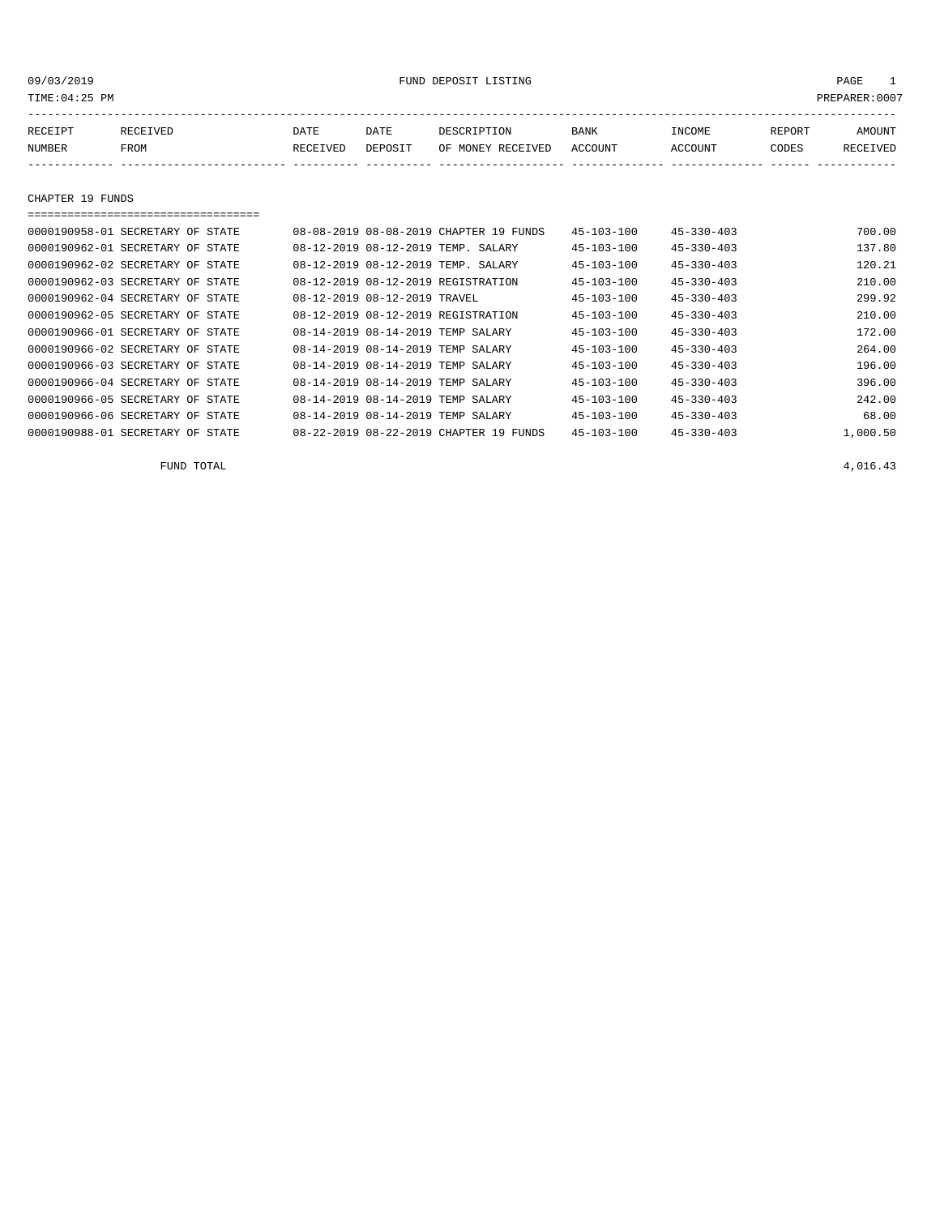09/03/2019 FUND DEPOSIT LISTING

TIME:04:25 PM PREPARER:0007

| RECEIPT NUMBER | RECEIVED FROM | DATE RECEIVED | DATE DEPOSIT | DESCRIPTION OF MONEY RECEIVED | BANK ACCOUNT | INCOME ACCOUNT | REPORT CODES | AMOUNT RECEIVED |
|---|---|---|---|---|---|---|---|---|

## CHAPTER 19 FUNDS

| RECEIPT NUMBER | RECEIVED FROM | DATE RECEIVED | DATE DEPOSIT | DESCRIPTION OF MONEY RECEIVED | BANK ACCOUNT | INCOME ACCOUNT | REPORT CODES | AMOUNT RECEIVED |
|---|---|---|---|---|---|---|---|---|
| 0000190958-01 | SECRETARY OF STATE | 08-08-2019 | 08-08-2019 | CHAPTER 19 FUNDS | 45-103-100 | 45-330-403 | | 700.00 |
| 0000190962-01 | SECRETARY OF STATE | 08-12-2019 | 08-12-2019 | TEMP. SALARY | 45-103-100 | 45-330-403 | | 137.80 |
| 0000190962-02 | SECRETARY OF STATE | 08-12-2019 | 08-12-2019 | TEMP. SALARY | 45-103-100 | 45-330-403 | | 120.21 |
| 0000190962-03 | SECRETARY OF STATE | 08-12-2019 | 08-12-2019 | REGISTRATION | 45-103-100 | 45-330-403 | | 210.00 |
| 0000190962-04 | SECRETARY OF STATE | 08-12-2019 | 08-12-2019 | TRAVEL | 45-103-100 | 45-330-403 | | 299.92 |
| 0000190962-05 | SECRETARY OF STATE | 08-12-2019 | 08-12-2019 | REGISTRATION | 45-103-100 | 45-330-403 | | 210.00 |
| 0000190966-01 | SECRETARY OF STATE | 08-14-2019 | 08-14-2019 | TEMP SALARY | 45-103-100 | 45-330-403 | | 172.00 |
| 0000190966-02 | SECRETARY OF STATE | 08-14-2019 | 08-14-2019 | TEMP SALARY | 45-103-100 | 45-330-403 | | 264.00 |
| 0000190966-03 | SECRETARY OF STATE | 08-14-2019 | 08-14-2019 | TEMP SALARY | 45-103-100 | 45-330-403 | | 196.00 |
| 0000190966-04 | SECRETARY OF STATE | 08-14-2019 | 08-14-2019 | TEMP SALARY | 45-103-100 | 45-330-403 | | 396.00 |
| 0000190966-05 | SECRETARY OF STATE | 08-14-2019 | 08-14-2019 | TEMP SALARY | 45-103-100 | 45-330-403 | | 242.00 |
| 0000190966-06 | SECRETARY OF STATE | 08-14-2019 | 08-14-2019 | TEMP SALARY | 45-103-100 | 45-330-403 | | 68.00 |
| 0000190988-01 | SECRETARY OF STATE | 08-22-2019 | 08-22-2019 | CHAPTER 19 FUNDS | 45-103-100 | 45-330-403 | | 1,000.50 |
| | FUND TOTAL | | | | | | | 4,016.43 |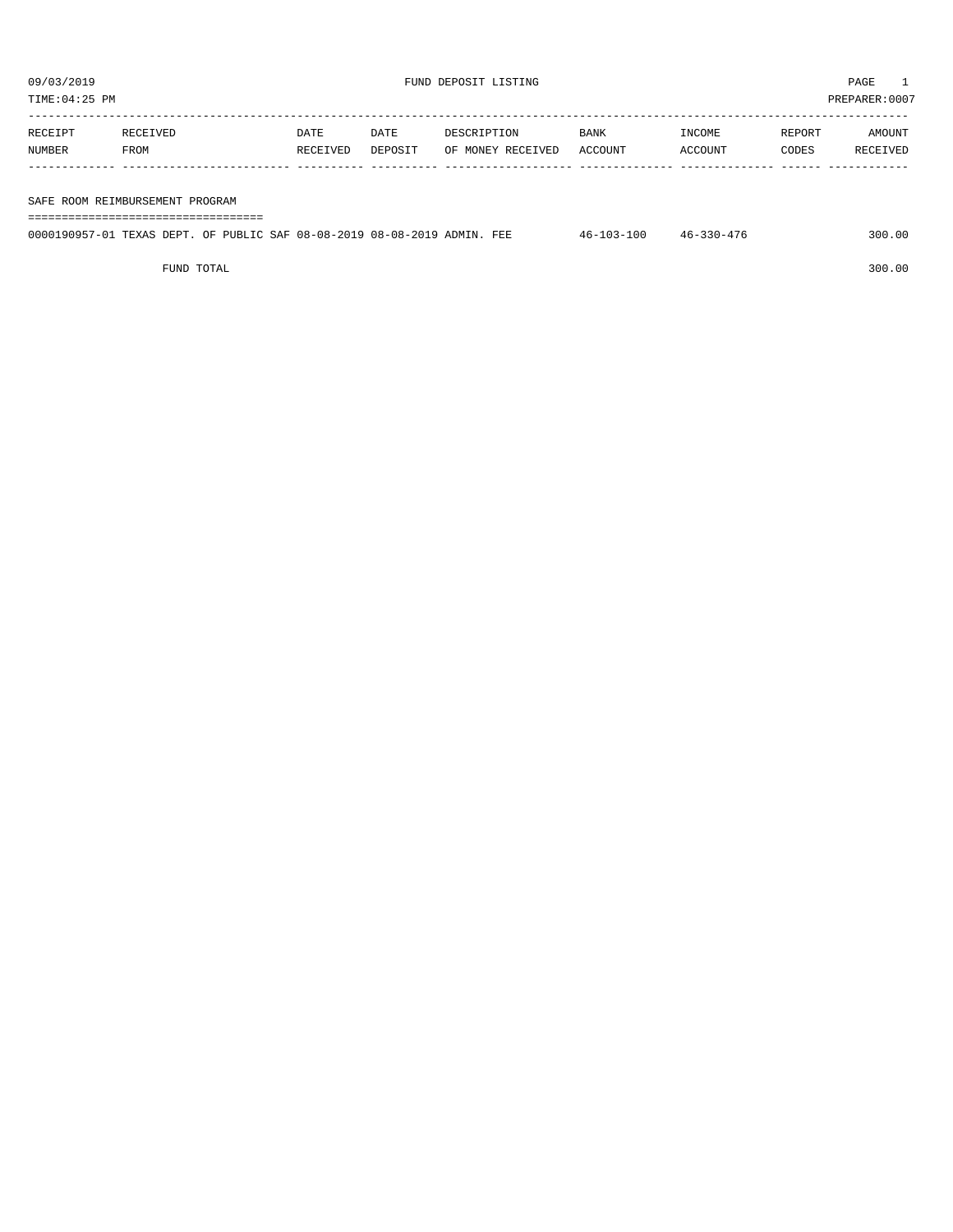09/03/2019 FUND DEPOSIT LISTING

TIME:04:25 PM PREPARER:0007

| RECEIPT NUMBER | RECEIVED FROM | DATE RECEIVED | DATE DEPOSIT | DESCRIPTION OF MONEY RECEIVED | BANK ACCOUNT | INCOME ACCOUNT | REPORT CODES | AMOUNT RECEIVED |
|---|---|---|---|---|---|---|---|---|
| **SAFE ROOM REIMBURSEMENT PROGRAM** | | | | | | | | |
| 0000190957-01 | TEXAS DEPT. OF PUBLIC SAF | 08-08-2019 | 08-08-2019 | ADMIN. FEE | 46-103-100 | 46-330-476 | | 300.00 |
| | FUND TOTAL | | | | | | | 300.00 |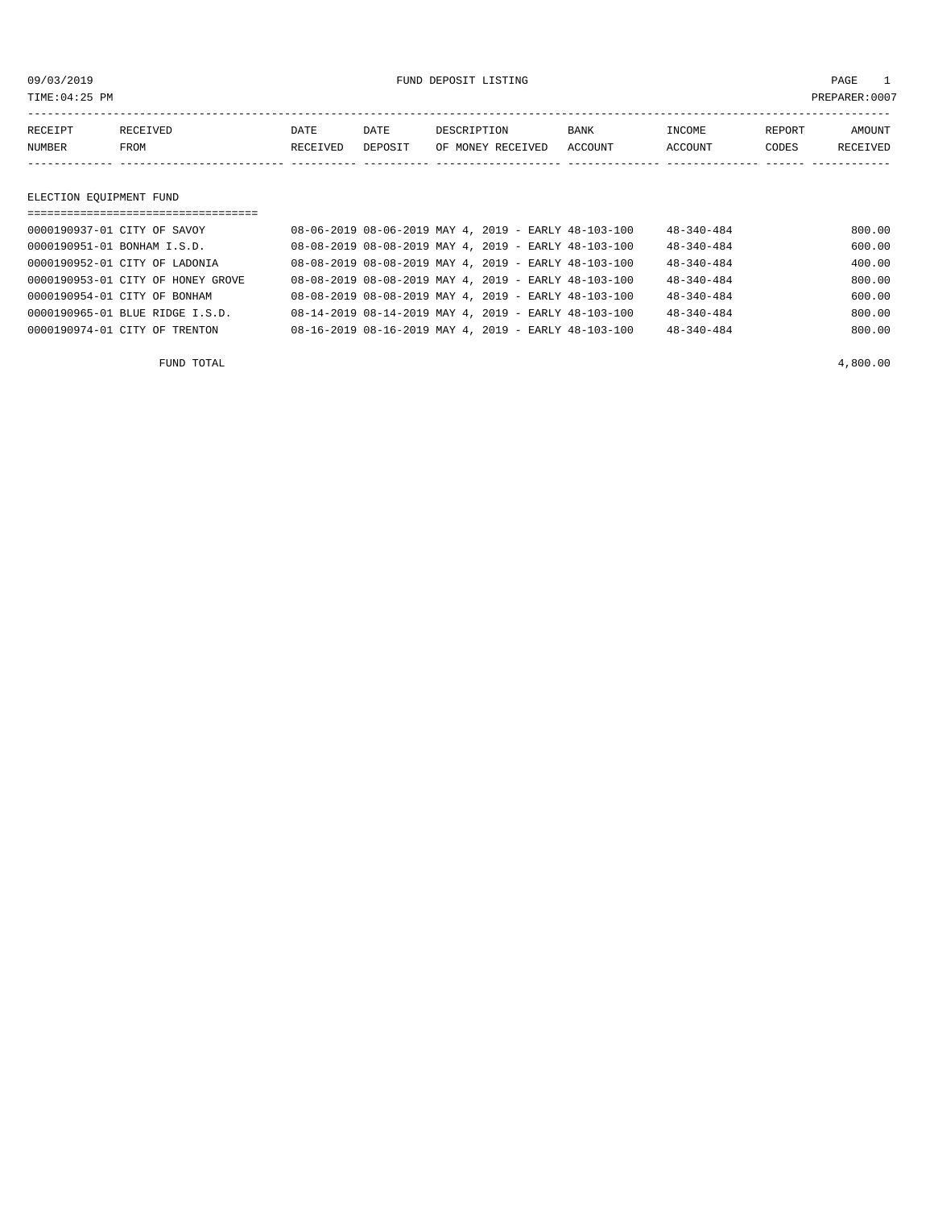# FUND DEPOSIT LISTING

09/03/2019
TIME:04:25 PM
PREPARER:0007

| RECEIPT NUMBER | RECEIVED FROM | DATE RECEIVED | DATE DEPOSIT | DESCRIPTION OF MONEY RECEIVED | BANK ACCOUNT | INCOME ACCOUNT | REPORT CODES | AMOUNT RECEIVED |
|---|---|---|---|---|---|---|---|---|

## ELECTION EQUIPMENT FUND

| RECEIPT NUMBER | RECEIVED FROM | DATE RECEIVED | DATE DEPOSIT | DESCRIPTION OF MONEY RECEIVED | BANK ACCOUNT | INCOME ACCOUNT | REPORT CODES | AMOUNT RECEIVED |
|---|---|---|---|---|---|---|---|---|
| 0000190937-01 | CITY OF SAVOY | 08-06-2019 | 08-06-2019 | MAY 4, 2019 - EARLY | 48-103-100 | 48-340-484 | | 800.00 |
| 0000190951-01 | BONHAM I.S.D. | 08-08-2019 | 08-08-2019 | MAY 4, 2019 - EARLY | 48-103-100 | 48-340-484 | | 600.00 |
| 0000190952-01 | CITY OF LADONIA | 08-08-2019 | 08-08-2019 | MAY 4, 2019 - EARLY | 48-103-100 | 48-340-484 | | 400.00 |
| 0000190953-01 | CITY OF HONEY GROVE | 08-08-2019 | 08-08-2019 | MAY 4, 2019 - EARLY | 48-103-100 | 48-340-484 | | 800.00 |
| 0000190954-01 | CITY OF BONHAM | 08-08-2019 | 08-08-2019 | MAY 4, 2019 - EARLY | 48-103-100 | 48-340-484 | | 600.00 |
| 0000190965-01 | BLUE RIDGE I.S.D. | 08-14-2019 | 08-14-2019 | MAY 4, 2019 - EARLY | 48-103-100 | 48-340-484 | | 800.00 |
| 0000190974-01 | CITY OF TRENTON | 08-16-2019 | 08-16-2019 | MAY 4, 2019 - EARLY | 48-103-100 | 48-340-484 | | 800.00 |
| | FUND TOTAL | | | | | | | 4,800.00 |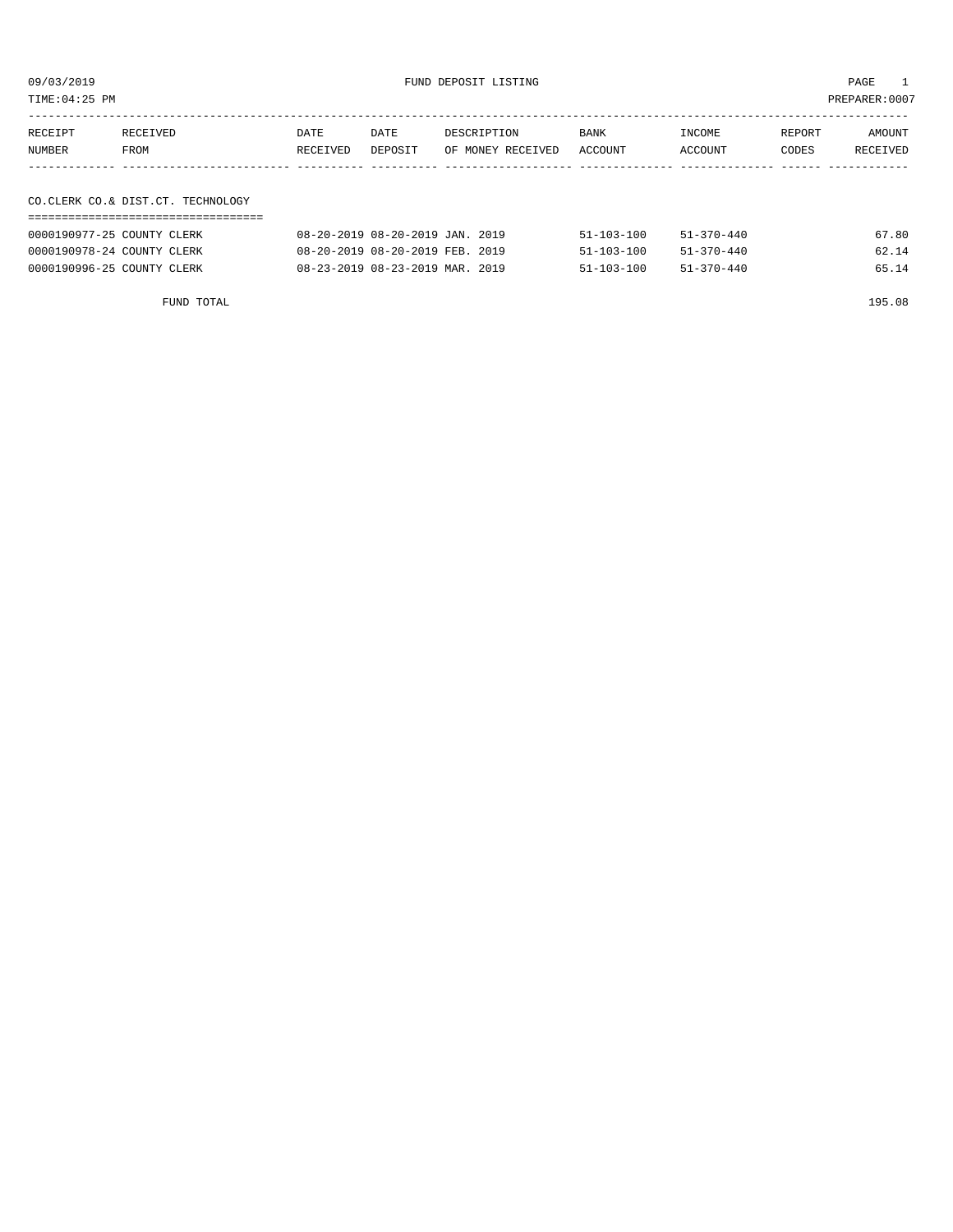09/03/2019 FUND DEPOSIT LISTING PAGE 1
TIME:04:25 PM PREPARER:0007

| RECEIPT NUMBER | RECEIVED FROM | DATE RECEIVED | DATE DEPOSIT | DESCRIPTION OF MONEY RECEIVED | BANK ACCOUNT | INCOME ACCOUNT | REPORT CODES | AMOUNT RECEIVED |
|---|---|---|---|---|---|---|---|---|
| **CO.CLERK CO.& DIST.CT. TECHNOLOGY** | | | | | | | | |
| 0000190977-25 | COUNTY CLERK | 08-20-2019 | 08-20-2019 | JAN. 2019 | 51-103-100 | 51-370-440 | | 67.80 |
| 0000190978-24 | COUNTY CLERK | 08-20-2019 | 08-20-2019 | FEB. 2019 | 51-103-100 | 51-370-440 | | 62.14 |
| 0000190996-25 | COUNTY CLERK | 08-23-2019 | 08-23-2019 | MAR. 2019 | 51-103-100 | 51-370-440 | | 65.14 |
| | FUND TOTAL | | | | | | | 195.08 |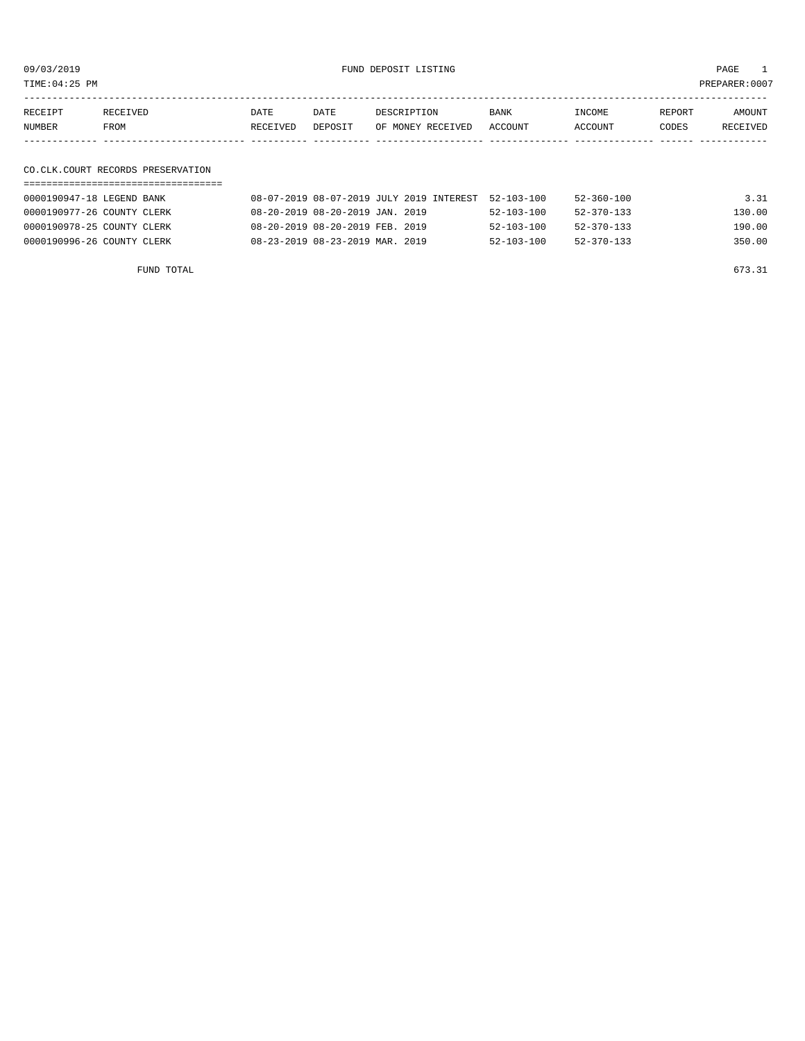09/03/2019 FUND DEPOSIT LISTING

TIME:04:25 PM PREPARER:0007

| RECEIPT NUMBER | RECEIVED FROM | DATE RECEIVED | DATE DEPOSIT | DESCRIPTION OF MONEY RECEIVED | BANK ACCOUNT | INCOME ACCOUNT | REPORT CODES | AMOUNT RECEIVED |
|---|---|---|---|---|---|---|---|---|

## CO.CLK.COURT RECORDS PRESERVATION

| RECEIPT NUMBER | RECEIVED FROM | DATE RECEIVED | DATE DEPOSIT | DESCRIPTION OF MONEY RECEIVED | BANK ACCOUNT | INCOME ACCOUNT | REPORT CODES | AMOUNT RECEIVED |
|---|---|---|---|---|---|---|---|---|
| 0000190947-18 | LEGEND BANK | 08-07-2019 | 08-07-2019 | JULY 2019 INTEREST | 52-103-100 | 52-360-100 | | 3.31 |
| 0000190977-26 | COUNTY CLERK | 08-20-2019 | 08-20-2019 | JAN. 2019 | 52-103-100 | 52-370-133 | | 130.00 |
| 0000190978-25 | COUNTY CLERK | 08-20-2019 | 08-20-2019 | FEB. 2019 | 52-103-100 | 52-370-133 | | 190.00 |
| 0000190996-26 | COUNTY CLERK | 08-23-2019 | 08-23-2019 | MAR. 2019 | 52-103-100 | 52-370-133 | | 350.00 |
| | FUND TOTAL | | | | | | | 673.31 |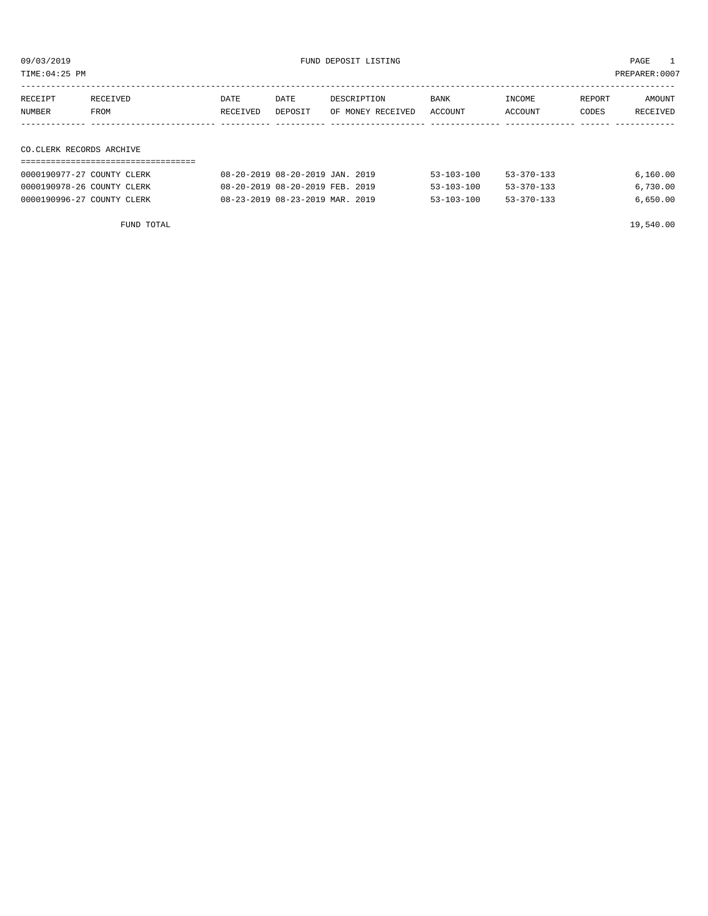09/03/2019 FUND DEPOSIT LISTING

TIME:04:25 PM PREPARER:0007

| RECEIPT NUMBER | RECEIVED FROM | DATE RECEIVED | DATE DEPOSIT | DESCRIPTION OF MONEY RECEIVED | BANK ACCOUNT | INCOME ACCOUNT | REPORT CODES | AMOUNT RECEIVED |
|---|---|---|---|---|---|---|---|---|
| **CO.CLERK RECORDS ARCHIVE** | | | | | | | | |
| 0000190977-27 | COUNTY CLERK | 08-20-2019 | 08-20-2019 | JAN. 2019 | 53-103-100 | 53-370-133 | | 6,160.00 |
| 0000190978-26 | COUNTY CLERK | 08-20-2019 | 08-20-2019 | FEB. 2019 | 53-103-100 | 53-370-133 | | 6,730.00 |
| 0000190996-27 | COUNTY CLERK | 08-23-2019 | 08-23-2019 | MAR. 2019 | 53-103-100 | 53-370-133 | | 6,650.00 |
| | FUND TOTAL | | | | | | | 19,540.00 |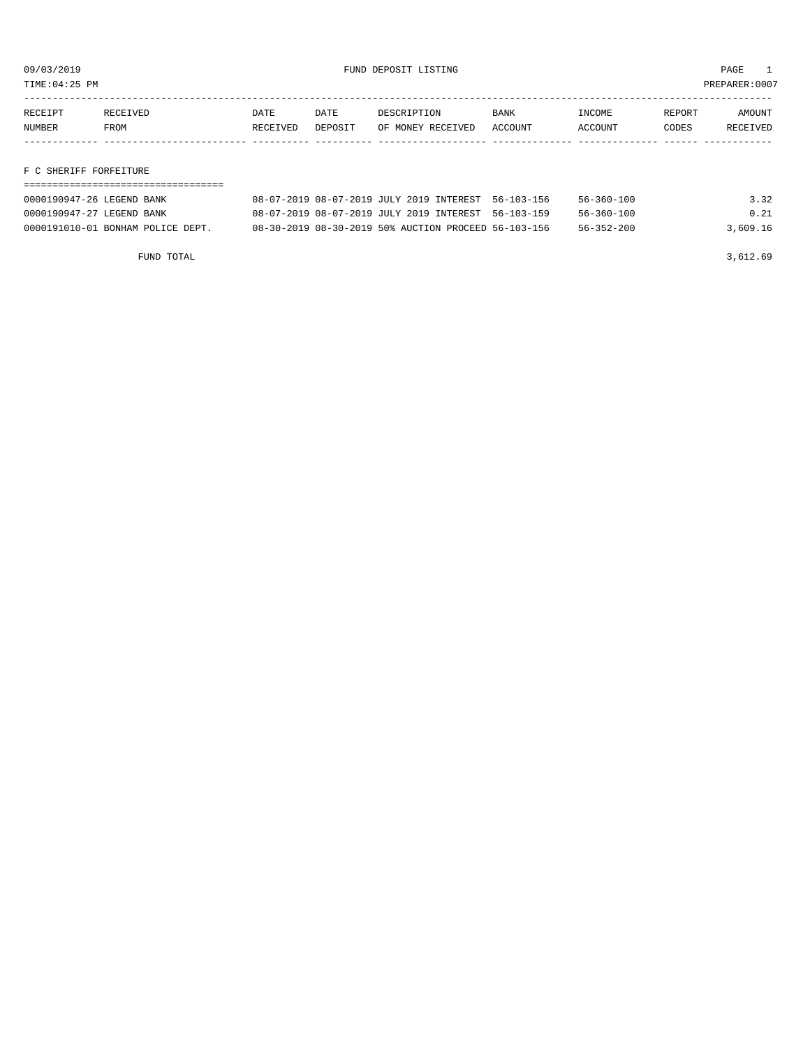09/03/2019 FUND DEPOSIT LISTING PAGE 1

TIME:04:25 PM PREPARER:0007

| RECEIPT NUMBER | RECEIVED FROM | DATE RECEIVED | DATE DEPOSIT | DESCRIPTION OF MONEY RECEIVED | BANK ACCOUNT | INCOME ACCOUNT | REPORT CODES | AMOUNT RECEIVED |
|---|---|---|---|---|---|---|---|---|

## F C SHERIFF FORFEITURE

| RECEIPT NUMBER | RECEIVED FROM | DATE RECEIVED | DATE DEPOSIT | DESCRIPTION OF MONEY RECEIVED | BANK ACCOUNT | INCOME ACCOUNT | REPORT CODES | AMOUNT RECEIVED |
|---|---|---|---|---|---|---|---|---|
| 0000190947-26 | LEGEND BANK | 08-07-2019 | 08-07-2019 | JULY 2019 INTEREST | 56-103-156 | 56-360-100 | | 3.32 |
| 0000190947-27 | LEGEND BANK | 08-07-2019 | 08-07-2019 | JULY 2019 INTEREST | 56-103-159 | 56-360-100 | | 0.21 |
| 0000191010-01 | BONHAM POLICE DEPT. | 08-30-2019 | 08-30-2019 | 50% AUCTION PROCEED | 56-103-156 | 56-352-200 | | 3,609.16 |
| | FUND TOTAL | | | | | | | 3,612.69 |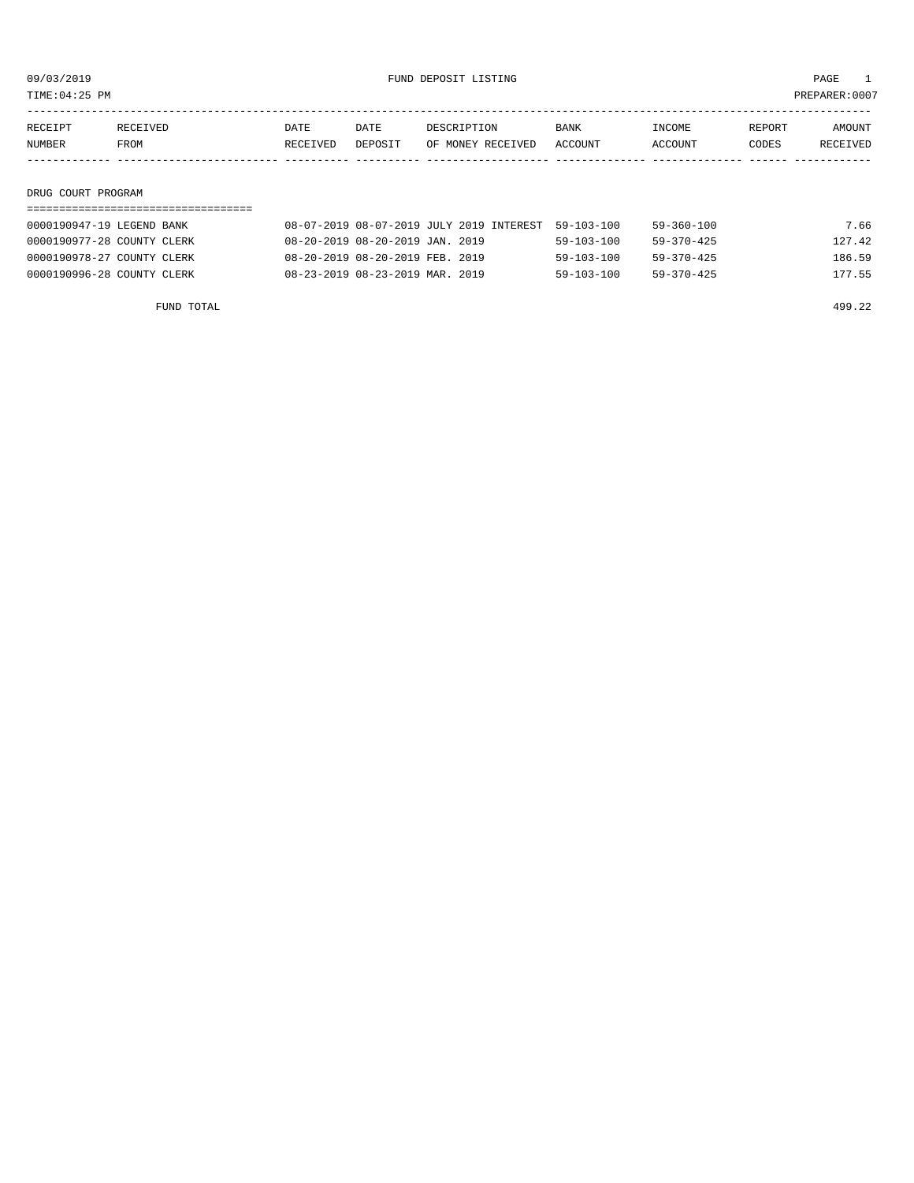09/03/2019 FUND DEPOSIT LISTING

TIME:04:25 PM PREPARER:0007

| RECEIPT NUMBER | RECEIVED FROM | DATE RECEIVED | DATE DEPOSIT | DESCRIPTION OF MONEY RECEIVED | BANK ACCOUNT | INCOME ACCOUNT | REPORT CODES | AMOUNT RECEIVED |
|---|---|---|---|---|---|---|---|---|
| **DRUG COURT PROGRAM** | | | | | | | | |
| 0000190947-19 | LEGEND BANK | 08-07-2019 | 08-07-2019 | JULY 2019 INTEREST | 59-103-100 | 59-360-100 | | 7.66 |
| 0000190977-28 | COUNTY CLERK | 08-20-2019 | 08-20-2019 | JAN. 2019 | 59-103-100 | 59-370-425 | | 127.42 |
| 0000190978-27 | COUNTY CLERK | 08-20-2019 | 08-20-2019 | FEB. 2019 | 59-103-100 | 59-370-425 | | 186.59 |
| 0000190996-28 | COUNTY CLERK | 08-23-2019 | 08-23-2019 | MAR. 2019 | 59-103-100 | 59-370-425 | | 177.55 |
| | FUND TOTAL | | | | | | | 499.22 |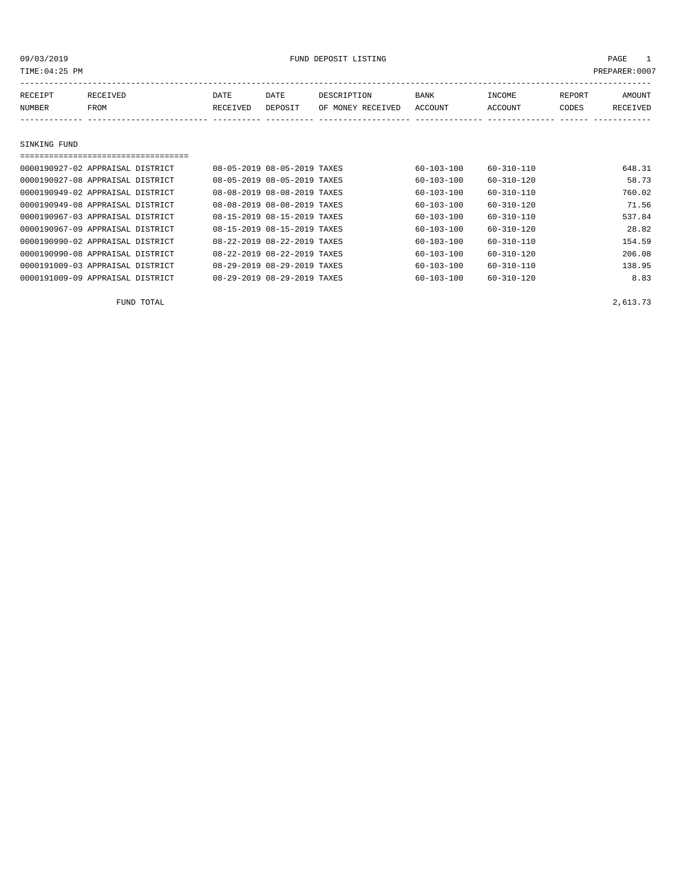09/03/2019 FUND DEPOSIT LISTING

TIME:04:25 PM PREPARER:0007

| RECEIPT NUMBER | RECEIVED FROM | DATE RECEIVED | DATE DEPOSIT | DESCRIPTION OF MONEY RECEIVED | BANK ACCOUNT | INCOME ACCOUNT | REPORT CODES | AMOUNT RECEIVED |
|---|---|---|---|---|---|---|---|---|
| **SINKING FUND** | | | | | | | | |
| 0000190927-02 | APPRAISAL DISTRICT | 08-05-2019 | 08-05-2019 | TAXES | 60-103-100 | 60-310-110 | | 648.31 |
| 0000190927-08 | APPRAISAL DISTRICT | 08-05-2019 | 08-05-2019 | TAXES | 60-103-100 | 60-310-120 | | 58.73 |
| 0000190949-02 | APPRAISAL DISTRICT | 08-08-2019 | 08-08-2019 | TAXES | 60-103-100 | 60-310-110 | | 760.02 |
| 0000190949-08 | APPRAISAL DISTRICT | 08-08-2019 | 08-08-2019 | TAXES | 60-103-100 | 60-310-120 | | 71.56 |
| 0000190967-03 | APPRAISAL DISTRICT | 08-15-2019 | 08-15-2019 | TAXES | 60-103-100 | 60-310-110 | | 537.84 |
| 0000190967-09 | APPRAISAL DISTRICT | 08-15-2019 | 08-15-2019 | TAXES | 60-103-100 | 60-310-120 | | 28.82 |
| 0000190990-02 | APPRAISAL DISTRICT | 08-22-2019 | 08-22-2019 | TAXES | 60-103-100 | 60-310-110 | | 154.59 |
| 0000190990-08 | APPRAISAL DISTRICT | 08-22-2019 | 08-22-2019 | TAXES | 60-103-100 | 60-310-120 | | 206.08 |
| 0000191009-03 | APPRAISAL DISTRICT | 08-29-2019 | 08-29-2019 | TAXES | 60-103-100 | 60-310-110 | | 138.95 |
| 0000191009-09 | APPRAISAL DISTRICT | 08-29-2019 | 08-29-2019 | TAXES | 60-103-100 | 60-310-120 | | 8.83 |
| | FUND TOTAL | | | | | | | 2,613.73 |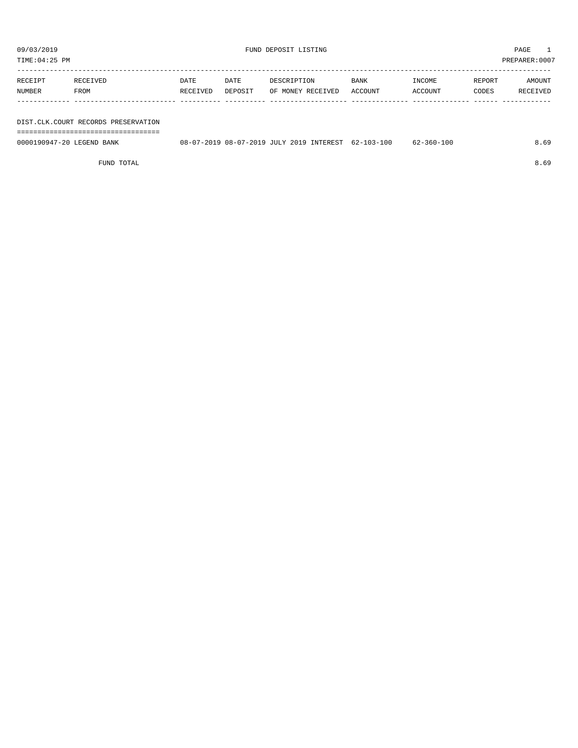09/03/2019 FUND DEPOSIT LISTING PAGE 1
TIME:04:25 PM PREPARER:0007

| RECEIPT NUMBER | RECEIVED FROM | DATE RECEIVED | DATE DEPOSIT | DESCRIPTION OF MONEY RECEIVED | BANK ACCOUNT | INCOME ACCOUNT | REPORT CODES | AMOUNT RECEIVED |
|---|---|---|---|---|---|---|---|---|
| **DIST.CLK.COURT RECORDS PRESERVATION** | | | | | | | | |
| 0000190947-20 | LEGEND BANK | 08-07-2019 | 08-07-2019 | JULY 2019 INTEREST | 62-103-100 | 62-360-100 | | 8.69 |
| | FUND TOTAL | | | | | | | 8.69 |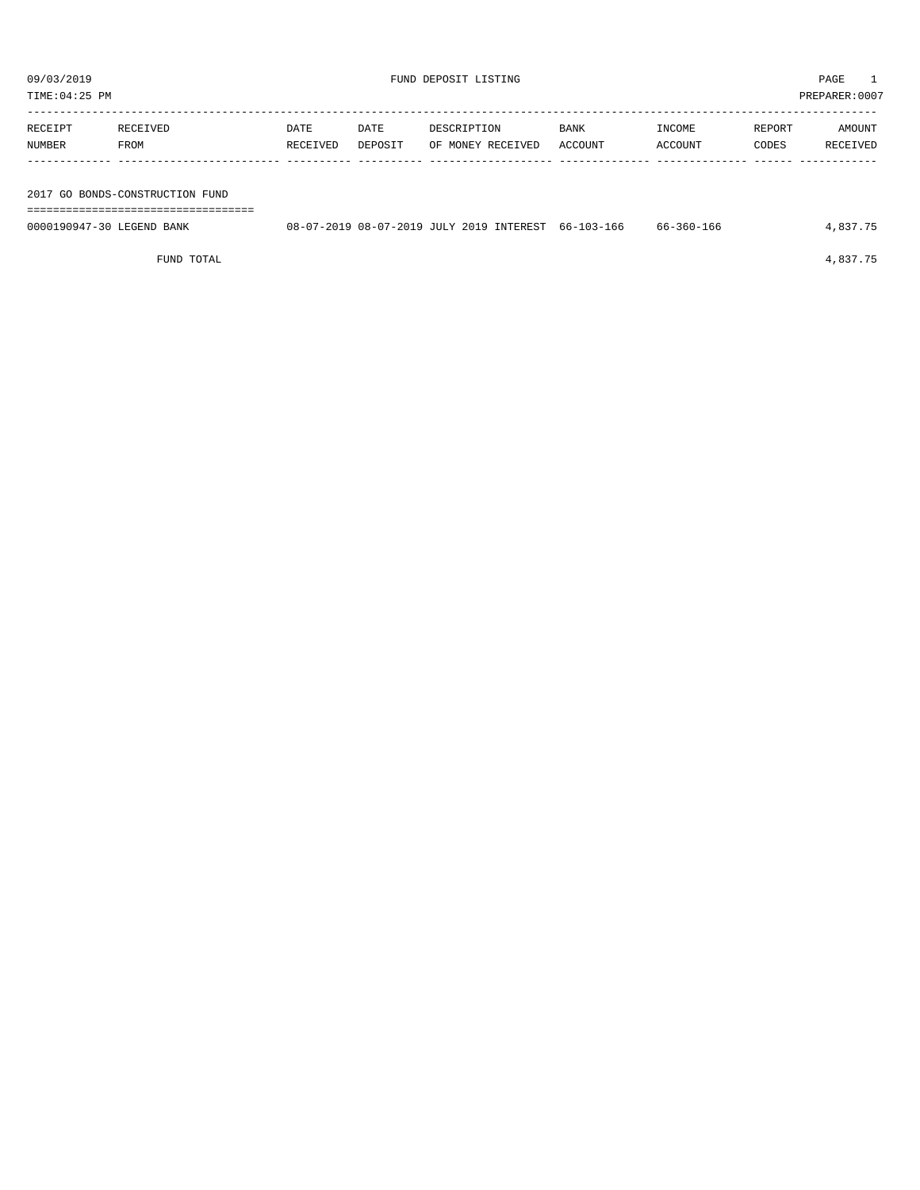09/03/2019 FUND DEPOSIT LISTING PAGE 1
TIME:04:25 PM PREPARER:0007

| RECEIPT NUMBER | RECEIVED FROM | DATE RECEIVED | DATE DEPOSIT | DESCRIPTION OF MONEY RECEIVED | BANK ACCOUNT | INCOME ACCOUNT | REPORT CODES | AMOUNT RECEIVED |
|---|---|---|---|---|---|---|---|---|
| **2017 GO BONDS-CONSTRUCTION FUND** | | | | | | | | |
| 0000190947-30 | LEGEND BANK | 08-07-2019 | 08-07-2019 | JULY 2019 INTEREST | 66-103-166 | 66-360-166 | | 4,837.75 |
| | FUND TOTAL | | | | | | | 4,837.75 |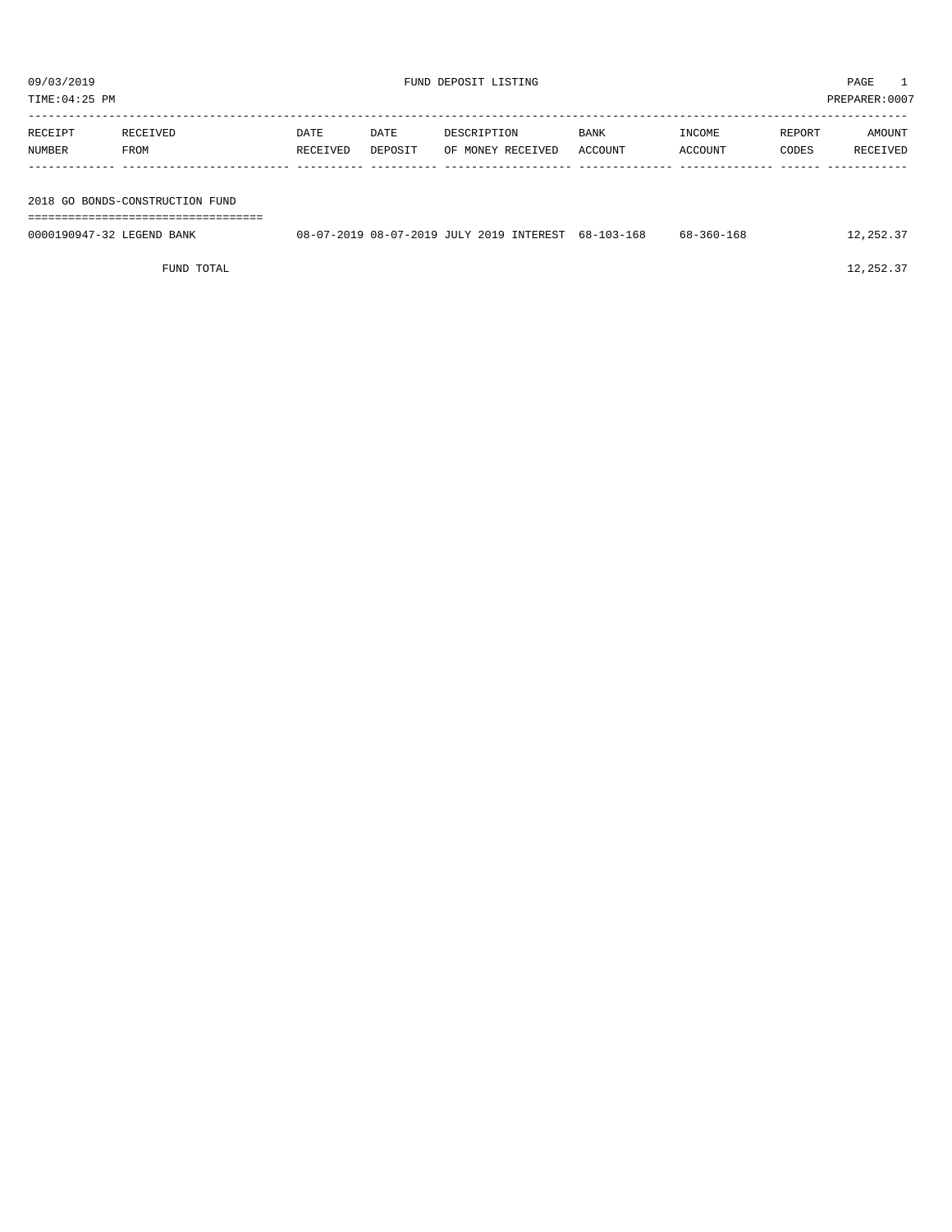09/03/2019 FUND DEPOSIT LISTING PAGE 1

TIME:04:25 PM PREPARER:0007

| RECEIPT NUMBER | RECEIVED FROM | DATE RECEIVED | DATE DEPOSIT | DESCRIPTION OF MONEY RECEIVED | BANK ACCOUNT | INCOME ACCOUNT | REPORT CODES | AMOUNT RECEIVED |
|---|---|---|---|---|---|---|---|---|
| **2018 GO BONDS-CONSTRUCTION FUND** | | | | | | | | |
| 0000190947-32 | LEGEND BANK | 08-07-2019 | 08-07-2019 | JULY 2019 INTEREST | 68-103-168 | 68-360-168 | | 12,252.37 |
| | FUND TOTAL | | | | | | | 12,252.37 |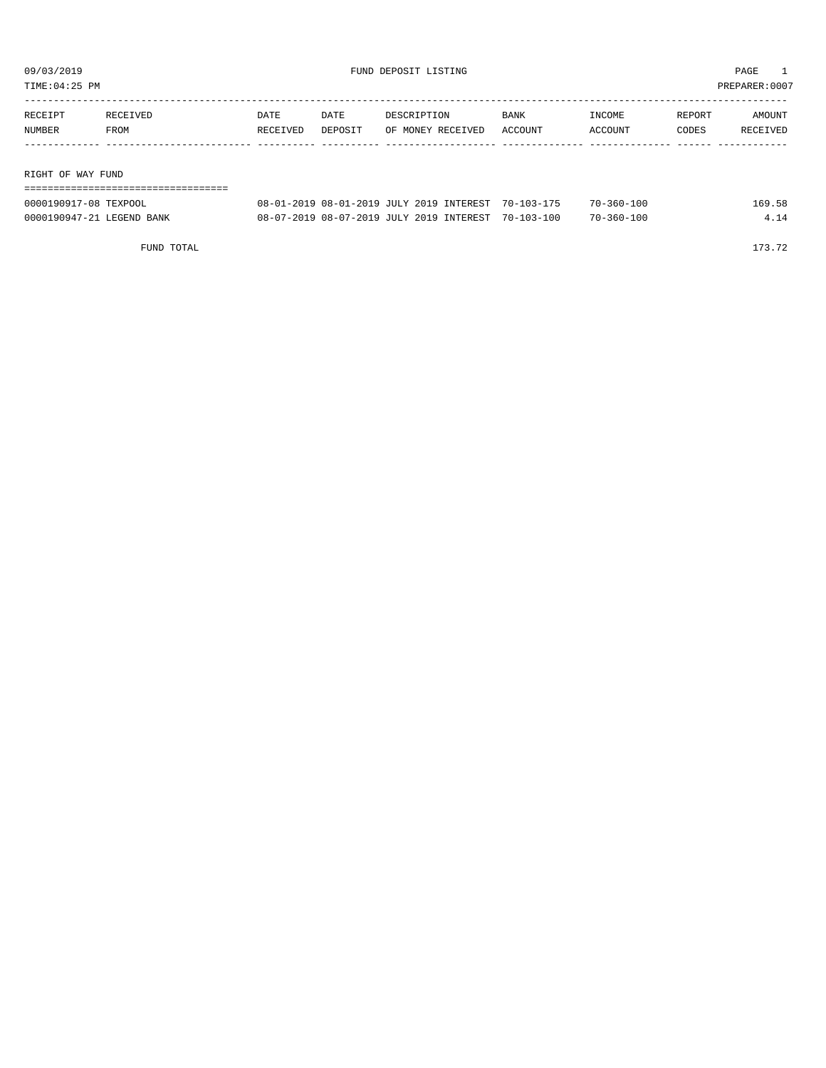09/03/2019 FUND DEPOSIT LISTING PAGE 1

TIME:04:25 PM PREPARER:0007

| RECEIPT NUMBER | RECEIVED FROM | DATE RECEIVED | DATE DEPOSIT | DESCRIPTION OF MONEY RECEIVED | BANK ACCOUNT | INCOME ACCOUNT | REPORT CODES | AMOUNT RECEIVED |
|---|---|---|---|---|---|---|---|---|
| **RIGHT OF WAY FUND** | | | | | | | | |
| 0000190917-08 | TEXPOOL | 08-01-2019 | 08-01-2019 | JULY 2019 INTEREST | 70-103-175 | 70-360-100 | | 169.58 |
| 0000190947-21 | LEGEND BANK | 08-07-2019 | 08-07-2019 | JULY 2019 INTEREST | 70-103-100 | 70-360-100 | | 4.14 |
| | FUND TOTAL | | | | | | | 173.72 |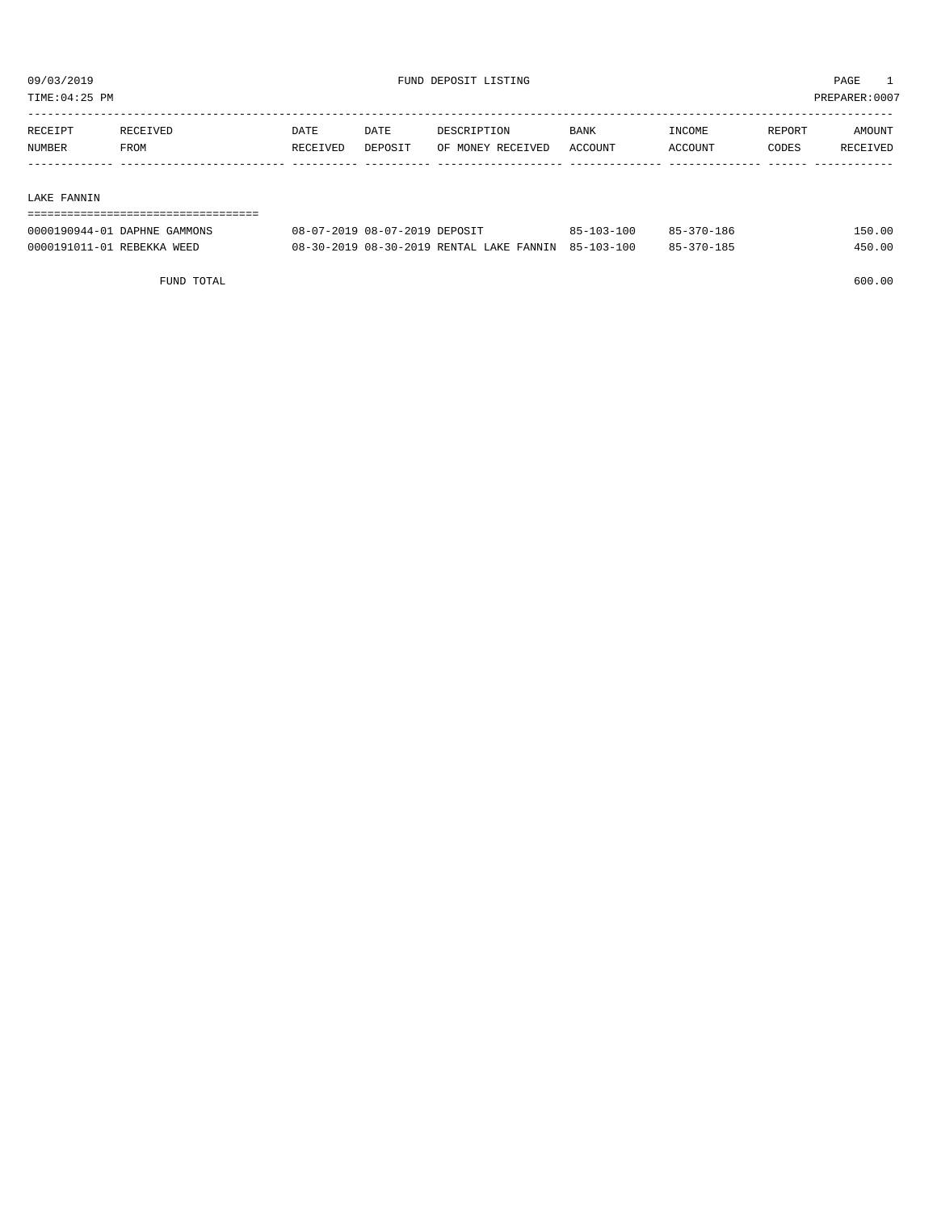09/03/2019 FUND DEPOSIT LISTING PAGE 1

TIME:04:25 PM PREPARER:0007

| RECEIPT NUMBER | RECEIVED FROM | DATE RECEIVED | DATE DEPOSIT | DESCRIPTION OF MONEY RECEIVED | BANK ACCOUNT | INCOME ACCOUNT | REPORT CODES | AMOUNT RECEIVED |
|---|---|---|---|---|---|---|---|---|
| **LAKE FANNIN** | | | | | | | | |
| 0000190944-01 | DAPHNE GAMMONS | 08-07-2019 | 08-07-2019 | DEPOSIT | 85-103-100 | 85-370-186 | | 150.00 |
| 0000191011-01 | REBEKKA WEED | 08-30-2019 | 08-30-2019 | RENTAL LAKE FANNIN | 85-103-100 | 85-370-185 | | 450.00 |
| | FUND TOTAL | | | | | | | 600.00 |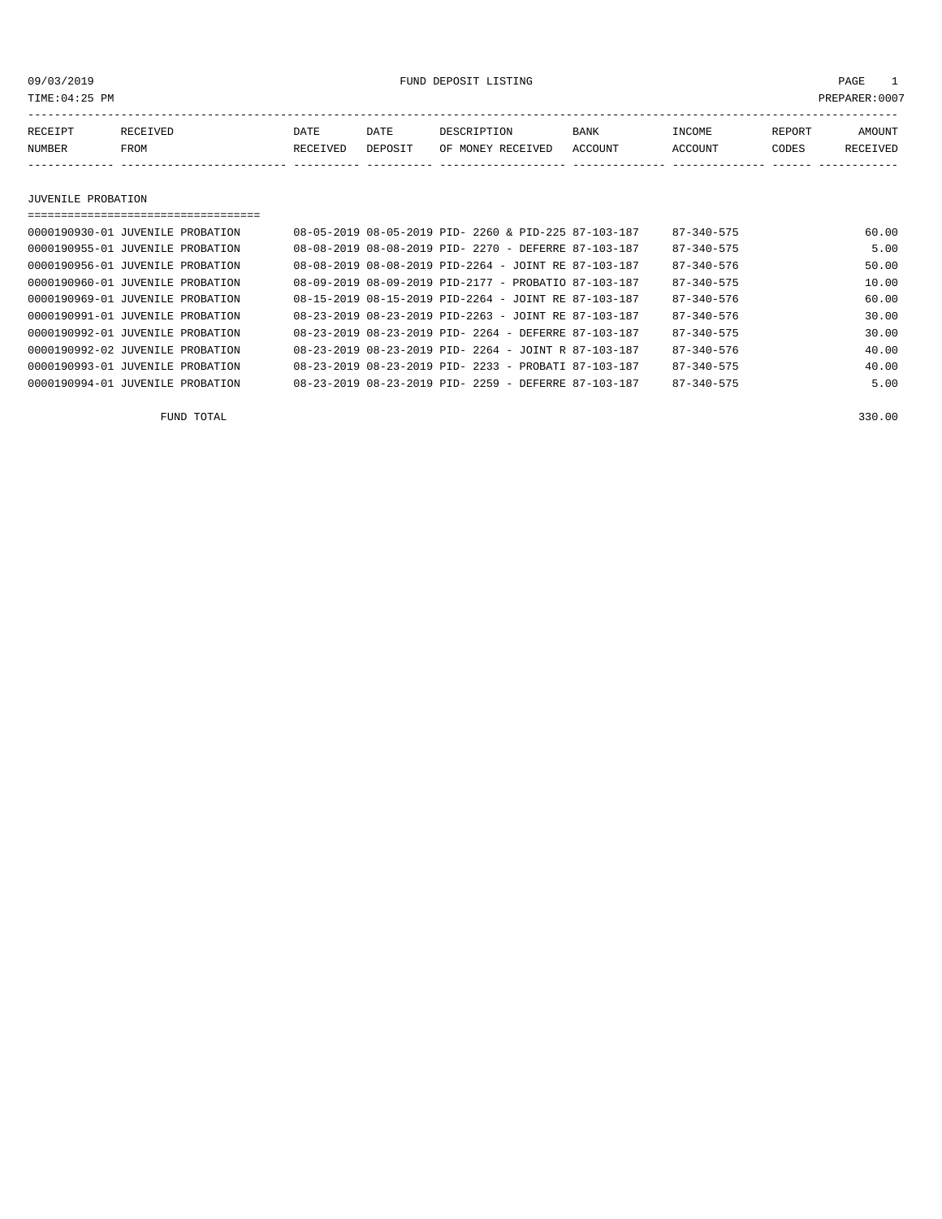09/03/2019 FUND DEPOSIT LISTING

TIME:04:25 PM PREPARER:0007

| RECEIPT NUMBER | RECEIVED FROM | DATE RECEIVED | DATE DEPOSIT | DESCRIPTION OF MONEY RECEIVED | BANK ACCOUNT | INCOME ACCOUNT | REPORT CODES | AMOUNT RECEIVED |
|---|---|---|---|---|---|---|---|---|

## JUVENILE PROBATION

| RECEIPT NUMBER | RECEIVED FROM | DATE RECEIVED | DATE DEPOSIT | DESCRIPTION OF MONEY RECEIVED | BANK ACCOUNT | INCOME ACCOUNT | REPORT CODES | AMOUNT RECEIVED |
|---|---|---|---|---|---|---|---|---|
| 0000190930-01 | JUVENILE PROBATION | 08-05-2019 | 08-05-2019 | PID- 2260 & PID-225 | 87-103-187 | 87-340-575 | | 60.00 |
| 0000190955-01 | JUVENILE PROBATION | 08-08-2019 | 08-08-2019 | PID- 2270 - DEFERRE | 87-103-187 | 87-340-575 | | 5.00 |
| 0000190956-01 | JUVENILE PROBATION | 08-08-2019 | 08-08-2019 | PID-2264 - JOINT RE | 87-103-187 | 87-340-576 | | 50.00 |
| 0000190960-01 | JUVENILE PROBATION | 08-09-2019 | 08-09-2019 | PID-2177 - PROBATIO | 87-103-187 | 87-340-575 | | 10.00 |
| 0000190969-01 | JUVENILE PROBATION | 08-15-2019 | 08-15-2019 | PID-2264 - JOINT RE | 87-103-187 | 87-340-576 | | 60.00 |
| 0000190991-01 | JUVENILE PROBATION | 08-23-2019 | 08-23-2019 | PID-2263 - JOINT RE | 87-103-187 | 87-340-576 | | 30.00 |
| 0000190992-01 | JUVENILE PROBATION | 08-23-2019 | 08-23-2019 | PID- 2264 - DEFERRE | 87-103-187 | 87-340-575 | | 30.00 |
| 0000190992-02 | JUVENILE PROBATION | 08-23-2019 | 08-23-2019 | PID- 2264 - JOINT R | 87-103-187 | 87-340-576 | | 40.00 |
| 0000190993-01 | JUVENILE PROBATION | 08-23-2019 | 08-23-2019 | PID- 2233 - PROBATI | 87-103-187 | 87-340-575 | | 40.00 |
| 0000190994-01 | JUVENILE PROBATION | 08-23-2019 | 08-23-2019 | PID- 2259 - DEFERRE | 87-103-187 | 87-340-575 | | 5.00 |

FUND TOTAL 330.00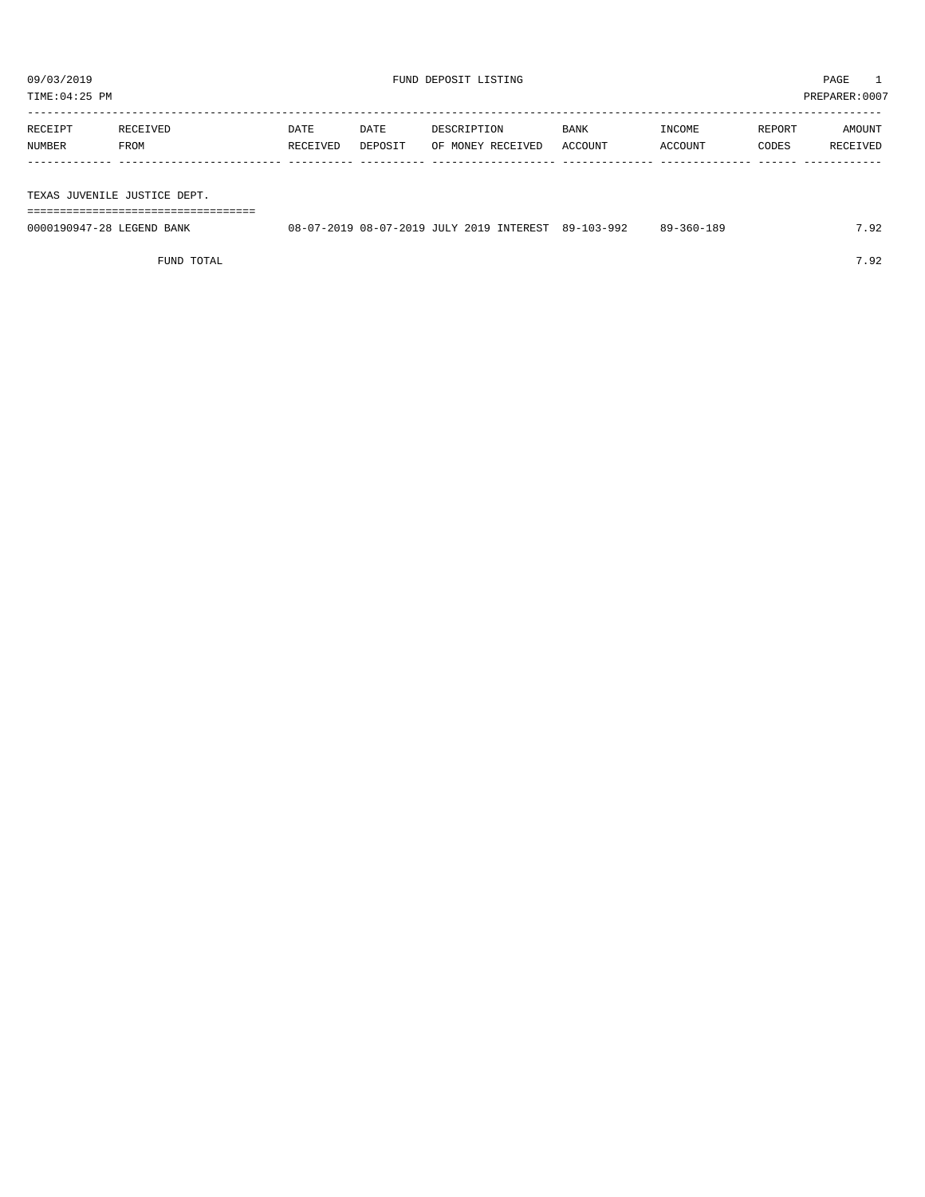09/03/2019 FUND DEPOSIT LISTING PAGE 1

TIME:04:25 PM PREPARER:0007

| RECEIPT NUMBER | RECEIVED FROM | DATE RECEIVED | DATE DEPOSIT | DESCRIPTION OF MONEY RECEIVED | BANK ACCOUNT | INCOME ACCOUNT | REPORT CODES | AMOUNT RECEIVED |
|---|---|---|---|---|---|---|---|---|
| **TEXAS JUVENILE JUSTICE DEPT.** | | | | | | | | |
| 0000190947-28 | LEGEND BANK | 08-07-2019 | 08-07-2019 | JULY 2019 INTEREST | 89-103-992 | 89-360-189 | | 7.92 |
| | FUND TOTAL | | | | | | | 7.92 |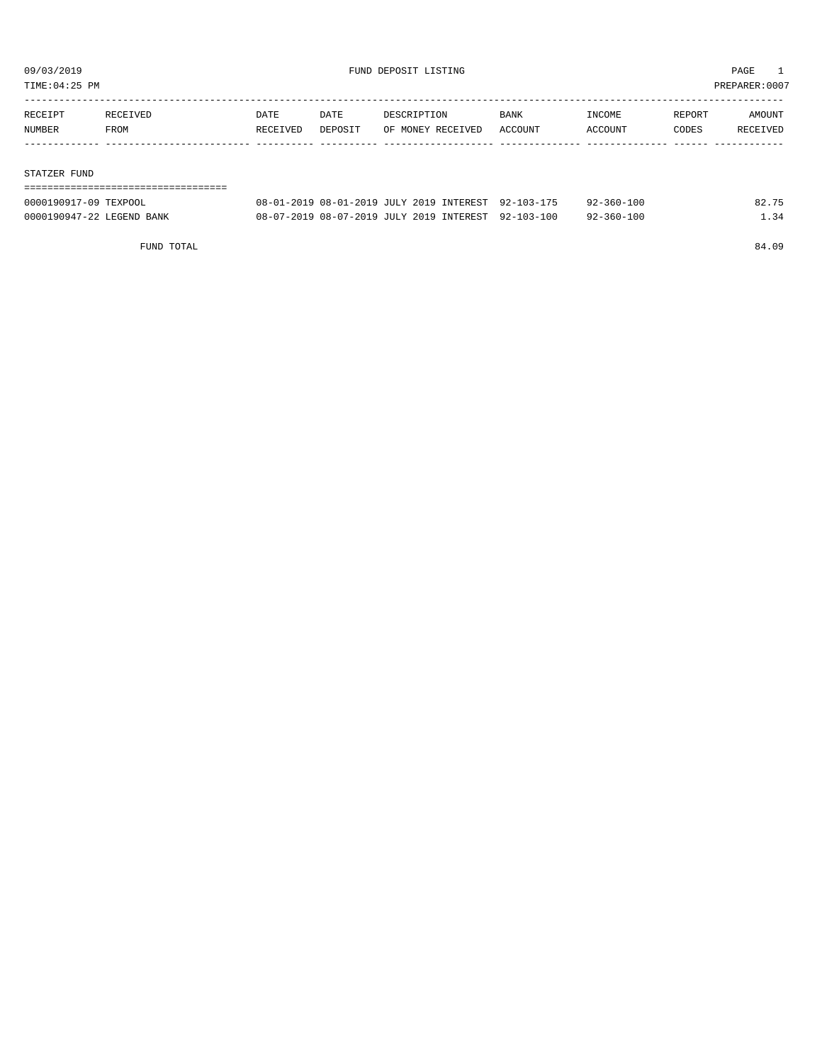09/03/2019 FUND DEPOSIT LISTING

TIME:04:25 PM PREPARER:0007

| RECEIPT NUMBER | RECEIVED FROM | DATE RECEIVED | DATE DEPOSIT | DESCRIPTION OF MONEY RECEIVED | BANK ACCOUNT | INCOME ACCOUNT | REPORT CODES | AMOUNT RECEIVED |
|---|---|---|---|---|---|---|---|---|
| **STATZER FUND** | | | | | | | | |
| 0000190917-09 | TEXPOOL | 08-01-2019 | 08-01-2019 | JULY 2019 INTEREST | 92-103-175 | 92-360-100 | | 82.75 |
| 0000190947-22 | LEGEND BANK | 08-07-2019 | 08-07-2019 | JULY 2019 INTEREST | 92-103-100 | 92-360-100 | | 1.34 |
| | FUND TOTAL | | | | | | | 84.09 |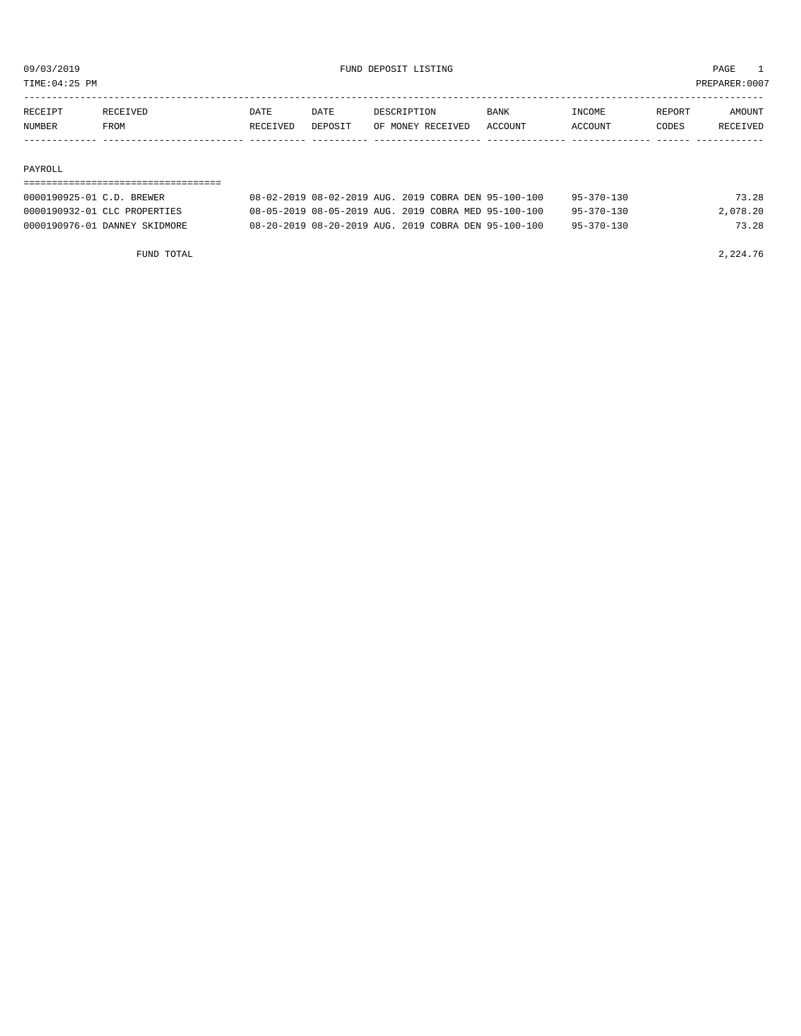09/03/2019 FUND DEPOSIT LISTING

TIME:04:25 PM PREPARER:0007

| RECEIPT NUMBER | RECEIVED FROM | DATE RECEIVED | DATE DEPOSIT | DESCRIPTION OF MONEY RECEIVED | BANK ACCOUNT | INCOME ACCOUNT | REPORT CODES | AMOUNT RECEIVED |
|---|---|---|---|---|---|---|---|---|
| **PAYROLL** | | | | | | | | |
| 0000190925-01 | C.D. BREWER | 08-02-2019 | 08-02-2019 | AUG. 2019 COBRA DEN | 95-100-100 | 95-370-130 | | 73.28 |
| 0000190932-01 | CLC PROPERTIES | 08-05-2019 | 08-05-2019 | AUG. 2019 COBRA MED | 95-100-100 | 95-370-130 | | 2,078.20 |
| 0000190976-01 | DANNEY SKIDMORE | 08-20-2019 | 08-20-2019 | AUG. 2019 COBRA DEN | 95-100-100 | 95-370-130 | | 73.28 |
| | FUND TOTAL | | | | | | | 2,224.76 |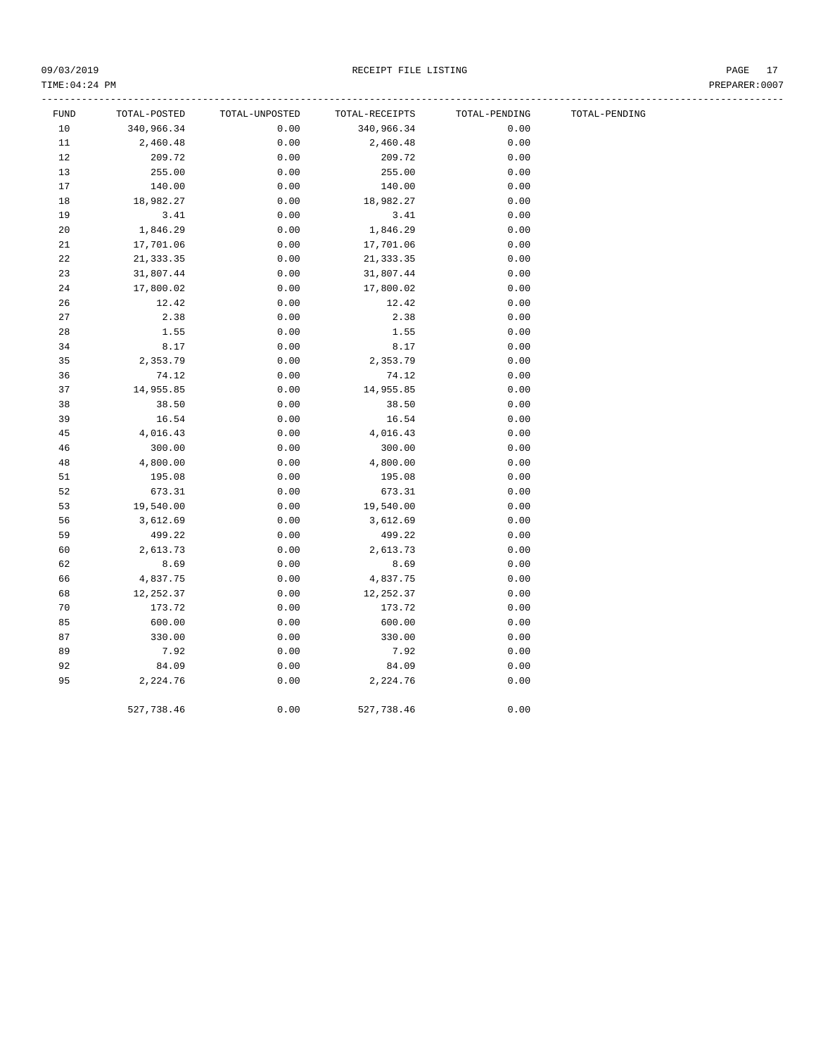09/03/2019 RECEIPT FILE LISTING

TIME:04:24 PM PREPARER:0007

| FUND | TOTAL-POSTED | TOTAL-UNPOSTED | TOTAL-RECEIPTS | TOTAL-PENDING | TOTAL-PENDING |
|---|---|---|---|---|---|
| 10 | 340,966.34 | 0.00 | 340,966.34 | 0.00 | |
| 11 | 2,460.48 | 0.00 | 2,460.48 | 0.00 | |
| 12 | 209.72 | 0.00 | 209.72 | 0.00 | |
| 13 | 255.00 | 0.00 | 255.00 | 0.00 | |
| 17 | 140.00 | 0.00 | 140.00 | 0.00 | |
| 18 | 18,982.27 | 0.00 | 18,982.27 | 0.00 | |
| 19 | 3.41 | 0.00 | 3.41 | 0.00 | |
| 20 | 1,846.29 | 0.00 | 1,846.29 | 0.00 | |
| 21 | 17,701.06 | 0.00 | 17,701.06 | 0.00 | |
| 22 | 21,333.35 | 0.00 | 21,333.35 | 0.00 | |
| 23 | 31,807.44 | 0.00 | 31,807.44 | 0.00 | |
| 24 | 17,800.02 | 0.00 | 17,800.02 | 0.00 | |
| 26 | 12.42 | 0.00 | 12.42 | 0.00 | |
| 27 | 2.38 | 0.00 | 2.38 | 0.00 | |
| 28 | 1.55 | 0.00 | 1.55 | 0.00 | |
| 34 | 8.17 | 0.00 | 8.17 | 0.00 | |
| 35 | 2,353.79 | 0.00 | 2,353.79 | 0.00 | |
| 36 | 74.12 | 0.00 | 74.12 | 0.00 | |
| 37 | 14,955.85 | 0.00 | 14,955.85 | 0.00 | |
| 38 | 38.50 | 0.00 | 38.50 | 0.00 | |
| 39 | 16.54 | 0.00 | 16.54 | 0.00 | |
| 45 | 4,016.43 | 0.00 | 4,016.43 | 0.00 | |
| 46 | 300.00 | 0.00 | 300.00 | 0.00 | |
| 48 | 4,800.00 | 0.00 | 4,800.00 | 0.00 | |
| 51 | 195.08 | 0.00 | 195.08 | 0.00 | |
| 52 | 673.31 | 0.00 | 673.31 | 0.00 | |
| 53 | 19,540.00 | 0.00 | 19,540.00 | 0.00 | |
| 56 | 3,612.69 | 0.00 | 3,612.69 | 0.00 | |
| 59 | 499.22 | 0.00 | 499.22 | 0.00 | |
| 60 | 2,613.73 | 0.00 | 2,613.73 | 0.00 | |
| 62 | 8.69 | 0.00 | 8.69 | 0.00 | |
| 66 | 4,837.75 | 0.00 | 4,837.75 | 0.00 | |
| 68 | 12,252.37 | 0.00 | 12,252.37 | 0.00 | |
| 70 | 173.72 | 0.00 | 173.72 | 0.00 | |
| 85 | 600.00 | 0.00 | 600.00 | 0.00 | |
| 87 | 330.00 | 0.00 | 330.00 | 0.00 | |
| 89 | 7.92 | 0.00 | 7.92 | 0.00 | |
| 92 | 84.09 | 0.00 | 84.09 | 0.00 | |
| 95 | 2,224.76 | 0.00 | 2,224.76 | 0.00 | |
| | 527,738.46 | 0.00 | 527,738.46 | 0.00 | |